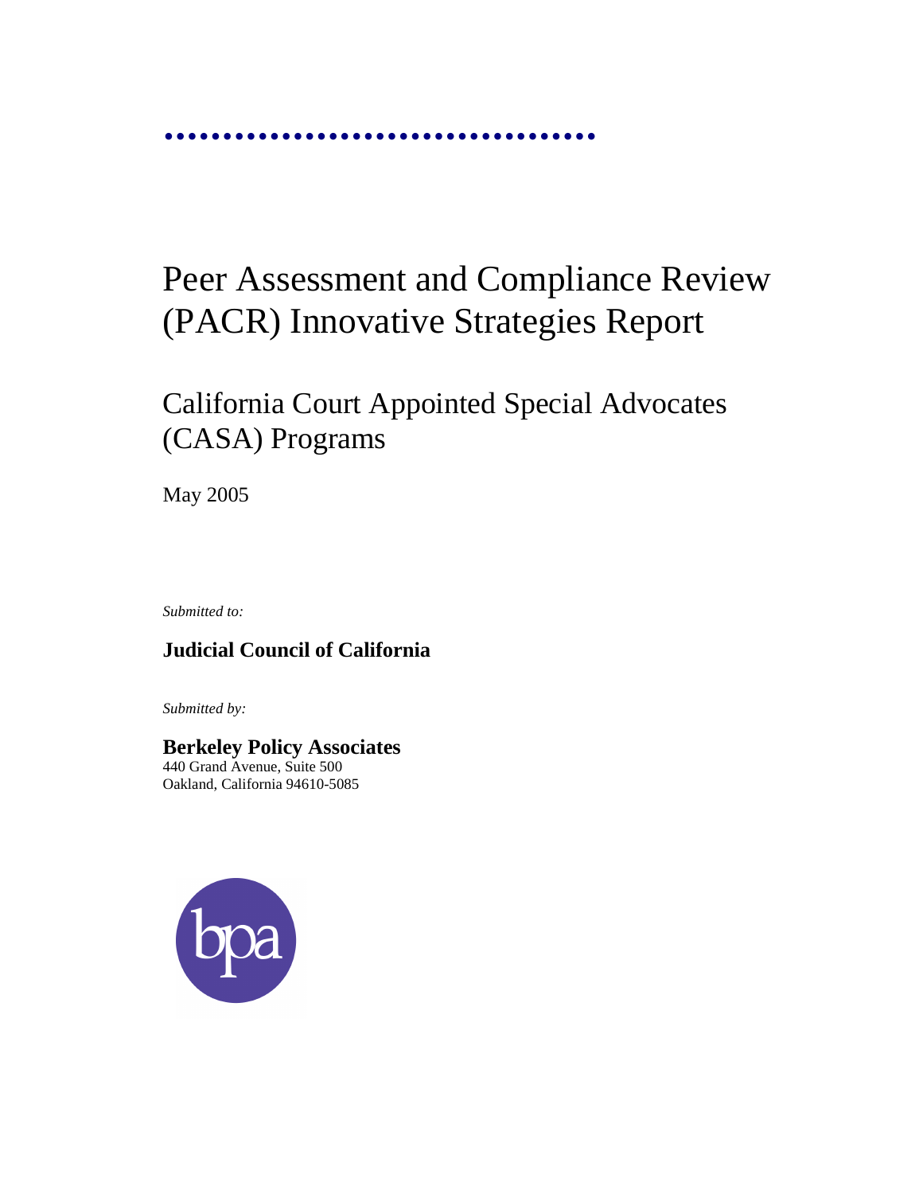# Peer Assessment and Compliance Review (PACR) Innovative Strategies Report

## California Court Appointed Special Advocates (CASA) Programs

May 2005

*Submitted to:*

**Judicial Council of California**

*Submitted by:*

**Berkeley Policy Associates**
440 Grand Avenue, Suite 500
Oakland, California 94610-5085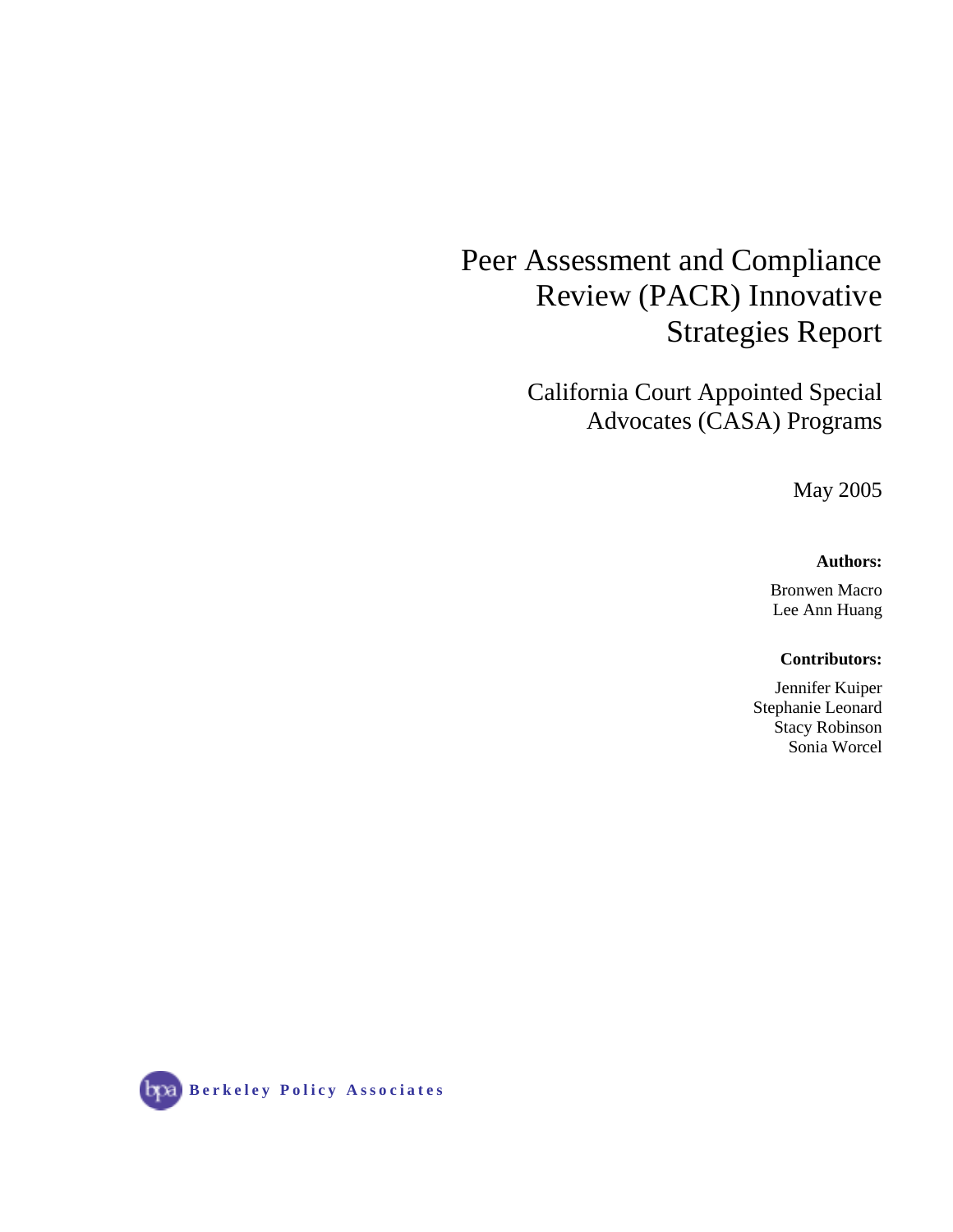# Peer Assessment and Compliance Review (PACR) Innovative Strategies Report

## California Court Appointed Special Advocates (CASA) Programs

May 2005

**Authors:**

Bronwen Macro
Lee Ann Huang

**Contributors:**

Jennifer Kuiper
Stephanie Leonard
Stacy Robinson
Sonia Worcel

Berkeley Policy Associates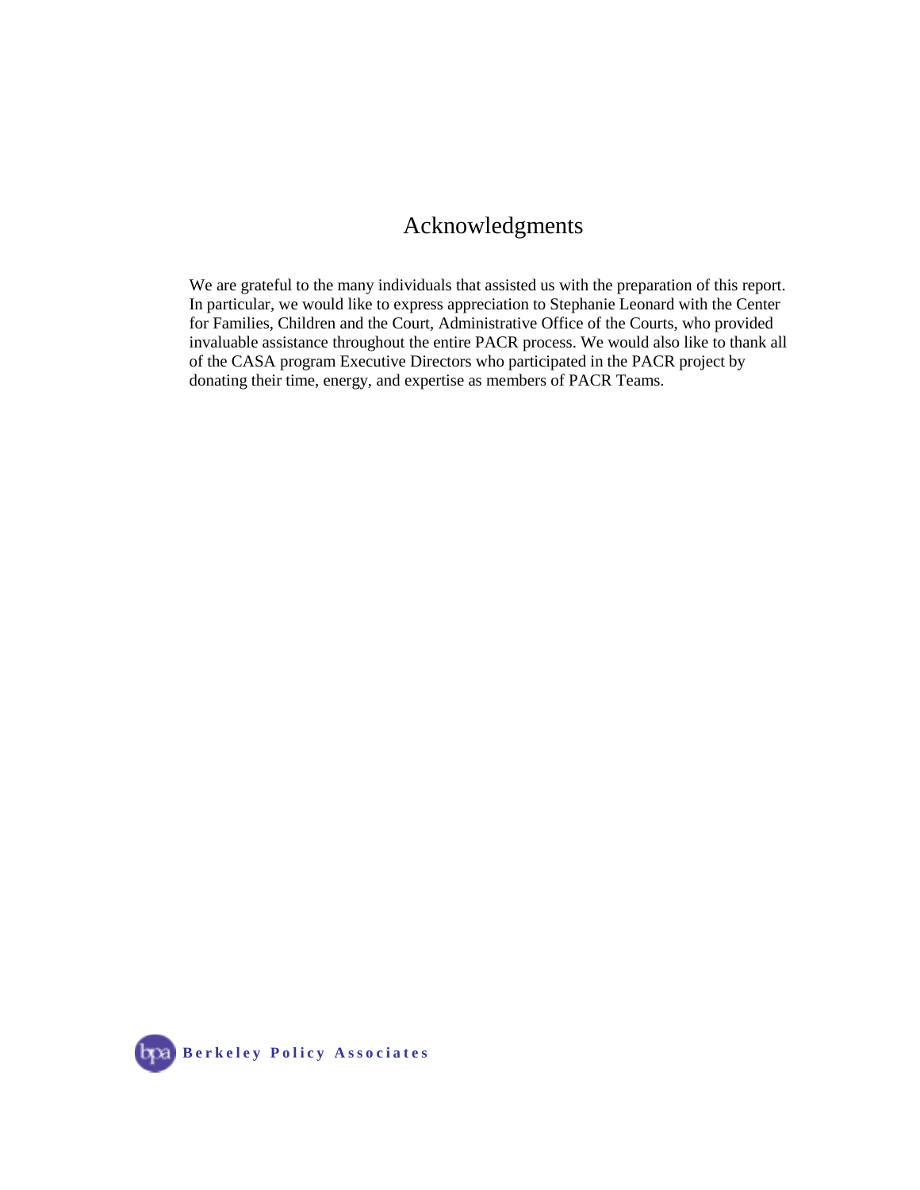# Acknowledgments

We are grateful to the many individuals that assisted us with the preparation of this report. In particular, we would like to express appreciation to Stephanie Leonard with the Center for Families, Children and the Court, Administrative Office of the Courts, who provided invaluable assistance throughout the entire PACR process. We would also like to thank all of the CASA program Executive Directors who participated in the PACR project by donating their time, energy, and expertise as members of PACR Teams.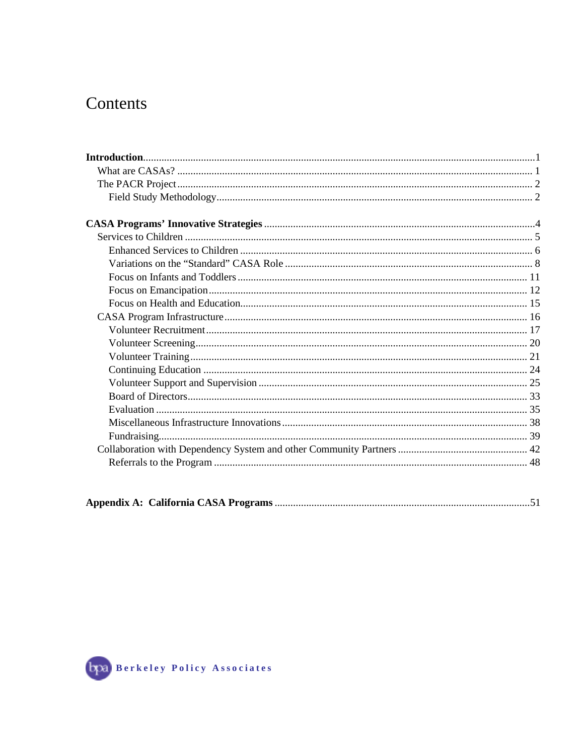# Contents

**Introduction**...1

- What are CASAs? ... 1
- The PACR Project ... 2
  - Field Study Methodology ... 2

**CASA Programs' Innovative Strategies** ... 4

- Services to Children ... 5
  - Enhanced Services to Children ... 6
  - Variations on the "Standard" CASA Role ... 8
  - Focus on Infants and Toddlers ... 11
  - Focus on Emancipation ... 12
  - Focus on Health and Education ... 15
- CASA Program Infrastructure ... 16
  - Volunteer Recruitment ... 17
  - Volunteer Screening ... 20
  - Volunteer Training ... 21
  - Continuing Education ... 24
  - Volunteer Support and Supervision ... 25
  - Board of Directors ... 33
  - Evaluation ... 35
  - Miscellaneous Infrastructure Innovations ... 38
  - Fundraising ... 39
- Collaboration with Dependency System and other Community Partners ... 42
  - Referrals to the Program ... 48

**Appendix A: California CASA Programs** ... 51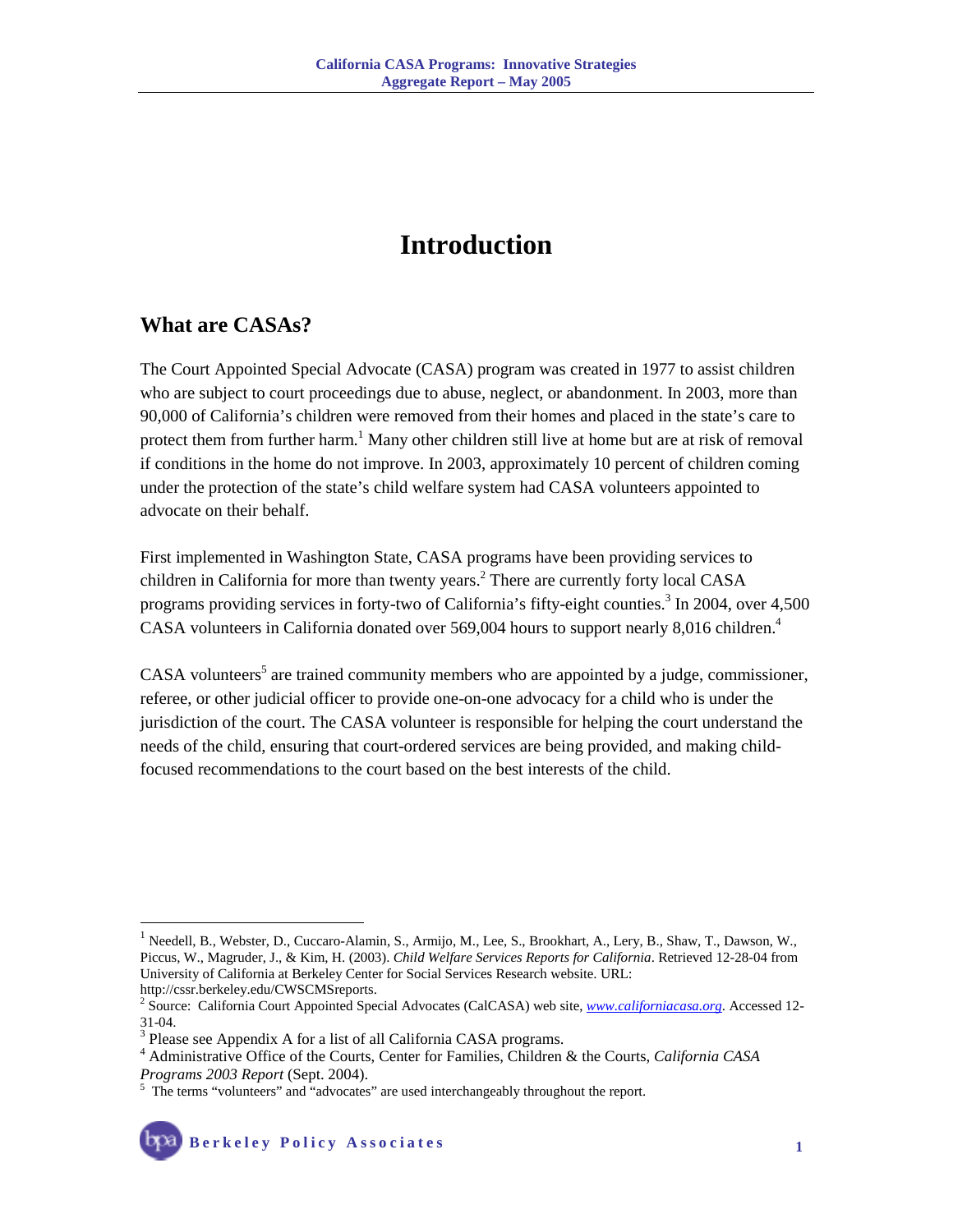# Introduction

## What are CASAs?

The Court Appointed Special Advocate (CASA) program was created in 1977 to assist children who are subject to court proceedings due to abuse, neglect, or abandonment. In 2003, more than 90,000 of California's children were removed from their homes and placed in the state's care to protect them from further harm.[1] Many other children still live at home but are at risk of removal if conditions in the home do not improve. In 2003, approximately 10 percent of children coming under the protection of the state's child welfare system had CASA volunteers appointed to advocate on their behalf.

First implemented in Washington State, CASA programs have been providing services to children in California for more than twenty years.[2] There are currently forty local CASA programs providing services in forty-two of California's fifty-eight counties.[3] In 2004, over 4,500 CASA volunteers in California donated over 569,004 hours to support nearly 8,016 children.[4]

CASA volunteers[5] are trained community members who are appointed by a judge, commissioner, referee, or other judicial officer to provide one-on-one advocacy for a child who is under the jurisdiction of the court. The CASA volunteer is responsible for helping the court understand the needs of the child, ensuring that court-ordered services are being provided, and making child-focused recommendations to the court based on the best interests of the child.

---

[1] Needell, B., Webster, D., Cuccaro-Alamin, S., Armijo, M., Lee, S., Brookhart, A., Lery, B., Shaw, T., Dawson, W., Piccus, W., Magruder, J., & Kim, H. (2003). *Child Welfare Services Reports for California*. Retrieved 12-28-04 from University of California at Berkeley Center for Social Services Research website. URL: http://cssr.berkeley.edu/CWSCMSreports.

[2] Source: California Court Appointed Special Advocates (CalCASA) web site, *www.californiacasa.org*. Accessed 12-31-04.

[3] Please see Appendix A for a list of all California CASA programs.

[4] Administrative Office of the Courts, Center for Families, Children & the Courts, *California CASA Programs 2003 Report* (Sept. 2004).

[5] The terms "volunteers" and "advocates" are used interchangeably throughout the report.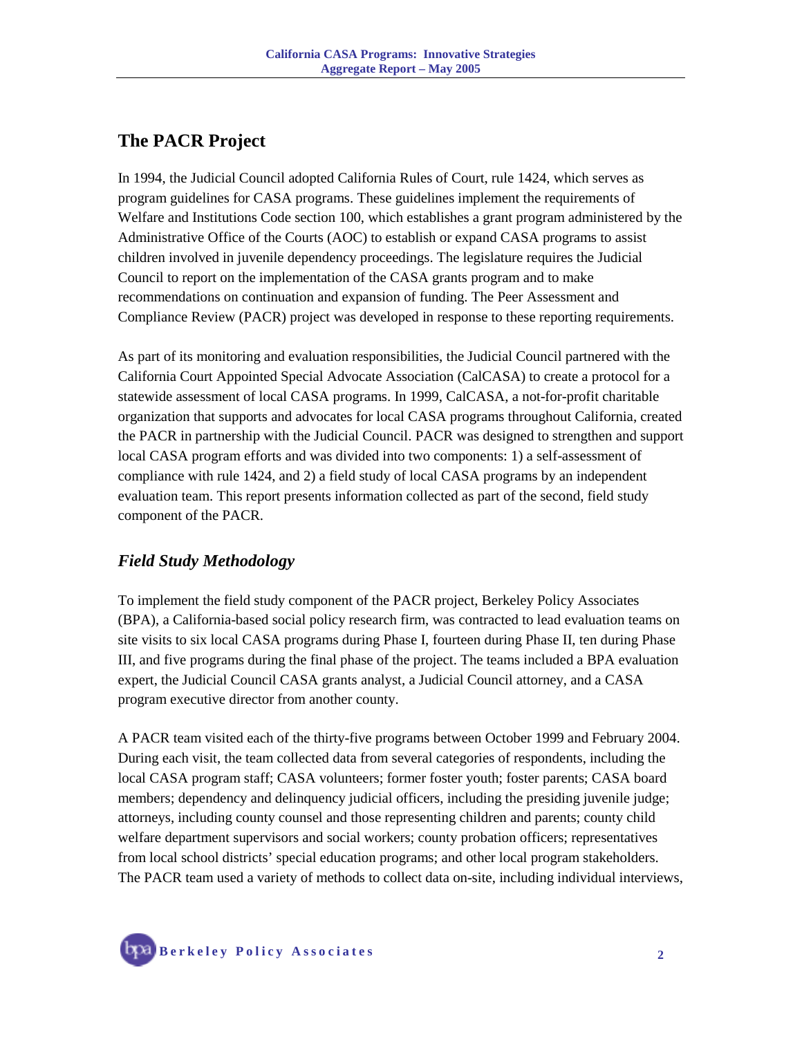## The PACR Project

In 1994, the Judicial Council adopted California Rules of Court, rule 1424, which serves as program guidelines for CASA programs. These guidelines implement the requirements of Welfare and Institutions Code section 100, which establishes a grant program administered by the Administrative Office of the Courts (AOC) to establish or expand CASA programs to assist children involved in juvenile dependency proceedings. The legislature requires the Judicial Council to report on the implementation of the CASA grants program and to make recommendations on continuation and expansion of funding. The Peer Assessment and Compliance Review (PACR) project was developed in response to these reporting requirements.

As part of its monitoring and evaluation responsibilities, the Judicial Council partnered with the California Court Appointed Special Advocate Association (CalCASA) to create a protocol for a statewide assessment of local CASA programs. In 1999, CalCASA, a not-for-profit charitable organization that supports and advocates for local CASA programs throughout California, created the PACR in partnership with the Judicial Council. PACR was designed to strengthen and support local CASA program efforts and was divided into two components: 1) a self-assessment of compliance with rule 1424, and 2) a field study of local CASA programs by an independent evaluation team. This report presents information collected as part of the second, field study component of the PACR.

### *Field Study Methodology*

To implement the field study component of the PACR project, Berkeley Policy Associates (BPA), a California-based social policy research firm, was contracted to lead evaluation teams on site visits to six local CASA programs during Phase I, fourteen during Phase II, ten during Phase III, and five programs during the final phase of the project. The teams included a BPA evaluation expert, the Judicial Council CASA grants analyst, a Judicial Council attorney, and a CASA program executive director from another county.

A PACR team visited each of the thirty-five programs between October 1999 and February 2004. During each visit, the team collected data from several categories of respondents, including the local CASA program staff; CASA volunteers; former foster youth; foster parents; CASA board members; dependency and delinquency judicial officers, including the presiding juvenile judge; attorneys, including county counsel and those representing children and parents; county child welfare department supervisors and social workers; county probation officers; representatives from local school districts' special education programs; and other local program stakeholders. The PACR team used a variety of methods to collect data on-site, including individual interviews,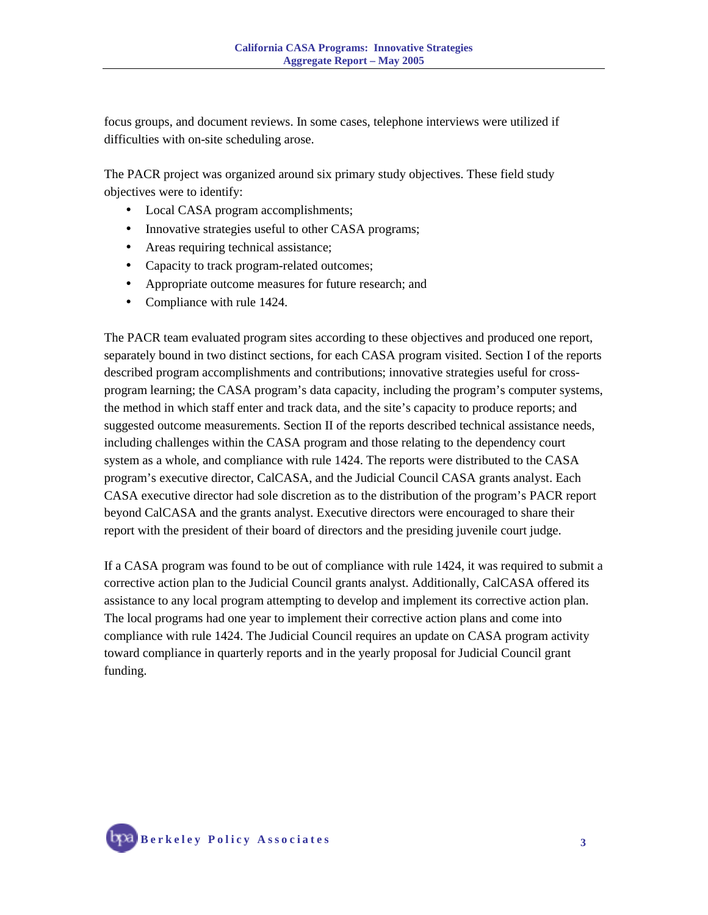focus groups, and document reviews. In some cases, telephone interviews were utilized if difficulties with on-site scheduling arose.

The PACR project was organized around six primary study objectives. These field study objectives were to identify:

- Local CASA program accomplishments;
- Innovative strategies useful to other CASA programs;
- Areas requiring technical assistance;
- Capacity to track program-related outcomes;
- Appropriate outcome measures for future research; and
- Compliance with rule 1424.

The PACR team evaluated program sites according to these objectives and produced one report, separately bound in two distinct sections, for each CASA program visited. Section I of the reports described program accomplishments and contributions; innovative strategies useful for cross-program learning; the CASA program's data capacity, including the program's computer systems, the method in which staff enter and track data, and the site's capacity to produce reports; and suggested outcome measurements. Section II of the reports described technical assistance needs, including challenges within the CASA program and those relating to the dependency court system as a whole, and compliance with rule 1424. The reports were distributed to the CASA program's executive director, CalCASA, and the Judicial Council CASA grants analyst. Each CASA executive director had sole discretion as to the distribution of the program's PACR report beyond CalCASA and the grants analyst. Executive directors were encouraged to share their report with the president of their board of directors and the presiding juvenile court judge.

If a CASA program was found to be out of compliance with rule 1424, it was required to submit a corrective action plan to the Judicial Council grants analyst. Additionally, CalCASA offered its assistance to any local program attempting to develop and implement its corrective action plan. The local programs had one year to implement their corrective action plans and come into compliance with rule 1424. The Judicial Council requires an update on CASA program activity toward compliance in quarterly reports and in the yearly proposal for Judicial Council grant funding.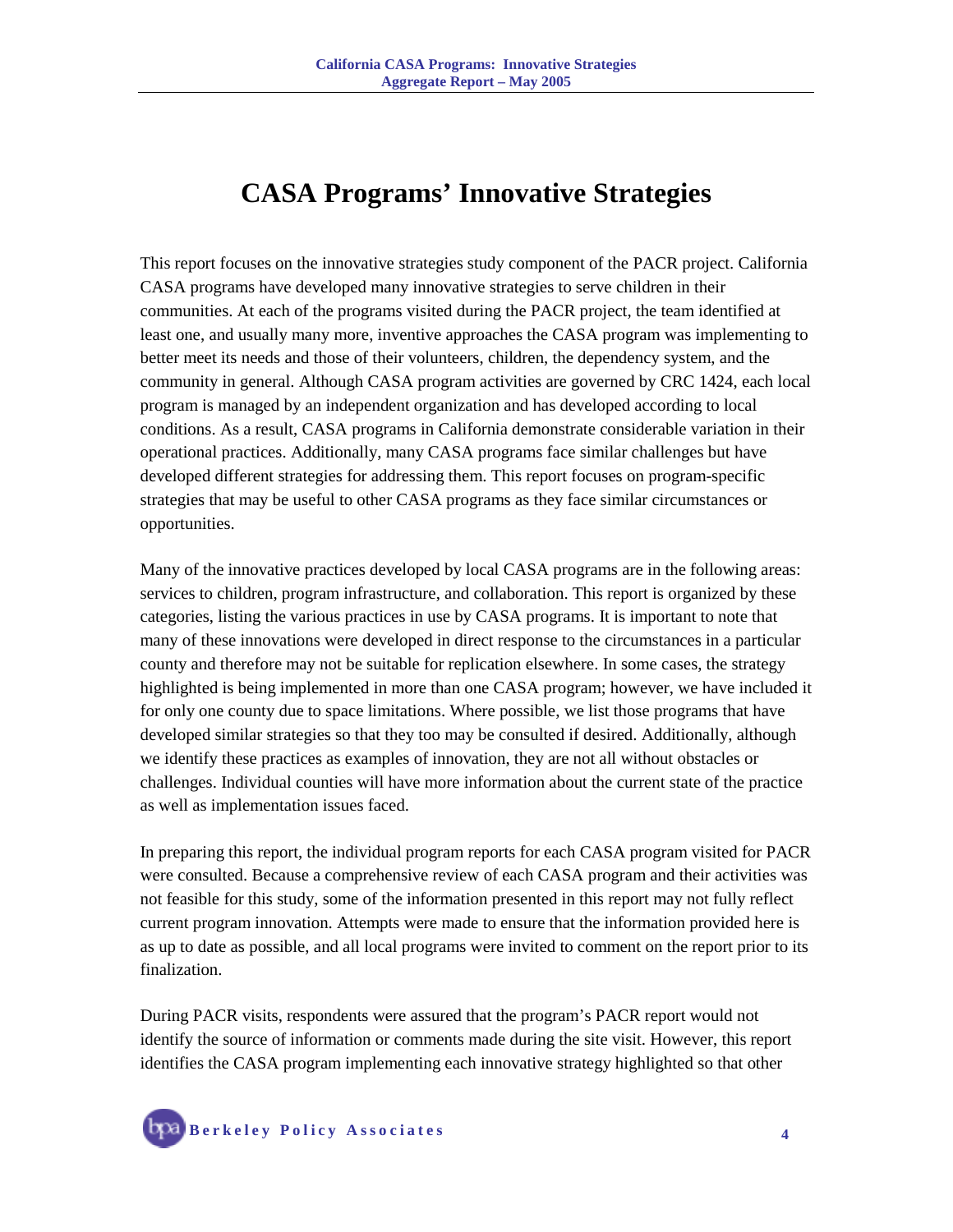# CASA Programs' Innovative Strategies

This report focuses on the innovative strategies study component of the PACR project. California CASA programs have developed many innovative strategies to serve children in their communities. At each of the programs visited during the PACR project, the team identified at least one, and usually many more, inventive approaches the CASA program was implementing to better meet its needs and those of their volunteers, children, the dependency system, and the community in general. Although CASA program activities are governed by CRC 1424, each local program is managed by an independent organization and has developed according to local conditions. As a result, CASA programs in California demonstrate considerable variation in their operational practices. Additionally, many CASA programs face similar challenges but have developed different strategies for addressing them. This report focuses on program-specific strategies that may be useful to other CASA programs as they face similar circumstances or opportunities.

Many of the innovative practices developed by local CASA programs are in the following areas: services to children, program infrastructure, and collaboration. This report is organized by these categories, listing the various practices in use by CASA programs. It is important to note that many of these innovations were developed in direct response to the circumstances in a particular county and therefore may not be suitable for replication elsewhere. In some cases, the strategy highlighted is being implemented in more than one CASA program; however, we have included it for only one county due to space limitations. Where possible, we list those programs that have developed similar strategies so that they too may be consulted if desired. Additionally, although we identify these practices as examples of innovation, they are not all without obstacles or challenges. Individual counties will have more information about the current state of the practice as well as implementation issues faced.

In preparing this report, the individual program reports for each CASA program visited for PACR were consulted. Because a comprehensive review of each CASA program and their activities was not feasible for this study, some of the information presented in this report may not fully reflect current program innovation. Attempts were made to ensure that the information provided here is as up to date as possible, and all local programs were invited to comment on the report prior to its finalization.

During PACR visits, respondents were assured that the program's PACR report would not identify the source of information or comments made during the site visit. However, this report identifies the CASA program implementing each innovative strategy highlighted so that other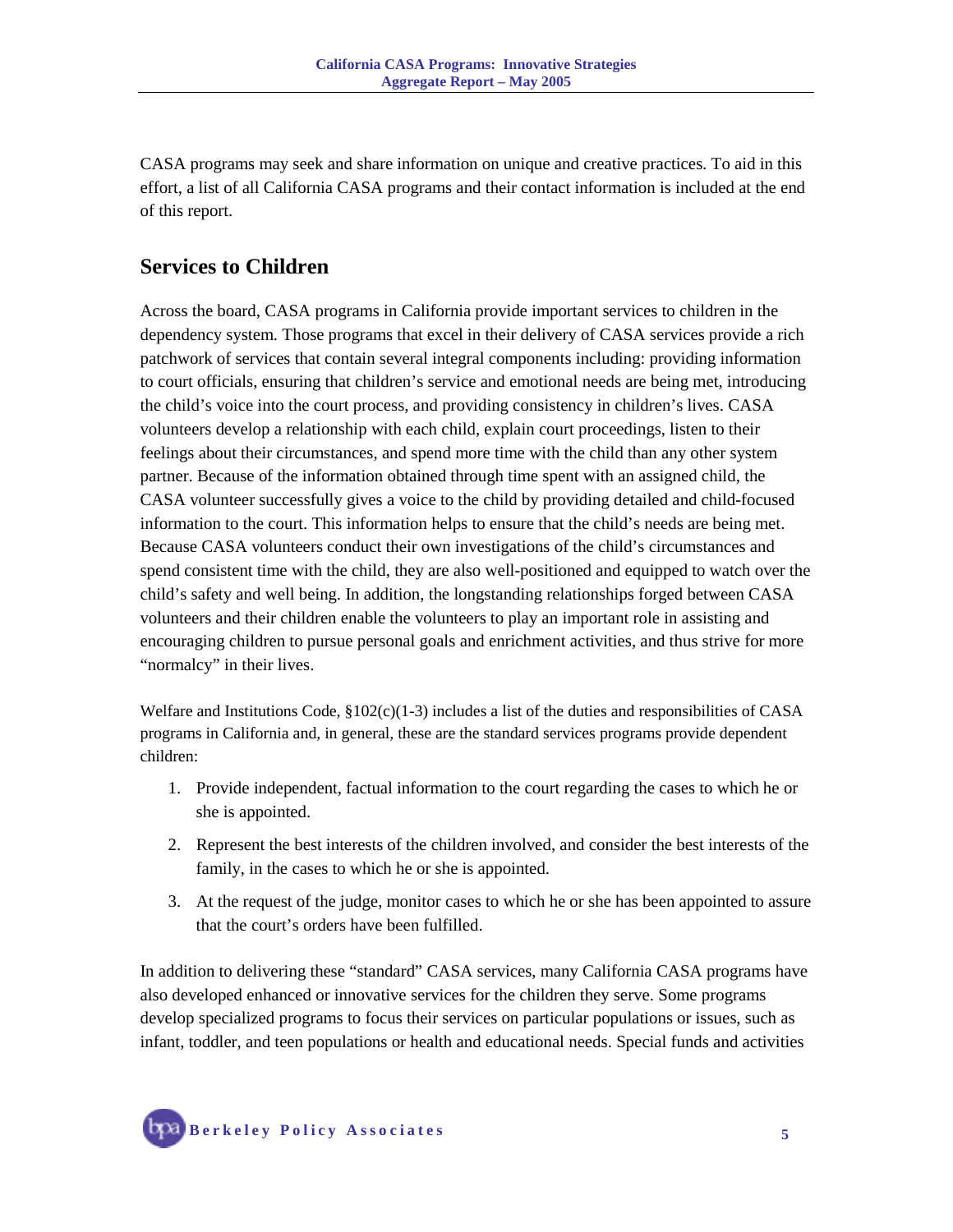CASA programs may seek and share information on unique and creative practices. To aid in this effort, a list of all California CASA programs and their contact information is included at the end of this report.

## Services to Children

Across the board, CASA programs in California provide important services to children in the dependency system. Those programs that excel in their delivery of CASA services provide a rich patchwork of services that contain several integral components including: providing information to court officials, ensuring that children's service and emotional needs are being met, introducing the child's voice into the court process, and providing consistency in children's lives. CASA volunteers develop a relationship with each child, explain court proceedings, listen to their feelings about their circumstances, and spend more time with the child than any other system partner. Because of the information obtained through time spent with an assigned child, the CASA volunteer successfully gives a voice to the child by providing detailed and child-focused information to the court. This information helps to ensure that the child's needs are being met. Because CASA volunteers conduct their own investigations of the child's circumstances and spend consistent time with the child, they are also well-positioned and equipped to watch over the child's safety and well being. In addition, the longstanding relationships forged between CASA volunteers and their children enable the volunteers to play an important role in assisting and encouraging children to pursue personal goals and enrichment activities, and thus strive for more "normalcy" in their lives.

Welfare and Institutions Code, §102(c)(1-3) includes a list of the duties and responsibilities of CASA programs in California and, in general, these are the standard services programs provide dependent children:

1. Provide independent, factual information to the court regarding the cases to which he or she is appointed.
2. Represent the best interests of the children involved, and consider the best interests of the family, in the cases to which he or she is appointed.
3. At the request of the judge, monitor cases to which he or she has been appointed to assure that the court's orders have been fulfilled.

In addition to delivering these "standard" CASA services, many California CASA programs have also developed enhanced or innovative services for the children they serve. Some programs develop specialized programs to focus their services on particular populations or issues, such as infant, toddler, and teen populations or health and educational needs. Special funds and activities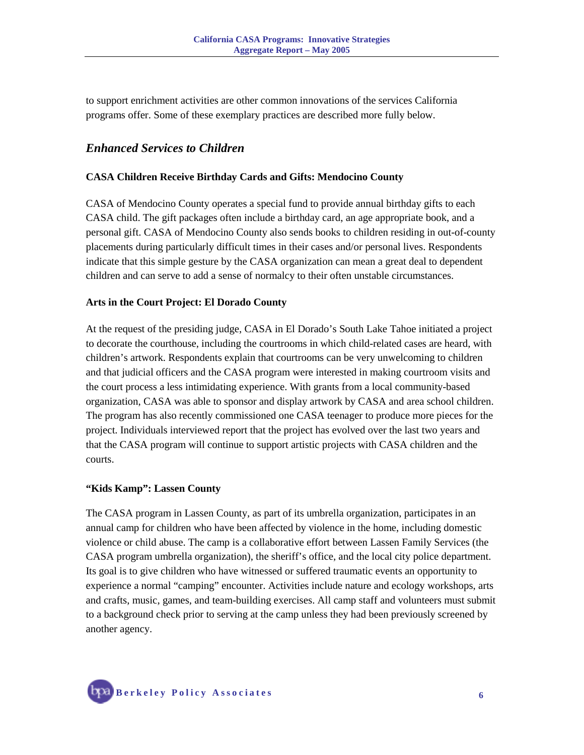to support enrichment activities are other common innovations of the services California programs offer. Some of these exemplary practices are described more fully below.

## *Enhanced Services to Children*

### CASA Children Receive Birthday Cards and Gifts: Mendocino County

CASA of Mendocino County operates a special fund to provide annual birthday gifts to each CASA child. The gift packages often include a birthday card, an age appropriate book, and a personal gift. CASA of Mendocino County also sends books to children residing in out-of-county placements during particularly difficult times in their cases and/or personal lives. Respondents indicate that this simple gesture by the CASA organization can mean a great deal to dependent children and can serve to add a sense of normalcy to their often unstable circumstances.

### Arts in the Court Project: El Dorado County

At the request of the presiding judge, CASA in El Dorado's South Lake Tahoe initiated a project to decorate the courthouse, including the courtrooms in which child-related cases are heard, with children's artwork. Respondents explain that courtrooms can be very unwelcoming to children and that judicial officers and the CASA program were interested in making courtroom visits and the court process a less intimidating experience. With grants from a local community-based organization, CASA was able to sponsor and display artwork by CASA and area school children. The program has also recently commissioned one CASA teenager to produce more pieces for the project. Individuals interviewed report that the project has evolved over the last two years and that the CASA program will continue to support artistic projects with CASA children and the courts.

### "Kids Kamp": Lassen County

The CASA program in Lassen County, as part of its umbrella organization, participates in an annual camp for children who have been affected by violence in the home, including domestic violence or child abuse. The camp is a collaborative effort between Lassen Family Services (the CASA program umbrella organization), the sheriff's office, and the local city police department. Its goal is to give children who have witnessed or suffered traumatic events an opportunity to experience a normal "camping" encounter. Activities include nature and ecology workshops, arts and crafts, music, games, and team-building exercises. All camp staff and volunteers must submit to a background check prior to serving at the camp unless they had been previously screened by another agency.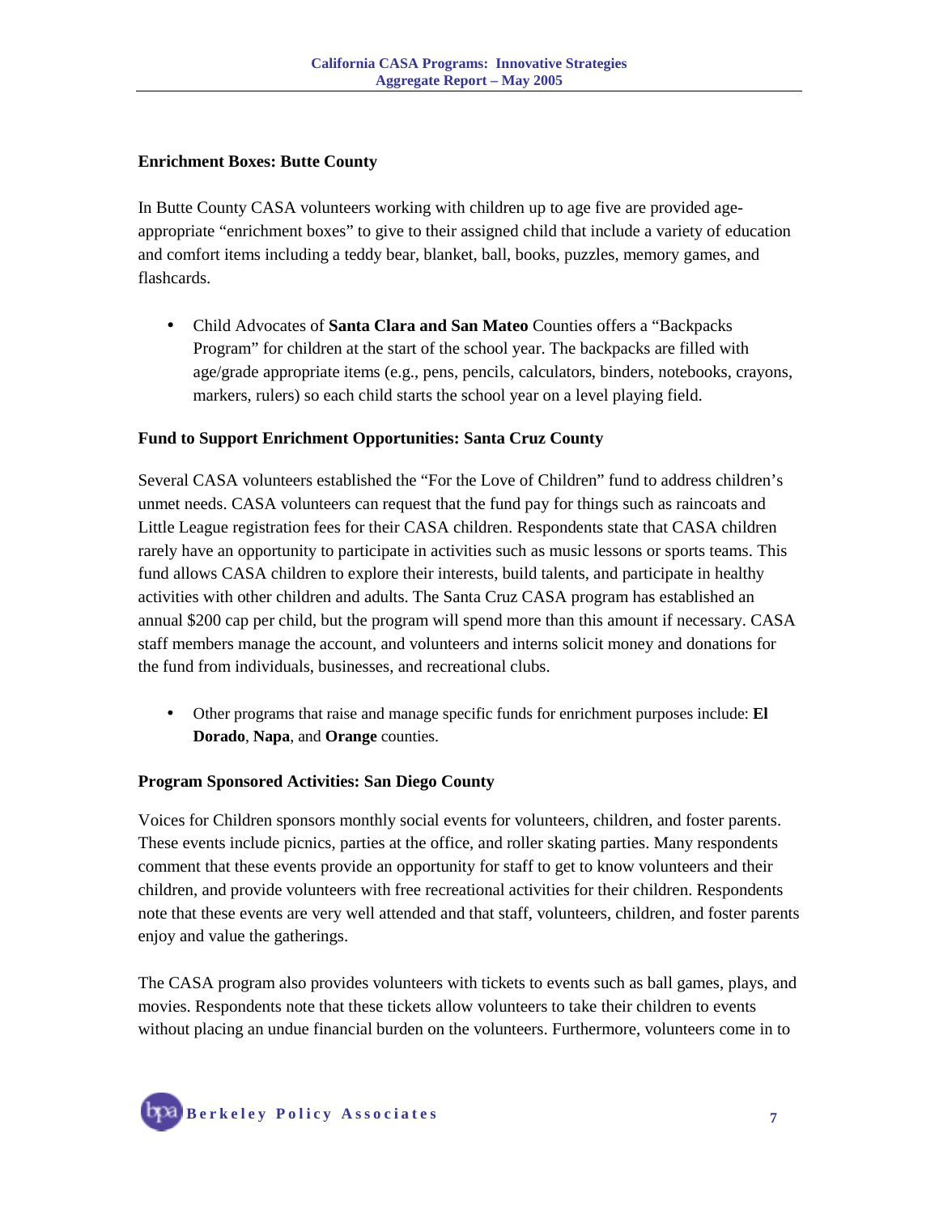**Enrichment Boxes: Butte County**

In Butte County CASA volunteers working with children up to age five are provided age-appropriate "enrichment boxes" to give to their assigned child that include a variety of education and comfort items including a teddy bear, blanket, ball, books, puzzles, memory games, and flashcards.

- Child Advocates of **Santa Clara and San Mateo** Counties offers a "Backpacks Program" for children at the start of the school year. The backpacks are filled with age/grade appropriate items (e.g., pens, pencils, calculators, binders, notebooks, crayons, markers, rulers) so each child starts the school year on a level playing field.

**Fund to Support Enrichment Opportunities: Santa Cruz County**

Several CASA volunteers established the "For the Love of Children" fund to address children's unmet needs. CASA volunteers can request that the fund pay for things such as raincoats and Little League registration fees for their CASA children. Respondents state that CASA children rarely have an opportunity to participate in activities such as music lessons or sports teams. This fund allows CASA children to explore their interests, build talents, and participate in healthy activities with other children and adults. The Santa Cruz CASA program has established an annual $200 cap per child, but the program will spend more than this amount if necessary. CASA staff members manage the account, and volunteers and interns solicit money and donations for the fund from individuals, businesses, and recreational clubs.

- Other programs that raise and manage specific funds for enrichment purposes include: **El Dorado**, **Napa**, and **Orange** counties.

**Program Sponsored Activities: San Diego County**

Voices for Children sponsors monthly social events for volunteers, children, and foster parents. These events include picnics, parties at the office, and roller skating parties. Many respondents comment that these events provide an opportunity for staff to get to know volunteers and their children, and provide volunteers with free recreational activities for their children. Respondents note that these events are very well attended and that staff, volunteers, children, and foster parents enjoy and value the gatherings.

The CASA program also provides volunteers with tickets to events such as ball games, plays, and movies. Respondents note that these tickets allow volunteers to take their children to events without placing an undue financial burden on the volunteers. Furthermore, volunteers come in to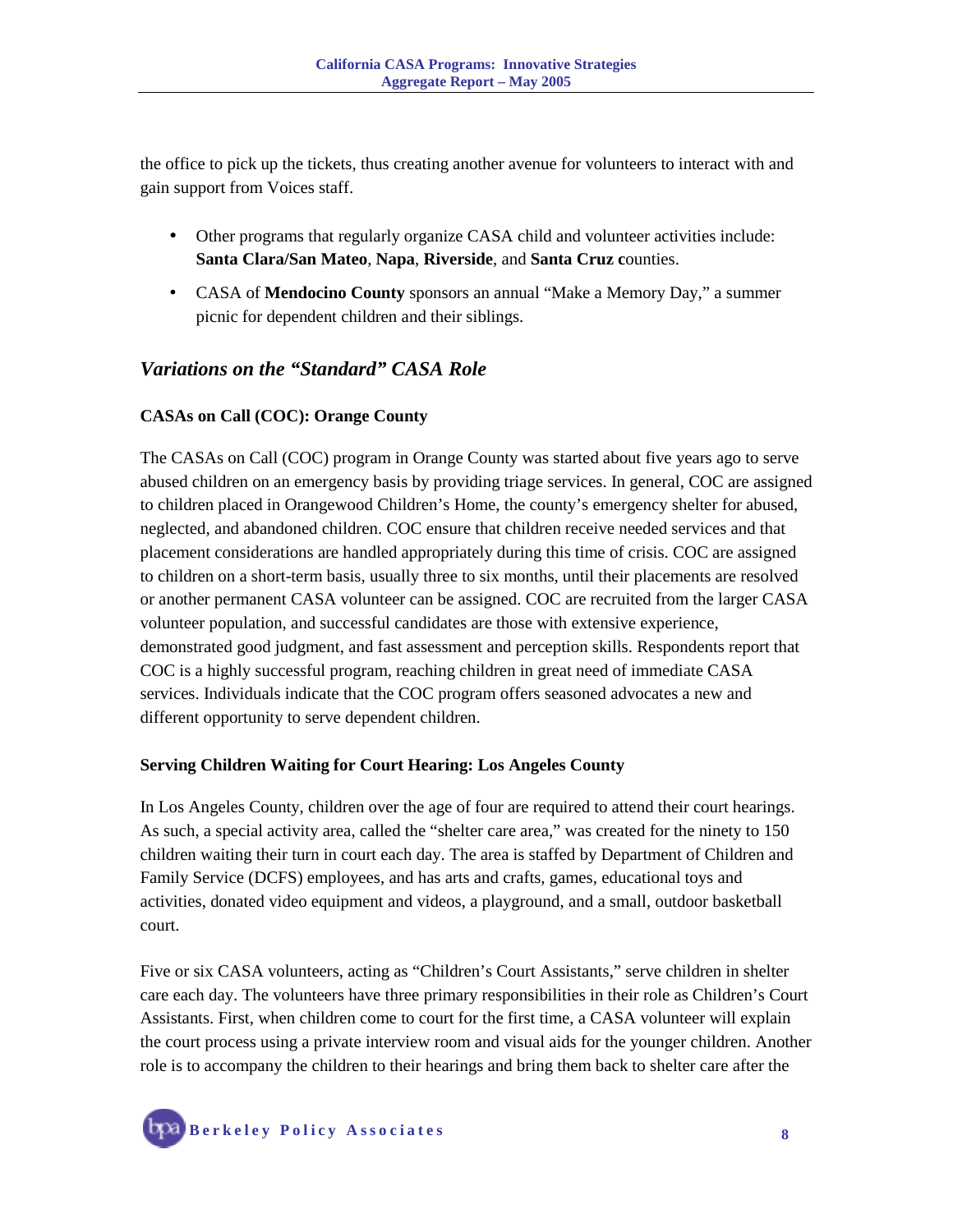the office to pick up the tickets, thus creating another avenue for volunteers to interact with and gain support from Voices staff.

- Other programs that regularly organize CASA child and volunteer activities include: **Santa Clara/San Mateo**, **Napa**, **Riverside**, and **Santa Cruz c**ounties.
- CASA of **Mendocino County** sponsors an annual "Make a Memory Day," a summer picnic for dependent children and their siblings.

## *Variations on the "Standard" CASA Role*

### CASAs on Call (COC): Orange County

The CASAs on Call (COC) program in Orange County was started about five years ago to serve abused children on an emergency basis by providing triage services. In general, COC are assigned to children placed in Orangewood Children's Home, the county's emergency shelter for abused, neglected, and abandoned children. COC ensure that children receive needed services and that placement considerations are handled appropriately during this time of crisis. COC are assigned to children on a short-term basis, usually three to six months, until their placements are resolved or another permanent CASA volunteer can be assigned. COC are recruited from the larger CASA volunteer population, and successful candidates are those with extensive experience, demonstrated good judgment, and fast assessment and perception skills. Respondents report that COC is a highly successful program, reaching children in great need of immediate CASA services. Individuals indicate that the COC program offers seasoned advocates a new and different opportunity to serve dependent children.

### Serving Children Waiting for Court Hearing: Los Angeles County

In Los Angeles County, children over the age of four are required to attend their court hearings. As such, a special activity area, called the "shelter care area," was created for the ninety to 150 children waiting their turn in court each day. The area is staffed by Department of Children and Family Service (DCFS) employees, and has arts and crafts, games, educational toys and activities, donated video equipment and videos, a playground, and a small, outdoor basketball court.

Five or six CASA volunteers, acting as "Children's Court Assistants," serve children in shelter care each day. The volunteers have three primary responsibilities in their role as Children's Court Assistants. First, when children come to court for the first time, a CASA volunteer will explain the court process using a private interview room and visual aids for the younger children. Another role is to accompany the children to their hearings and bring them back to shelter care after the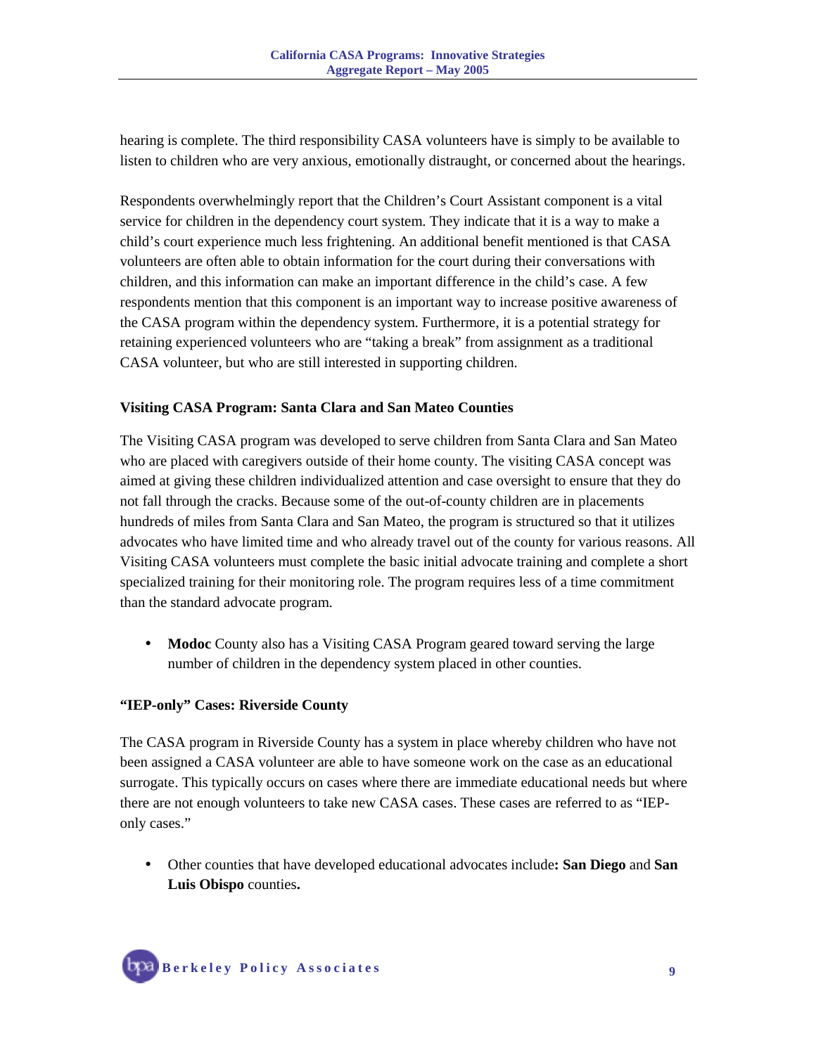hearing is complete. The third responsibility CASA volunteers have is simply to be available to listen to children who are very anxious, emotionally distraught, or concerned about the hearings.

Respondents overwhelmingly report that the Children's Court Assistant component is a vital service for children in the dependency court system. They indicate that it is a way to make a child's court experience much less frightening. An additional benefit mentioned is that CASA volunteers are often able to obtain information for the court during their conversations with children, and this information can make an important difference in the child's case. A few respondents mention that this component is an important way to increase positive awareness of the CASA program within the dependency system. Furthermore, it is a potential strategy for retaining experienced volunteers who are "taking a break" from assignment as a traditional CASA volunteer, but who are still interested in supporting children.

### Visiting CASA Program: Santa Clara and San Mateo Counties

The Visiting CASA program was developed to serve children from Santa Clara and San Mateo who are placed with caregivers outside of their home county. The visiting CASA concept was aimed at giving these children individualized attention and case oversight to ensure that they do not fall through the cracks. Because some of the out-of-county children are in placements hundreds of miles from Santa Clara and San Mateo, the program is structured so that it utilizes advocates who have limited time and who already travel out of the county for various reasons. All Visiting CASA volunteers must complete the basic initial advocate training and complete a short specialized training for their monitoring role. The program requires less of a time commitment than the standard advocate program.

- **Modoc** County also has a Visiting CASA Program geared toward serving the large number of children in the dependency system placed in other counties.

### "IEP-only" Cases: Riverside County

The CASA program in Riverside County has a system in place whereby children who have not been assigned a CASA volunteer are able to have someone work on the case as an educational surrogate. This typically occurs on cases where there are immediate educational needs but where there are not enough volunteers to take new CASA cases. These cases are referred to as "IEP-only cases."

- Other counties that have developed educational advocates include**: San Diego** and **San Luis Obispo** counties**.**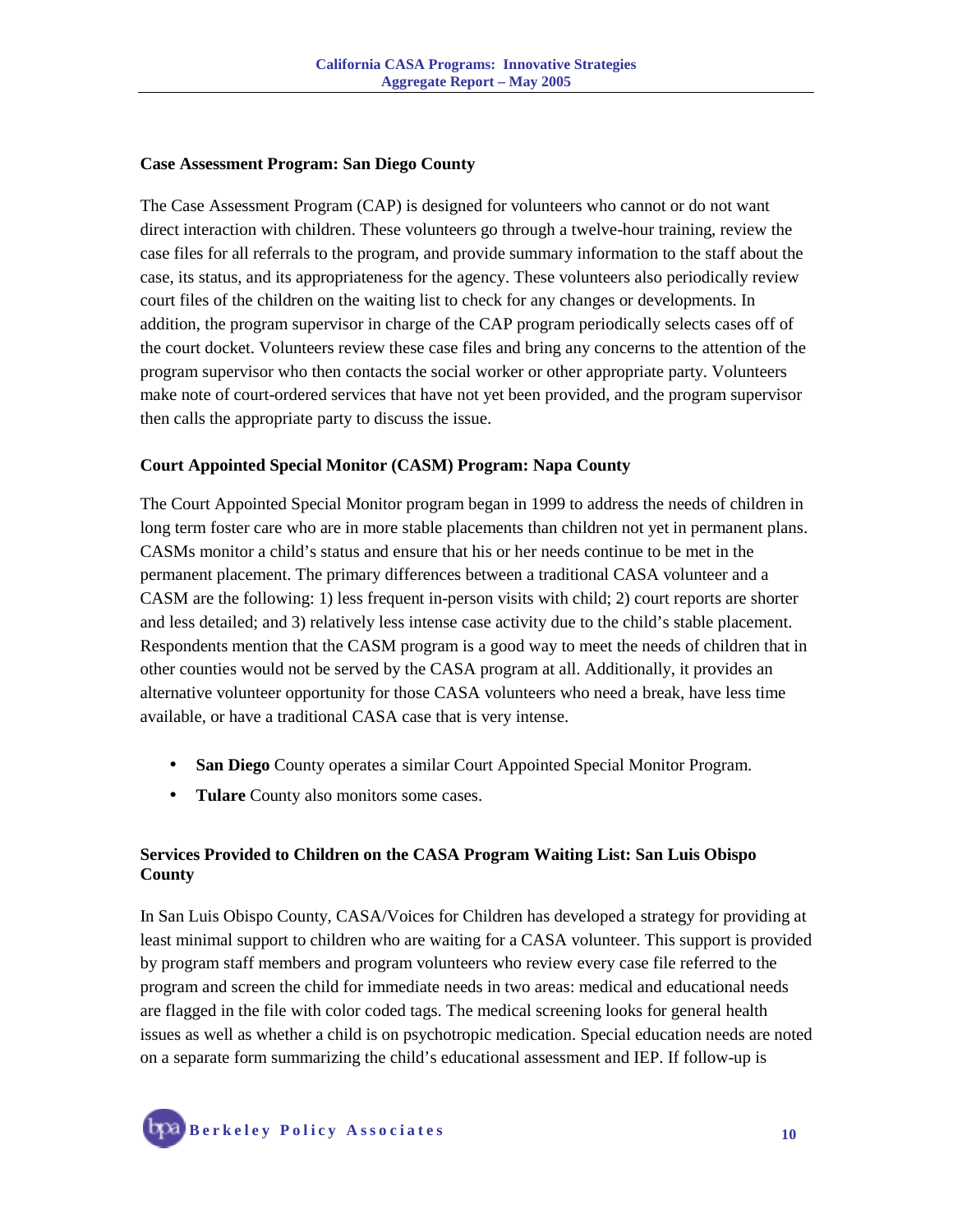### Case Assessment Program: San Diego County

The Case Assessment Program (CAP) is designed for volunteers who cannot or do not want direct interaction with children. These volunteers go through a twelve-hour training, review the case files for all referrals to the program, and provide summary information to the staff about the case, its status, and its appropriateness for the agency. These volunteers also periodically review court files of the children on the waiting list to check for any changes or developments. In addition, the program supervisor in charge of the CAP program periodically selects cases off of the court docket. Volunteers review these case files and bring any concerns to the attention of the program supervisor who then contacts the social worker or other appropriate party. Volunteers make note of court-ordered services that have not yet been provided, and the program supervisor then calls the appropriate party to discuss the issue.

### Court Appointed Special Monitor (CASM) Program: Napa County

The Court Appointed Special Monitor program began in 1999 to address the needs of children in long term foster care who are in more stable placements than children not yet in permanent plans. CASMs monitor a child's status and ensure that his or her needs continue to be met in the permanent placement. The primary differences between a traditional CASA volunteer and a CASM are the following: 1) less frequent in-person visits with child; 2) court reports are shorter and less detailed; and 3) relatively less intense case activity due to the child's stable placement. Respondents mention that the CASM program is a good way to meet the needs of children that in other counties would not be served by the CASA program at all. Additionally, it provides an alternative volunteer opportunity for those CASA volunteers who need a break, have less time available, or have a traditional CASA case that is very intense.

- **San Diego** County operates a similar Court Appointed Special Monitor Program.
- **Tulare** County also monitors some cases.

### Services Provided to Children on the CASA Program Waiting List: San Luis Obispo County

In San Luis Obispo County, CASA/Voices for Children has developed a strategy for providing at least minimal support to children who are waiting for a CASA volunteer. This support is provided by program staff members and program volunteers who review every case file referred to the program and screen the child for immediate needs in two areas: medical and educational needs are flagged in the file with color coded tags. The medical screening looks for general health issues as well as whether a child is on psychotropic medication. Special education needs are noted on a separate form summarizing the child's educational assessment and IEP. If follow-up is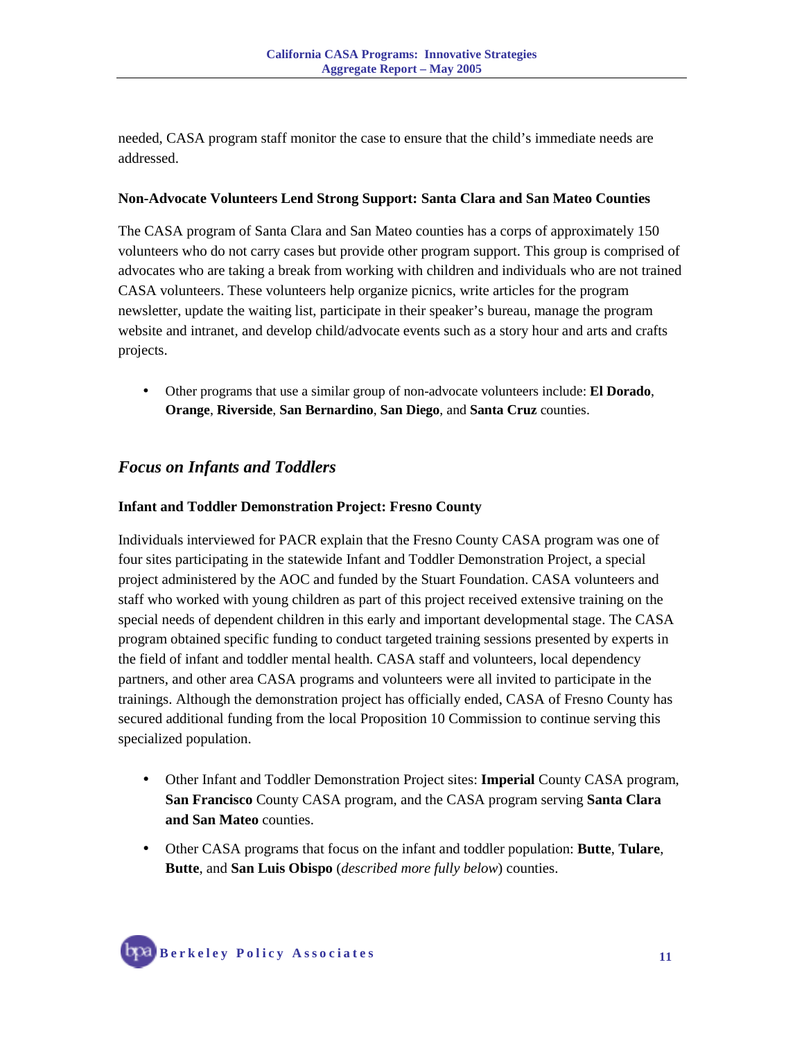needed, CASA program staff monitor the case to ensure that the child's immediate needs are addressed.

**Non-Advocate Volunteers Lend Strong Support: Santa Clara and San Mateo Counties**

The CASA program of Santa Clara and San Mateo counties has a corps of approximately 150 volunteers who do not carry cases but provide other program support. This group is comprised of advocates who are taking a break from working with children and individuals who are not trained CASA volunteers. These volunteers help organize picnics, write articles for the program newsletter, update the waiting list, participate in their speaker's bureau, manage the program website and intranet, and develop child/advocate events such as a story hour and arts and crafts projects.

- Other programs that use a similar group of non-advocate volunteers include: **El Dorado**, **Orange**, **Riverside**, **San Bernardino**, **San Diego**, and **Santa Cruz** counties.

## *Focus on Infants and Toddlers*

**Infant and Toddler Demonstration Project: Fresno County**

Individuals interviewed for PACR explain that the Fresno County CASA program was one of four sites participating in the statewide Infant and Toddler Demonstration Project, a special project administered by the AOC and funded by the Stuart Foundation. CASA volunteers and staff who worked with young children as part of this project received extensive training on the special needs of dependent children in this early and important developmental stage. The CASA program obtained specific funding to conduct targeted training sessions presented by experts in the field of infant and toddler mental health. CASA staff and volunteers, local dependency partners, and other area CASA programs and volunteers were all invited to participate in the trainings. Although the demonstration project has officially ended, CASA of Fresno County has secured additional funding from the local Proposition 10 Commission to continue serving this specialized population.

- Other Infant and Toddler Demonstration Project sites: **Imperial** County CASA program, **San Francisco** County CASA program, and the CASA program serving **Santa Clara and San Mateo** counties.
- Other CASA programs that focus on the infant and toddler population: **Butte**, **Tulare**, **Butte**, and **San Luis Obispo** (*described more fully below*) counties.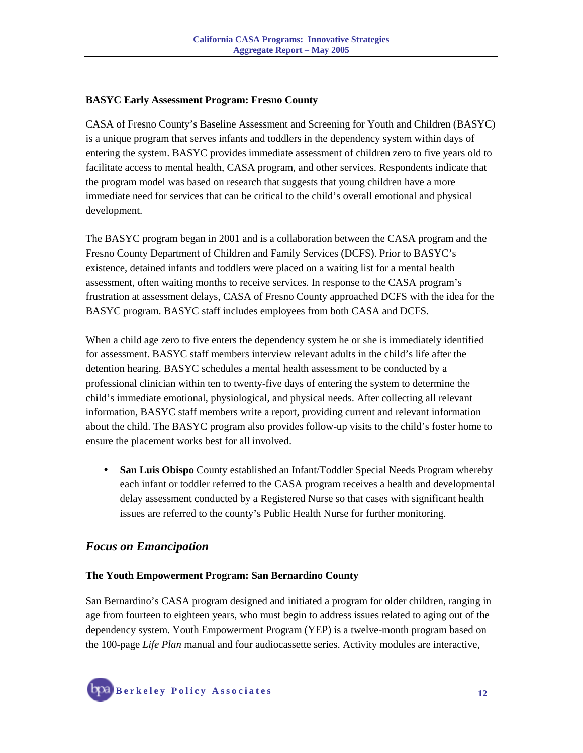**BASYC Early Assessment Program: Fresno County**

CASA of Fresno County's Baseline Assessment and Screening for Youth and Children (BASYC) is a unique program that serves infants and toddlers in the dependency system within days of entering the system. BASYC provides immediate assessment of children zero to five years old to facilitate access to mental health, CASA program, and other services. Respondents indicate that the program model was based on research that suggests that young children have a more immediate need for services that can be critical to the child's overall emotional and physical development.

The BASYC program began in 2001 and is a collaboration between the CASA program and the Fresno County Department of Children and Family Services (DCFS). Prior to BASYC's existence, detained infants and toddlers were placed on a waiting list for a mental health assessment, often waiting months to receive services. In response to the CASA program's frustration at assessment delays, CASA of Fresno County approached DCFS with the idea for the BASYC program. BASYC staff includes employees from both CASA and DCFS.

When a child age zero to five enters the dependency system he or she is immediately identified for assessment. BASYC staff members interview relevant adults in the child's life after the detention hearing. BASYC schedules a mental health assessment to be conducted by a professional clinician within ten to twenty-five days of entering the system to determine the child's immediate emotional, physiological, and physical needs. After collecting all relevant information, BASYC staff members write a report, providing current and relevant information about the child. The BASYC program also provides follow-up visits to the child's foster home to ensure the placement works best for all involved.

- **San Luis Obispo** County established an Infant/Toddler Special Needs Program whereby each infant or toddler referred to the CASA program receives a health and developmental delay assessment conducted by a Registered Nurse so that cases with significant health issues are referred to the county's Public Health Nurse for further monitoring.

## *Focus on Emancipation*

**The Youth Empowerment Program: San Bernardino County**

San Bernardino's CASA program designed and initiated a program for older children, ranging in age from fourteen to eighteen years, who must begin to address issues related to aging out of the dependency system. Youth Empowerment Program (YEP) is a twelve-month program based on the 100-page *Life Plan* manual and four audiocassette series. Activity modules are interactive,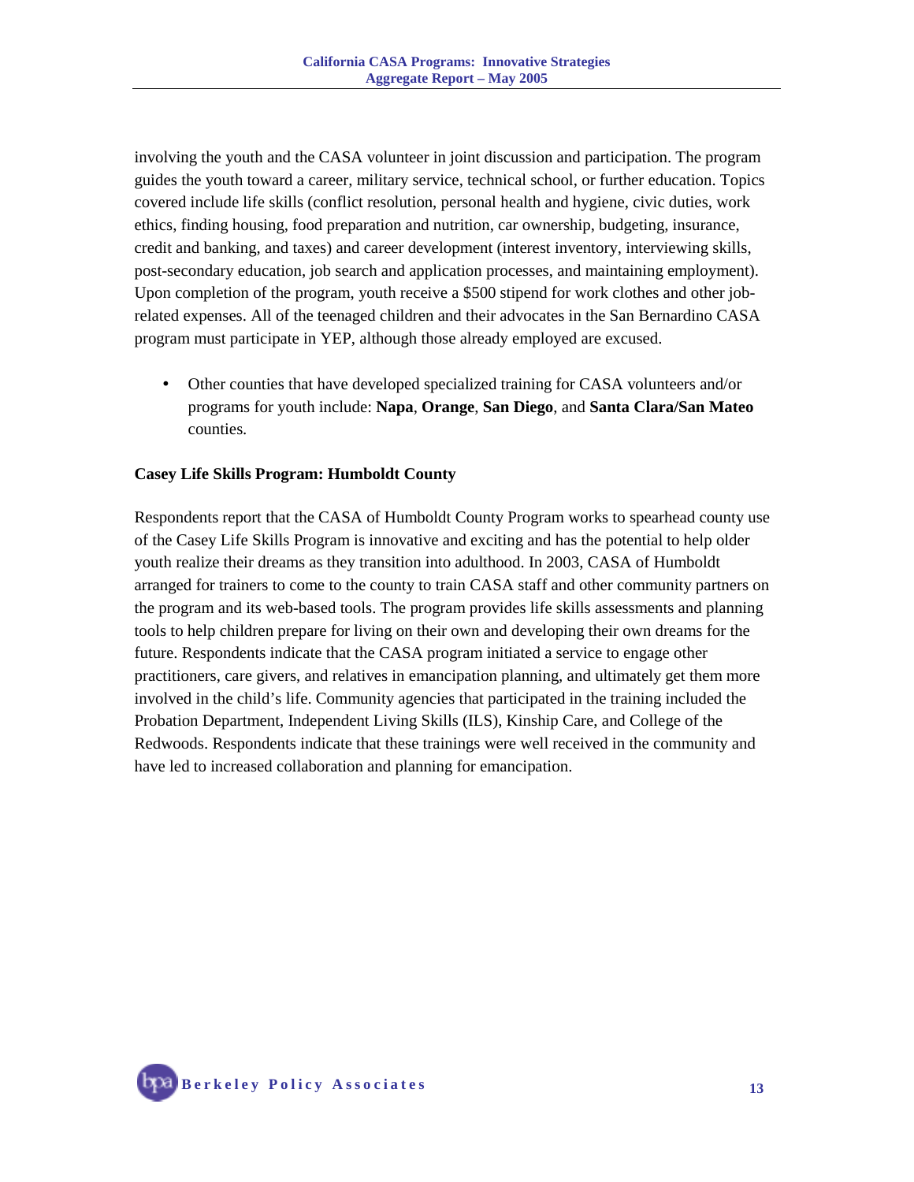involving the youth and the CASA volunteer in joint discussion and participation. The program guides the youth toward a career, military service, technical school, or further education. Topics covered include life skills (conflict resolution, personal health and hygiene, civic duties, work ethics, finding housing, food preparation and nutrition, car ownership, budgeting, insurance, credit and banking, and taxes) and career development (interest inventory, interviewing skills, post-secondary education, job search and application processes, and maintaining employment). Upon completion of the program, youth receive a $500 stipend for work clothes and other job-related expenses. All of the teenaged children and their advocates in the San Bernardino CASA program must participate in YEP, although those already employed are excused.

- Other counties that have developed specialized training for CASA volunteers and/or programs for youth include: **Napa**, **Orange**, **San Diego**, and **Santa Clara/San Mateo** counties.

**Casey Life Skills Program: Humboldt County**

Respondents report that the CASA of Humboldt County Program works to spearhead county use of the Casey Life Skills Program is innovative and exciting and has the potential to help older youth realize their dreams as they transition into adulthood. In 2003, CASA of Humboldt arranged for trainers to come to the county to train CASA staff and other community partners on the program and its web-based tools. The program provides life skills assessments and planning tools to help children prepare for living on their own and developing their own dreams for the future. Respondents indicate that the CASA program initiated a service to engage other practitioners, care givers, and relatives in emancipation planning, and ultimately get them more involved in the child's life. Community agencies that participated in the training included the Probation Department, Independent Living Skills (ILS), Kinship Care, and College of the Redwoods. Respondents indicate that these trainings were well received in the community and have led to increased collaboration and planning for emancipation.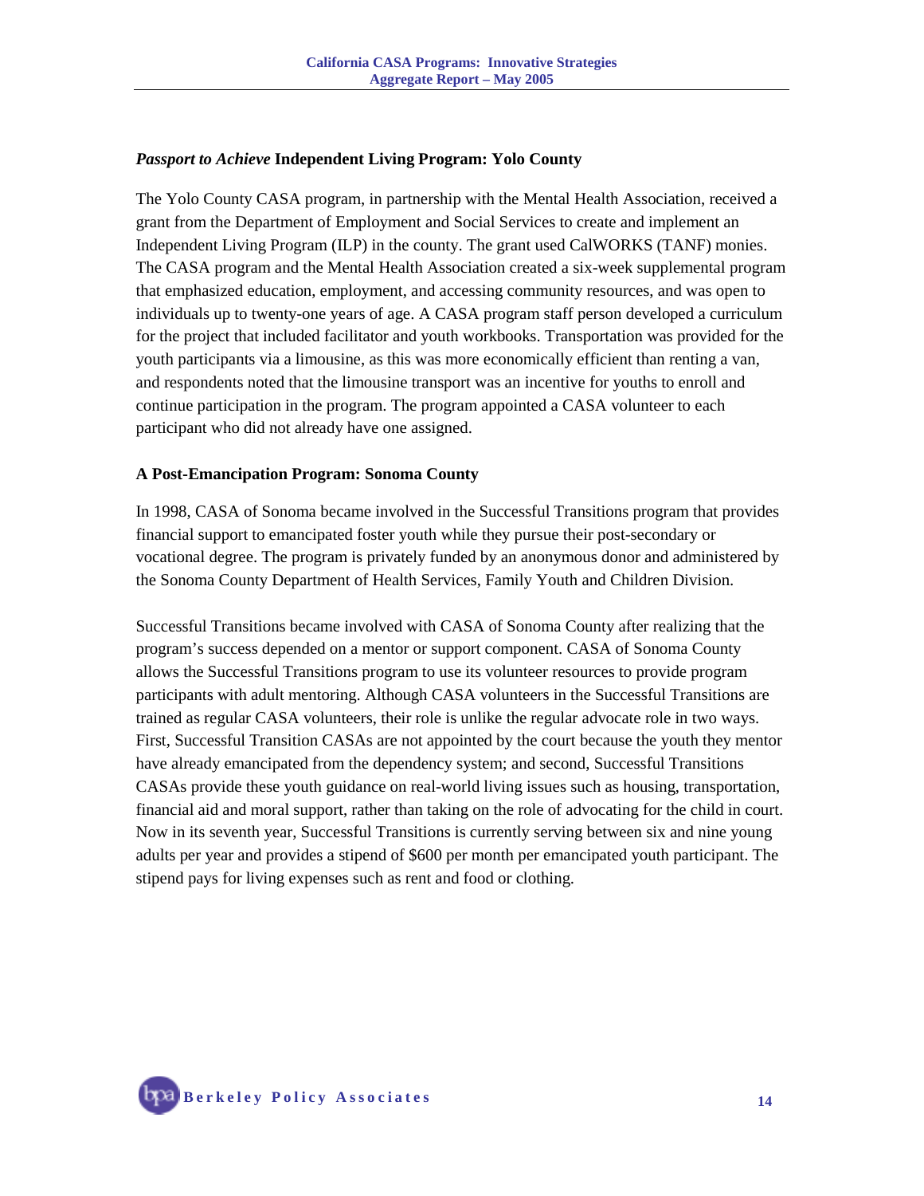### *Passport to Achieve* Independent Living Program: Yolo County

The Yolo County CASA program, in partnership with the Mental Health Association, received a grant from the Department of Employment and Social Services to create and implement an Independent Living Program (ILP) in the county. The grant used CalWORKS (TANF) monies. The CASA program and the Mental Health Association created a six-week supplemental program that emphasized education, employment, and accessing community resources, and was open to individuals up to twenty-one years of age. A CASA program staff person developed a curriculum for the project that included facilitator and youth workbooks. Transportation was provided for the youth participants via a limousine, as this was more economically efficient than renting a van, and respondents noted that the limousine transport was an incentive for youths to enroll and continue participation in the program. The program appointed a CASA volunteer to each participant who did not already have one assigned.

### A Post-Emancipation Program: Sonoma County

In 1998, CASA of Sonoma became involved in the Successful Transitions program that provides financial support to emancipated foster youth while they pursue their post-secondary or vocational degree. The program is privately funded by an anonymous donor and administered by the Sonoma County Department of Health Services, Family Youth and Children Division.

Successful Transitions became involved with CASA of Sonoma County after realizing that the program's success depended on a mentor or support component. CASA of Sonoma County allows the Successful Transitions program to use its volunteer resources to provide program participants with adult mentoring. Although CASA volunteers in the Successful Transitions are trained as regular CASA volunteers, their role is unlike the regular advocate role in two ways. First, Successful Transition CASAs are not appointed by the court because the youth they mentor have already emancipated from the dependency system; and second, Successful Transitions CASAs provide these youth guidance on real-world living issues such as housing, transportation, financial aid and moral support, rather than taking on the role of advocating for the child in court. Now in its seventh year, Successful Transitions is currently serving between six and nine young adults per year and provides a stipend of $600 per month per emancipated youth participant. The stipend pays for living expenses such as rent and food or clothing.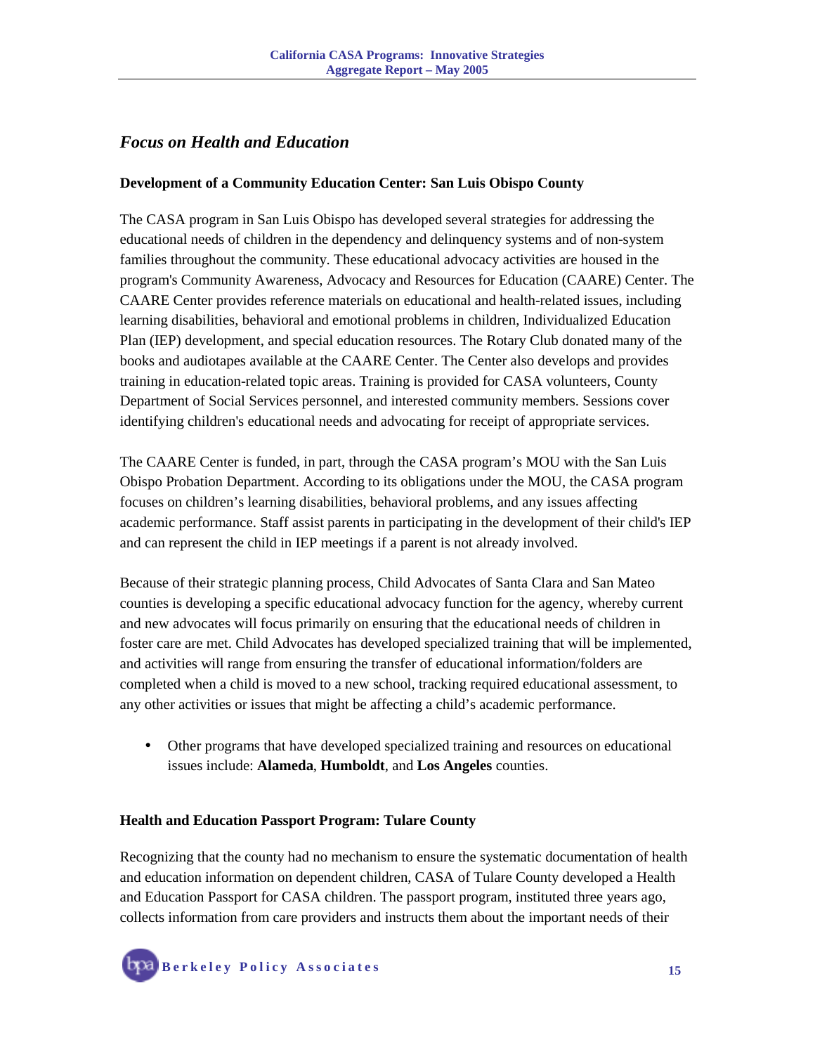## *Focus on Health and Education*

### Development of a Community Education Center: San Luis Obispo County

The CASA program in San Luis Obispo has developed several strategies for addressing the educational needs of children in the dependency and delinquency systems and of non-system families throughout the community. These educational advocacy activities are housed in the program's Community Awareness, Advocacy and Resources for Education (CAARE) Center. The CAARE Center provides reference materials on educational and health-related issues, including learning disabilities, behavioral and emotional problems in children, Individualized Education Plan (IEP) development, and special education resources. The Rotary Club donated many of the books and audiotapes available at the CAARE Center. The Center also develops and provides training in education-related topic areas. Training is provided for CASA volunteers, County Department of Social Services personnel, and interested community members. Sessions cover identifying children's educational needs and advocating for receipt of appropriate services.

The CAARE Center is funded, in part, through the CASA program's MOU with the San Luis Obispo Probation Department. According to its obligations under the MOU, the CASA program focuses on children's learning disabilities, behavioral problems, and any issues affecting academic performance. Staff assist parents in participating in the development of their child's IEP and can represent the child in IEP meetings if a parent is not already involved.

Because of their strategic planning process, Child Advocates of Santa Clara and San Mateo counties is developing a specific educational advocacy function for the agency, whereby current and new advocates will focus primarily on ensuring that the educational needs of children in foster care are met. Child Advocates has developed specialized training that will be implemented, and activities will range from ensuring the transfer of educational information/folders are completed when a child is moved to a new school, tracking required educational assessment, to any other activities or issues that might be affecting a child's academic performance.

- Other programs that have developed specialized training and resources on educational issues include: **Alameda**, **Humboldt**, and **Los Angeles** counties.

### Health and Education Passport Program: Tulare County

Recognizing that the county had no mechanism to ensure the systematic documentation of health and education information on dependent children, CASA of Tulare County developed a Health and Education Passport for CASA children. The passport program, instituted three years ago, collects information from care providers and instructs them about the important needs of their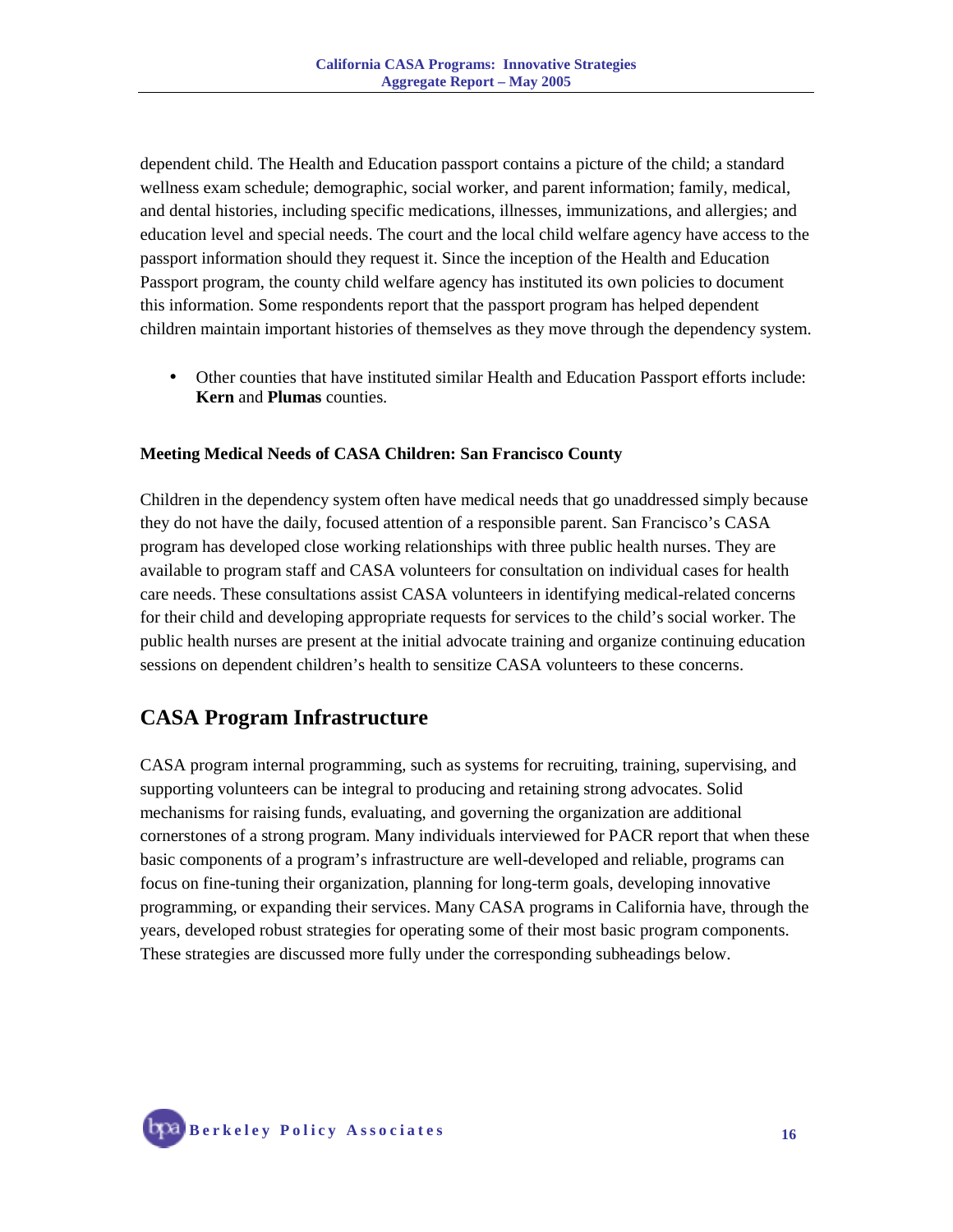dependent child. The Health and Education passport contains a picture of the child; a standard wellness exam schedule; demographic, social worker, and parent information; family, medical, and dental histories, including specific medications, illnesses, immunizations, and allergies; and education level and special needs. The court and the local child welfare agency have access to the passport information should they request it. Since the inception of the Health and Education Passport program, the county child welfare agency has instituted its own policies to document this information. Some respondents report that the passport program has helped dependent children maintain important histories of themselves as they move through the dependency system.

- Other counties that have instituted similar Health and Education Passport efforts include: **Kern** and **Plumas** counties.

#### Meeting Medical Needs of CASA Children: San Francisco County

Children in the dependency system often have medical needs that go unaddressed simply because they do not have the daily, focused attention of a responsible parent. San Francisco's CASA program has developed close working relationships with three public health nurses. They are available to program staff and CASA volunteers for consultation on individual cases for health care needs. These consultations assist CASA volunteers in identifying medical-related concerns for their child and developing appropriate requests for services to the child's social worker. The public health nurses are present at the initial advocate training and organize continuing education sessions on dependent children's health to sensitize CASA volunteers to these concerns.

## CASA Program Infrastructure

CASA program internal programming, such as systems for recruiting, training, supervising, and supporting volunteers can be integral to producing and retaining strong advocates. Solid mechanisms for raising funds, evaluating, and governing the organization are additional cornerstones of a strong program. Many individuals interviewed for PACR report that when these basic components of a program's infrastructure are well-developed and reliable, programs can focus on fine-tuning their organization, planning for long-term goals, developing innovative programming, or expanding their services. Many CASA programs in California have, through the years, developed robust strategies for operating some of their most basic program components. These strategies are discussed more fully under the corresponding subheadings below.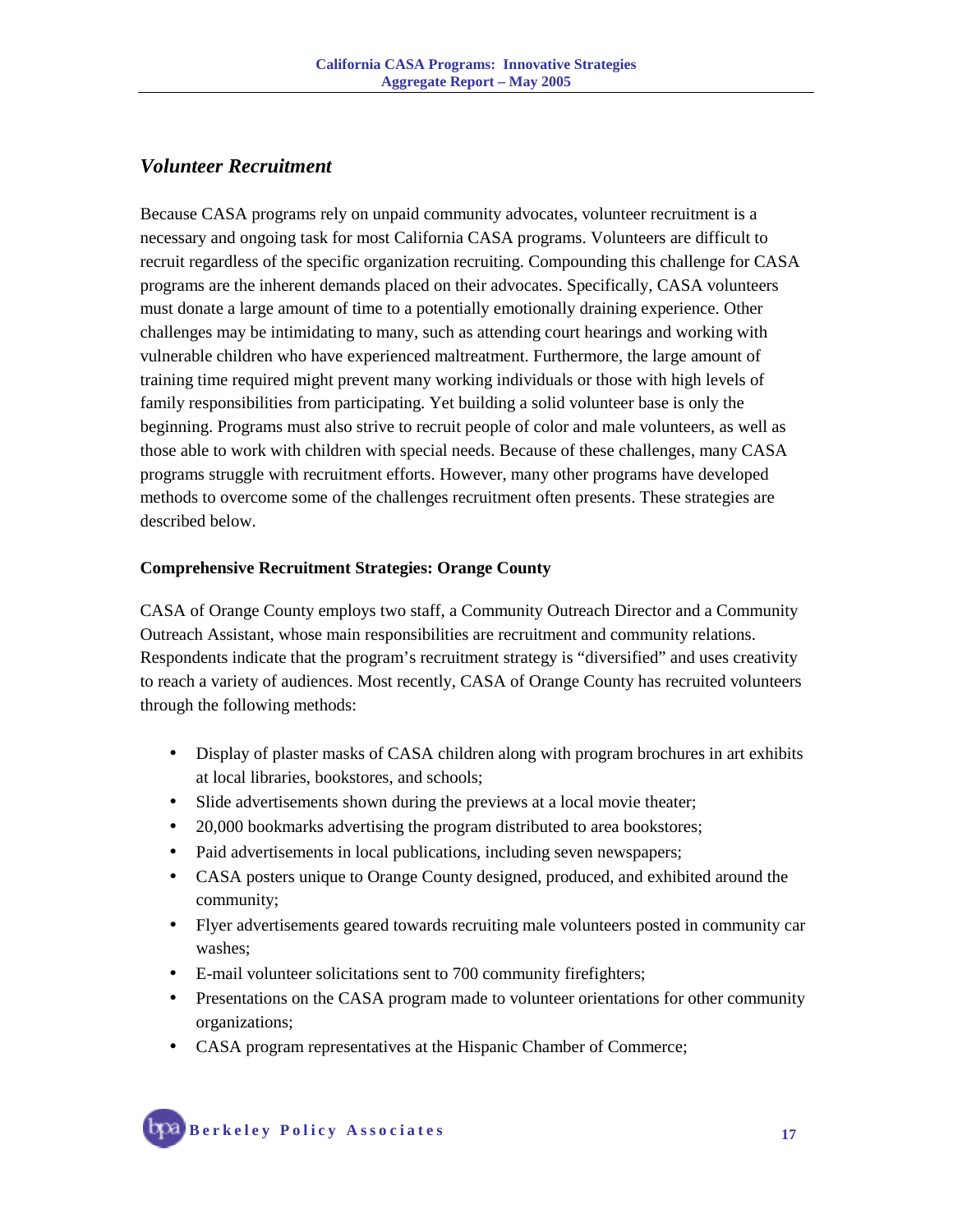## *Volunteer Recruitment*

Because CASA programs rely on unpaid community advocates, volunteer recruitment is a necessary and ongoing task for most California CASA programs. Volunteers are difficult to recruit regardless of the specific organization recruiting. Compounding this challenge for CASA programs are the inherent demands placed on their advocates. Specifically, CASA volunteers must donate a large amount of time to a potentially emotionally draining experience. Other challenges may be intimidating to many, such as attending court hearings and working with vulnerable children who have experienced maltreatment. Furthermore, the large amount of training time required might prevent many working individuals or those with high levels of family responsibilities from participating. Yet building a solid volunteer base is only the beginning. Programs must also strive to recruit people of color and male volunteers, as well as those able to work with children with special needs. Because of these challenges, many CASA programs struggle with recruitment efforts. However, many other programs have developed methods to overcome some of the challenges recruitment often presents. These strategies are described below.

**Comprehensive Recruitment Strategies: Orange County**

CASA of Orange County employs two staff, a Community Outreach Director and a Community Outreach Assistant, whose main responsibilities are recruitment and community relations. Respondents indicate that the program's recruitment strategy is "diversified" and uses creativity to reach a variety of audiences. Most recently, CASA of Orange County has recruited volunteers through the following methods:

- Display of plaster masks of CASA children along with program brochures in art exhibits at local libraries, bookstores, and schools;
- Slide advertisements shown during the previews at a local movie theater;
- 20,000 bookmarks advertising the program distributed to area bookstores;
- Paid advertisements in local publications, including seven newspapers;
- CASA posters unique to Orange County designed, produced, and exhibited around the community;
- Flyer advertisements geared towards recruiting male volunteers posted in community car washes;
- E-mail volunteer solicitations sent to 700 community firefighters;
- Presentations on the CASA program made to volunteer orientations for other community organizations;
- CASA program representatives at the Hispanic Chamber of Commerce;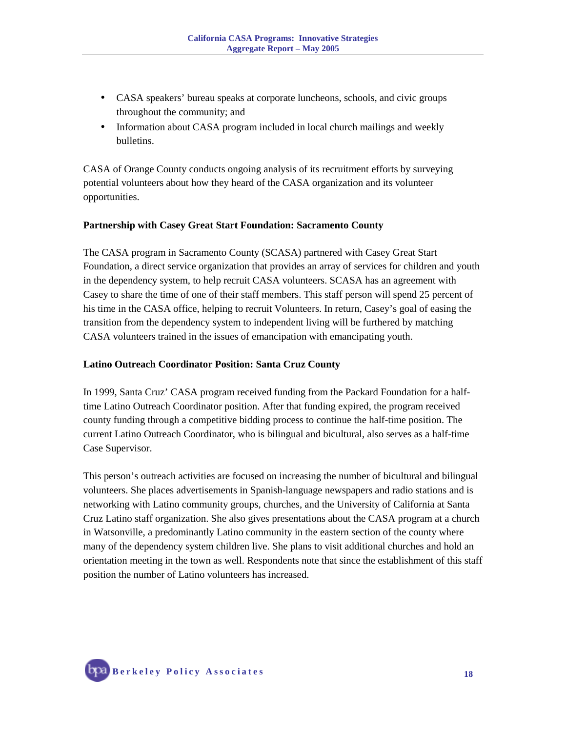- CASA speakers' bureau speaks at corporate luncheons, schools, and civic groups throughout the community; and
- Information about CASA program included in local church mailings and weekly bulletins.

CASA of Orange County conducts ongoing analysis of its recruitment efforts by surveying potential volunteers about how they heard of the CASA organization and its volunteer opportunities.

**Partnership with Casey Great Start Foundation: Sacramento County**

The CASA program in Sacramento County (SCASA) partnered with Casey Great Start Foundation, a direct service organization that provides an array of services for children and youth in the dependency system, to help recruit CASA volunteers. SCASA has an agreement with Casey to share the time of one of their staff members. This staff person will spend 25 percent of his time in the CASA office, helping to recruit Volunteers. In return, Casey's goal of easing the transition from the dependency system to independent living will be furthered by matching CASA volunteers trained in the issues of emancipation with emancipating youth.

**Latino Outreach Coordinator Position: Santa Cruz County**

In 1999, Santa Cruz' CASA program received funding from the Packard Foundation for a half-time Latino Outreach Coordinator position. After that funding expired, the program received county funding through a competitive bidding process to continue the half-time position. The current Latino Outreach Coordinator, who is bilingual and bicultural, also serves as a half-time Case Supervisor.

This person's outreach activities are focused on increasing the number of bicultural and bilingual volunteers. She places advertisements in Spanish-language newspapers and radio stations and is networking with Latino community groups, churches, and the University of California at Santa Cruz Latino staff organization. She also gives presentations about the CASA program at a church in Watsonville, a predominantly Latino community in the eastern section of the county where many of the dependency system children live. She plans to visit additional churches and hold an orientation meeting in the town as well. Respondents note that since the establishment of this staff position the number of Latino volunteers has increased.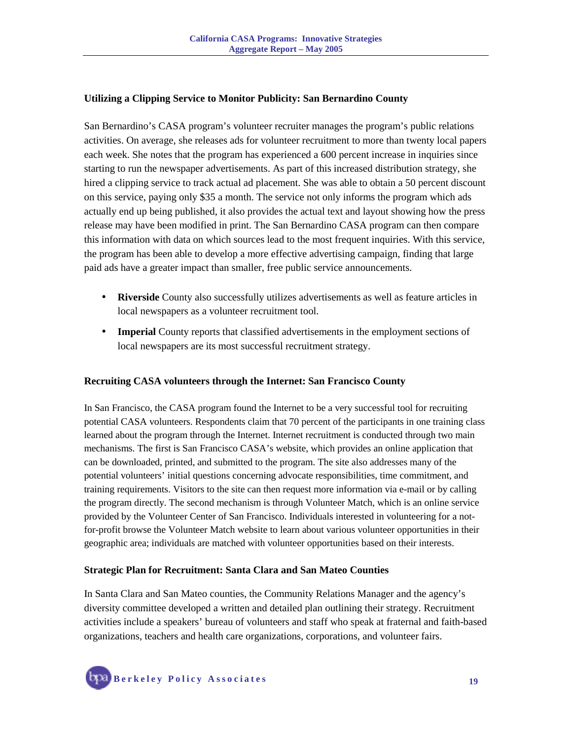### Utilizing a Clipping Service to Monitor Publicity: San Bernardino County

San Bernardino's CASA program's volunteer recruiter manages the program's public relations activities. On average, she releases ads for volunteer recruitment to more than twenty local papers each week. She notes that the program has experienced a 600 percent increase in inquiries since starting to run the newspaper advertisements. As part of this increased distribution strategy, she hired a clipping service to track actual ad placement. She was able to obtain a 50 percent discount on this service, paying only $35 a month. The service not only informs the program which ads actually end up being published, it also provides the actual text and layout showing how the press release may have been modified in print. The San Bernardino CASA program can then compare this information with data on which sources lead to the most frequent inquiries. With this service, the program has been able to develop a more effective advertising campaign, finding that large paid ads have a greater impact than smaller, free public service announcements.

- **Riverside** County also successfully utilizes advertisements as well as feature articles in local newspapers as a volunteer recruitment tool.
- **Imperial** County reports that classified advertisements in the employment sections of local newspapers are its most successful recruitment strategy.

### Recruiting CASA volunteers through the Internet: San Francisco County

In San Francisco, the CASA program found the Internet to be a very successful tool for recruiting potential CASA volunteers. Respondents claim that 70 percent of the participants in one training class learned about the program through the Internet. Internet recruitment is conducted through two main mechanisms. The first is San Francisco CASA's website, which provides an online application that can be downloaded, printed, and submitted to the program. The site also addresses many of the potential volunteers' initial questions concerning advocate responsibilities, time commitment, and training requirements. Visitors to the site can then request more information via e-mail or by calling the program directly. The second mechanism is through Volunteer Match, which is an online service provided by the Volunteer Center of San Francisco. Individuals interested in volunteering for a not-for-profit browse the Volunteer Match website to learn about various volunteer opportunities in their geographic area; individuals are matched with volunteer opportunities based on their interests.

### Strategic Plan for Recruitment: Santa Clara and San Mateo Counties

In Santa Clara and San Mateo counties, the Community Relations Manager and the agency's diversity committee developed a written and detailed plan outlining their strategy. Recruitment activities include a speakers' bureau of volunteers and staff who speak at fraternal and faith-based organizations, teachers and health care organizations, corporations, and volunteer fairs.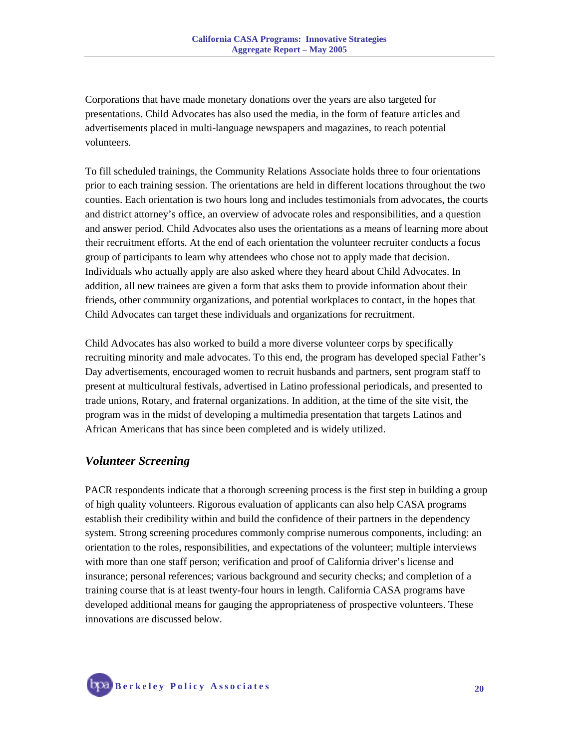Corporations that have made monetary donations over the years are also targeted for presentations. Child Advocates has also used the media, in the form of feature articles and advertisements placed in multi-language newspapers and magazines, to reach potential volunteers.

To fill scheduled trainings, the Community Relations Associate holds three to four orientations prior to each training session. The orientations are held in different locations throughout the two counties. Each orientation is two hours long and includes testimonials from advocates, the courts and district attorney's office, an overview of advocate roles and responsibilities, and a question and answer period. Child Advocates also uses the orientations as a means of learning more about their recruitment efforts. At the end of each orientation the volunteer recruiter conducts a focus group of participants to learn why attendees who chose not to apply made that decision. Individuals who actually apply are also asked where they heard about Child Advocates. In addition, all new trainees are given a form that asks them to provide information about their friends, other community organizations, and potential workplaces to contact, in the hopes that Child Advocates can target these individuals and organizations for recruitment.

Child Advocates has also worked to build a more diverse volunteer corps by specifically recruiting minority and male advocates. To this end, the program has developed special Father's Day advertisements, encouraged women to recruit husbands and partners, sent program staff to present at multicultural festivals, advertised in Latino professional periodicals, and presented to trade unions, Rotary, and fraternal organizations. In addition, at the time of the site visit, the program was in the midst of developing a multimedia presentation that targets Latinos and African Americans that has since been completed and is widely utilized.

### *Volunteer Screening*

PACR respondents indicate that a thorough screening process is the first step in building a group of high quality volunteers. Rigorous evaluation of applicants can also help CASA programs establish their credibility within and build the confidence of their partners in the dependency system. Strong screening procedures commonly comprise numerous components, including: an orientation to the roles, responsibilities, and expectations of the volunteer; multiple interviews with more than one staff person; verification and proof of California driver's license and insurance; personal references; various background and security checks; and completion of a training course that is at least twenty-four hours in length. California CASA programs have developed additional means for gauging the appropriateness of prospective volunteers. These innovations are discussed below.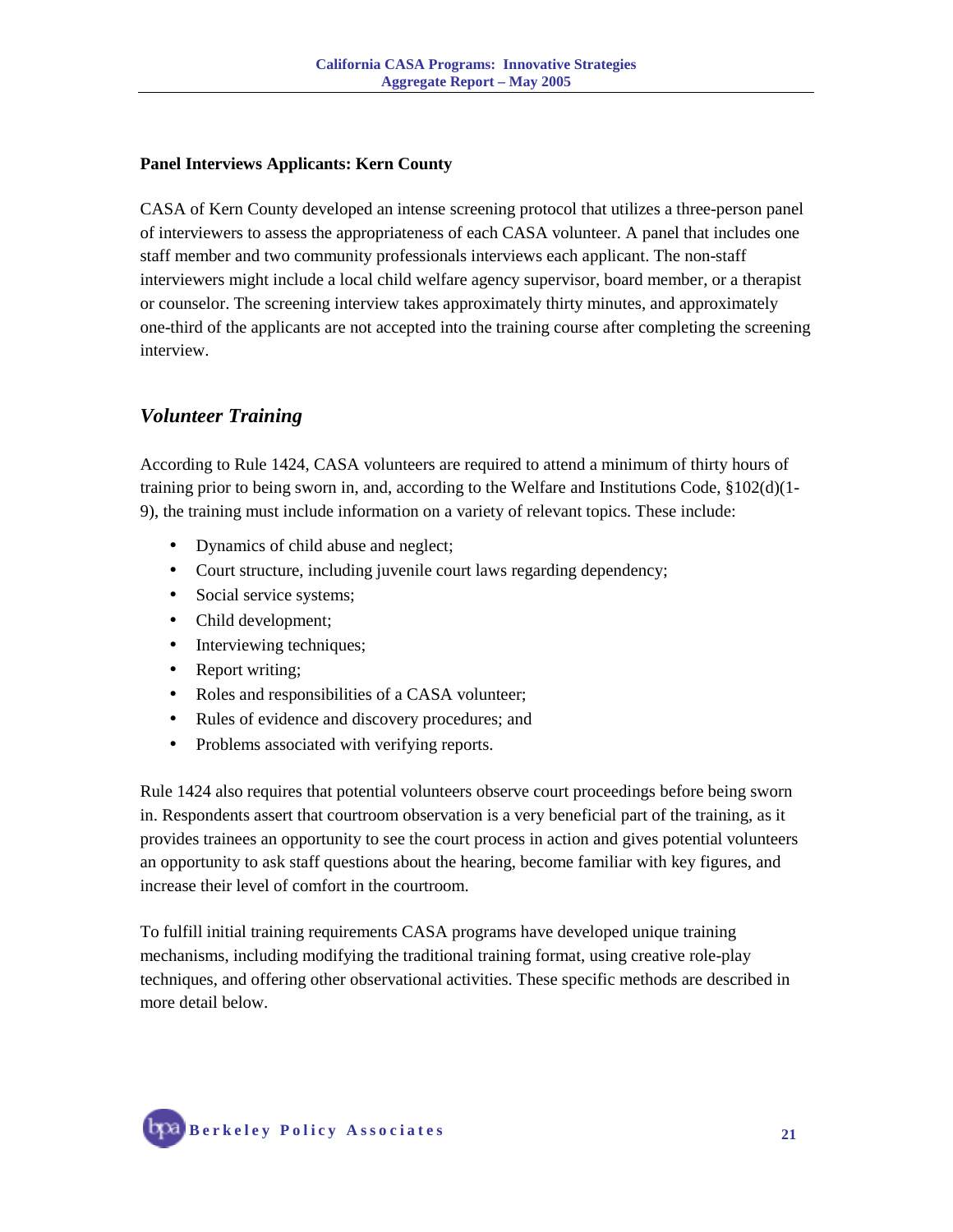**Panel Interviews Applicants: Kern County**

CASA of Kern County developed an intense screening protocol that utilizes a three-person panel of interviewers to assess the appropriateness of each CASA volunteer. A panel that includes one staff member and two community professionals interviews each applicant. The non-staff interviewers might include a local child welfare agency supervisor, board member, or a therapist or counselor. The screening interview takes approximately thirty minutes, and approximately one-third of the applicants are not accepted into the training course after completing the screening interview.

## *Volunteer Training*

According to Rule 1424, CASA volunteers are required to attend a minimum of thirty hours of training prior to being sworn in, and, according to the Welfare and Institutions Code, §102(d)(1-9), the training must include information on a variety of relevant topics. These include:

- Dynamics of child abuse and neglect;
- Court structure, including juvenile court laws regarding dependency;
- Social service systems;
- Child development;
- Interviewing techniques;
- Report writing;
- Roles and responsibilities of a CASA volunteer;
- Rules of evidence and discovery procedures; and
- Problems associated with verifying reports.

Rule 1424 also requires that potential volunteers observe court proceedings before being sworn in. Respondents assert that courtroom observation is a very beneficial part of the training, as it provides trainees an opportunity to see the court process in action and gives potential volunteers an opportunity to ask staff questions about the hearing, become familiar with key figures, and increase their level of comfort in the courtroom.

To fulfill initial training requirements CASA programs have developed unique training mechanisms, including modifying the traditional training format, using creative role-play techniques, and offering other observational activities. These specific methods are described in more detail below.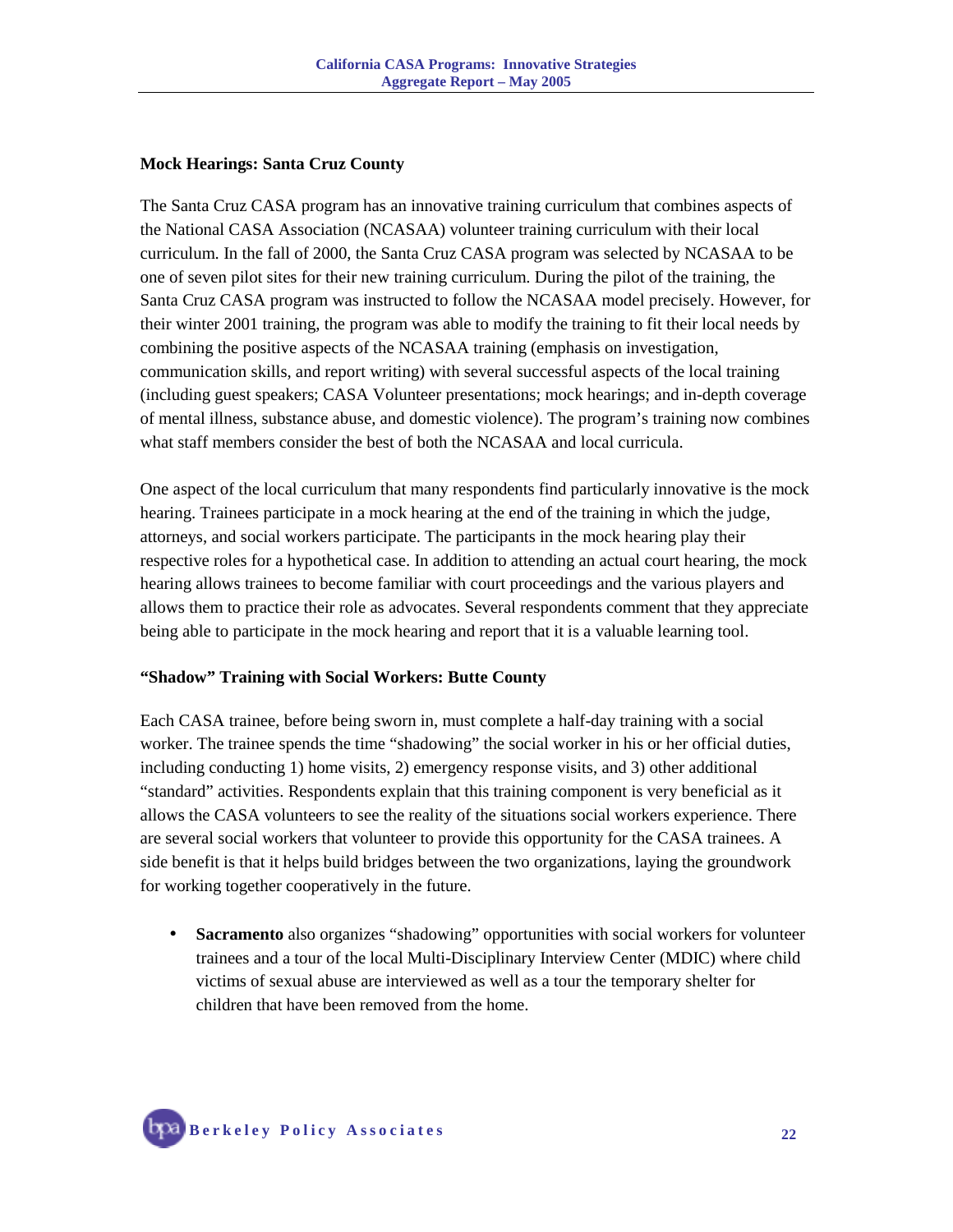**Mock Hearings: Santa Cruz County**

The Santa Cruz CASA program has an innovative training curriculum that combines aspects of the National CASA Association (NCASAA) volunteer training curriculum with their local curriculum. In the fall of 2000, the Santa Cruz CASA program was selected by NCASAA to be one of seven pilot sites for their new training curriculum. During the pilot of the training, the Santa Cruz CASA program was instructed to follow the NCASAA model precisely. However, for their winter 2001 training, the program was able to modify the training to fit their local needs by combining the positive aspects of the NCASAA training (emphasis on investigation, communication skills, and report writing) with several successful aspects of the local training (including guest speakers; CASA Volunteer presentations; mock hearings; and in-depth coverage of mental illness, substance abuse, and domestic violence). The program's training now combines what staff members consider the best of both the NCASAA and local curricula.

One aspect of the local curriculum that many respondents find particularly innovative is the mock hearing. Trainees participate in a mock hearing at the end of the training in which the judge, attorneys, and social workers participate. The participants in the mock hearing play their respective roles for a hypothetical case. In addition to attending an actual court hearing, the mock hearing allows trainees to become familiar with court proceedings and the various players and allows them to practice their role as advocates. Several respondents comment that they appreciate being able to participate in the mock hearing and report that it is a valuable learning tool.

**"Shadow" Training with Social Workers: Butte County**

Each CASA trainee, before being sworn in, must complete a half-day training with a social worker. The trainee spends the time "shadowing" the social worker in his or her official duties, including conducting 1) home visits, 2) emergency response visits, and 3) other additional "standard" activities. Respondents explain that this training component is very beneficial as it allows the CASA volunteers to see the reality of the situations social workers experience. There are several social workers that volunteer to provide this opportunity for the CASA trainees. A side benefit is that it helps build bridges between the two organizations, laying the groundwork for working together cooperatively in the future.

- **Sacramento** also organizes "shadowing" opportunities with social workers for volunteer trainees and a tour of the local Multi-Disciplinary Interview Center (MDIC) where child victims of sexual abuse are interviewed as well as a tour the temporary shelter for children that have been removed from the home.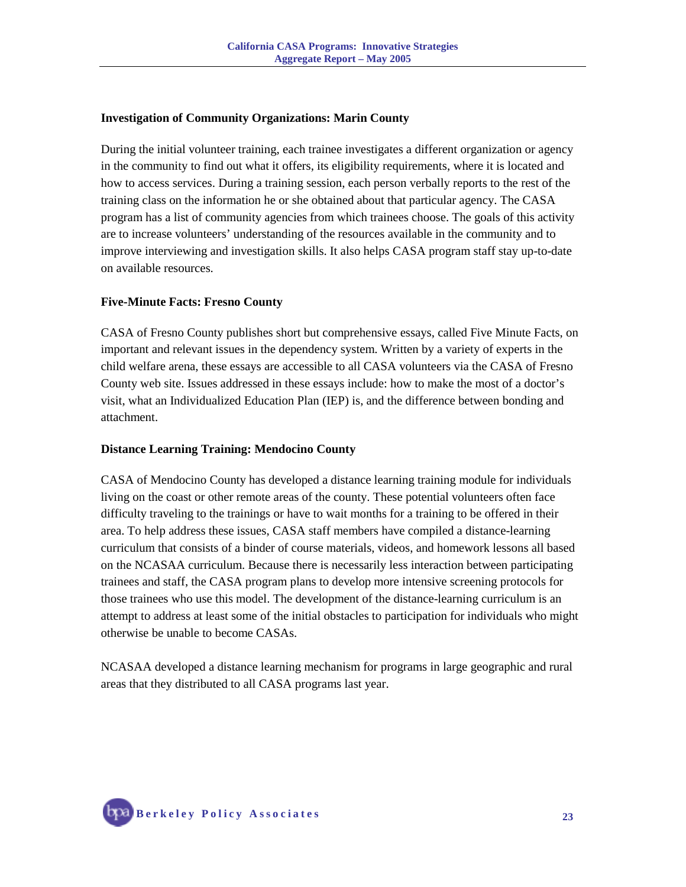**Investigation of Community Organizations: Marin County**

During the initial volunteer training, each trainee investigates a different organization or agency in the community to find out what it offers, its eligibility requirements, where it is located and how to access services. During a training session, each person verbally reports to the rest of the training class on the information he or she obtained about that particular agency. The CASA program has a list of community agencies from which trainees choose. The goals of this activity are to increase volunteers' understanding of the resources available in the community and to improve interviewing and investigation skills. It also helps CASA program staff stay up-to-date on available resources.

**Five-Minute Facts: Fresno County**

CASA of Fresno County publishes short but comprehensive essays, called Five Minute Facts, on important and relevant issues in the dependency system. Written by a variety of experts in the child welfare arena, these essays are accessible to all CASA volunteers via the CASA of Fresno County web site. Issues addressed in these essays include: how to make the most of a doctor's visit, what an Individualized Education Plan (IEP) is, and the difference between bonding and attachment.

**Distance Learning Training: Mendocino County**

CASA of Mendocino County has developed a distance learning training module for individuals living on the coast or other remote areas of the county. These potential volunteers often face difficulty traveling to the trainings or have to wait months for a training to be offered in their area. To help address these issues, CASA staff members have compiled a distance-learning curriculum that consists of a binder of course materials, videos, and homework lessons all based on the NCASAA curriculum. Because there is necessarily less interaction between participating trainees and staff, the CASA program plans to develop more intensive screening protocols for those trainees who use this model. The development of the distance-learning curriculum is an attempt to address at least some of the initial obstacles to participation for individuals who might otherwise be unable to become CASAs.

NCASAA developed a distance learning mechanism for programs in large geographic and rural areas that they distributed to all CASA programs last year.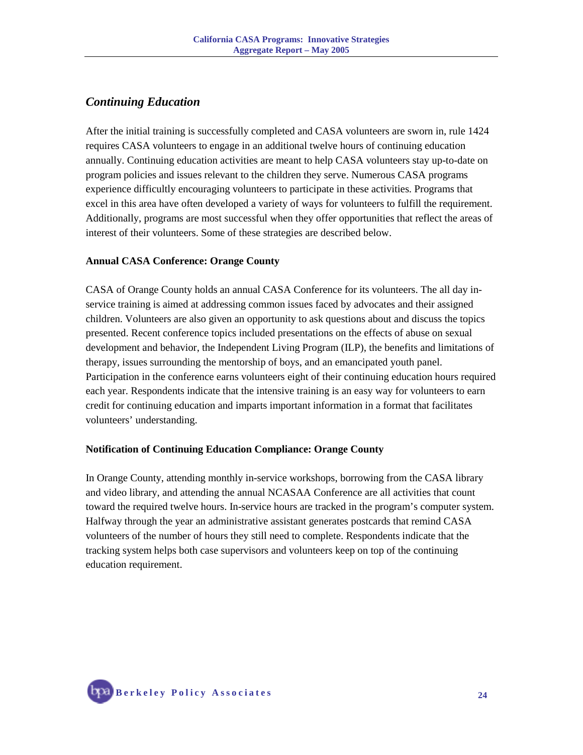## *Continuing Education*

After the initial training is successfully completed and CASA volunteers are sworn in, rule 1424 requires CASA volunteers to engage in an additional twelve hours of continuing education annually. Continuing education activities are meant to help CASA volunteers stay up-to-date on program policies and issues relevant to the children they serve. Numerous CASA programs experience difficultly encouraging volunteers to participate in these activities. Programs that excel in this area have often developed a variety of ways for volunteers to fulfill the requirement. Additionally, programs are most successful when they offer opportunities that reflect the areas of interest of their volunteers. Some of these strategies are described below.

### Annual CASA Conference: Orange County

CASA of Orange County holds an annual CASA Conference for its volunteers. The all day in-service training is aimed at addressing common issues faced by advocates and their assigned children. Volunteers are also given an opportunity to ask questions about and discuss the topics presented. Recent conference topics included presentations on the effects of abuse on sexual development and behavior, the Independent Living Program (ILP), the benefits and limitations of therapy, issues surrounding the mentorship of boys, and an emancipated youth panel. Participation in the conference earns volunteers eight of their continuing education hours required each year. Respondents indicate that the intensive training is an easy way for volunteers to earn credit for continuing education and imparts important information in a format that facilitates volunteers' understanding.

### Notification of Continuing Education Compliance: Orange County

In Orange County, attending monthly in-service workshops, borrowing from the CASA library and video library, and attending the annual NCASAA Conference are all activities that count toward the required twelve hours. In-service hours are tracked in the program's computer system. Halfway through the year an administrative assistant generates postcards that remind CASA volunteers of the number of hours they still need to complete. Respondents indicate that the tracking system helps both case supervisors and volunteers keep on top of the continuing education requirement.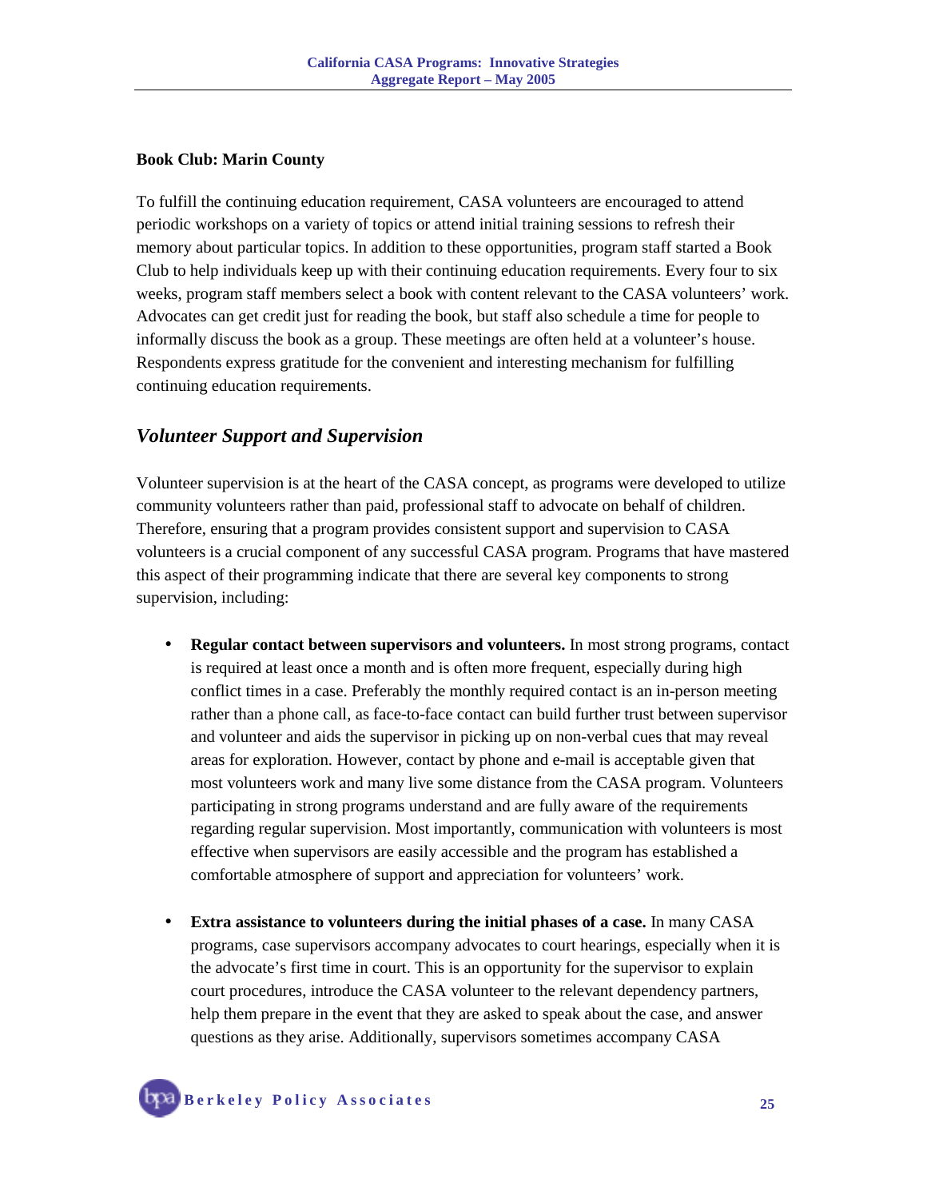**Book Club: Marin County**

To fulfill the continuing education requirement, CASA volunteers are encouraged to attend periodic workshops on a variety of topics or attend initial training sessions to refresh their memory about particular topics. In addition to these opportunities, program staff started a Book Club to help individuals keep up with their continuing education requirements. Every four to six weeks, program staff members select a book with content relevant to the CASA volunteers' work. Advocates can get credit just for reading the book, but staff also schedule a time for people to informally discuss the book as a group. These meetings are often held at a volunteer's house. Respondents express gratitude for the convenient and interesting mechanism for fulfilling continuing education requirements.

### *Volunteer Support and Supervision*

Volunteer supervision is at the heart of the CASA concept, as programs were developed to utilize community volunteers rather than paid, professional staff to advocate on behalf of children. Therefore, ensuring that a program provides consistent support and supervision to CASA volunteers is a crucial component of any successful CASA program. Programs that have mastered this aspect of their programming indicate that there are several key components to strong supervision, including:

- **Regular contact between supervisors and volunteers.** In most strong programs, contact is required at least once a month and is often more frequent, especially during high conflict times in a case. Preferably the monthly required contact is an in-person meeting rather than a phone call, as face-to-face contact can build further trust between supervisor and volunteer and aids the supervisor in picking up on non-verbal cues that may reveal areas for exploration. However, contact by phone and e-mail is acceptable given that most volunteers work and many live some distance from the CASA program. Volunteers participating in strong programs understand and are fully aware of the requirements regarding regular supervision. Most importantly, communication with volunteers is most effective when supervisors are easily accessible and the program has established a comfortable atmosphere of support and appreciation for volunteers' work.

- **Extra assistance to volunteers during the initial phases of a case.** In many CASA programs, case supervisors accompany advocates to court hearings, especially when it is the advocate's first time in court. This is an opportunity for the supervisor to explain court procedures, introduce the CASA volunteer to the relevant dependency partners, help them prepare in the event that they are asked to speak about the case, and answer questions as they arise. Additionally, supervisors sometimes accompany CASA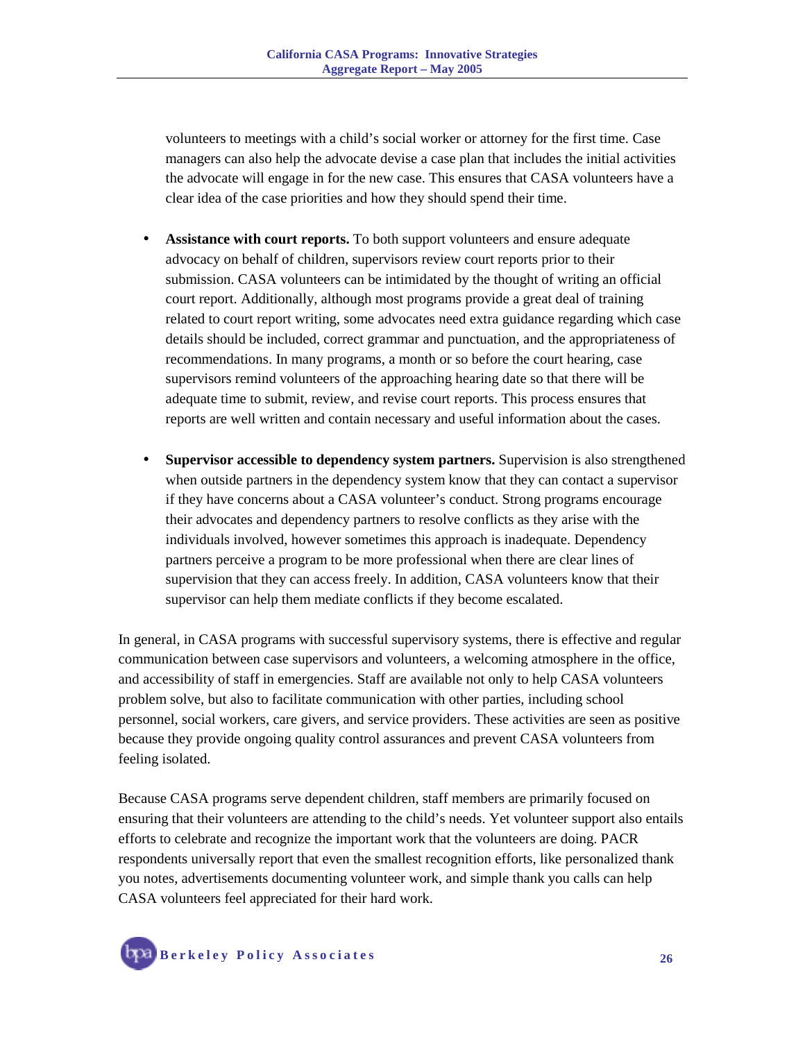volunteers to meetings with a child's social worker or attorney for the first time. Case managers can also help the advocate devise a case plan that includes the initial activities the advocate will engage in for the new case. This ensures that CASA volunteers have a clear idea of the case priorities and how they should spend their time.

- **Assistance with court reports.** To both support volunteers and ensure adequate advocacy on behalf of children, supervisors review court reports prior to their submission. CASA volunteers can be intimidated by the thought of writing an official court report. Additionally, although most programs provide a great deal of training related to court report writing, some advocates need extra guidance regarding which case details should be included, correct grammar and punctuation, and the appropriateness of recommendations. In many programs, a month or so before the court hearing, case supervisors remind volunteers of the approaching hearing date so that there will be adequate time to submit, review, and revise court reports. This process ensures that reports are well written and contain necessary and useful information about the cases.

- **Supervisor accessible to dependency system partners.** Supervision is also strengthened when outside partners in the dependency system know that they can contact a supervisor if they have concerns about a CASA volunteer's conduct. Strong programs encourage their advocates and dependency partners to resolve conflicts as they arise with the individuals involved, however sometimes this approach is inadequate. Dependency partners perceive a program to be more professional when there are clear lines of supervision that they can access freely. In addition, CASA volunteers know that their supervisor can help them mediate conflicts if they become escalated.

In general, in CASA programs with successful supervisory systems, there is effective and regular communication between case supervisors and volunteers, a welcoming atmosphere in the office, and accessibility of staff in emergencies. Staff are available not only to help CASA volunteers problem solve, but also to facilitate communication with other parties, including school personnel, social workers, care givers, and service providers. These activities are seen as positive because they provide ongoing quality control assurances and prevent CASA volunteers from feeling isolated.

Because CASA programs serve dependent children, staff members are primarily focused on ensuring that their volunteers are attending to the child's needs. Yet volunteer support also entails efforts to celebrate and recognize the important work that the volunteers are doing. PACR respondents universally report that even the smallest recognition efforts, like personalized thank you notes, advertisements documenting volunteer work, and simple thank you calls can help CASA volunteers feel appreciated for their hard work.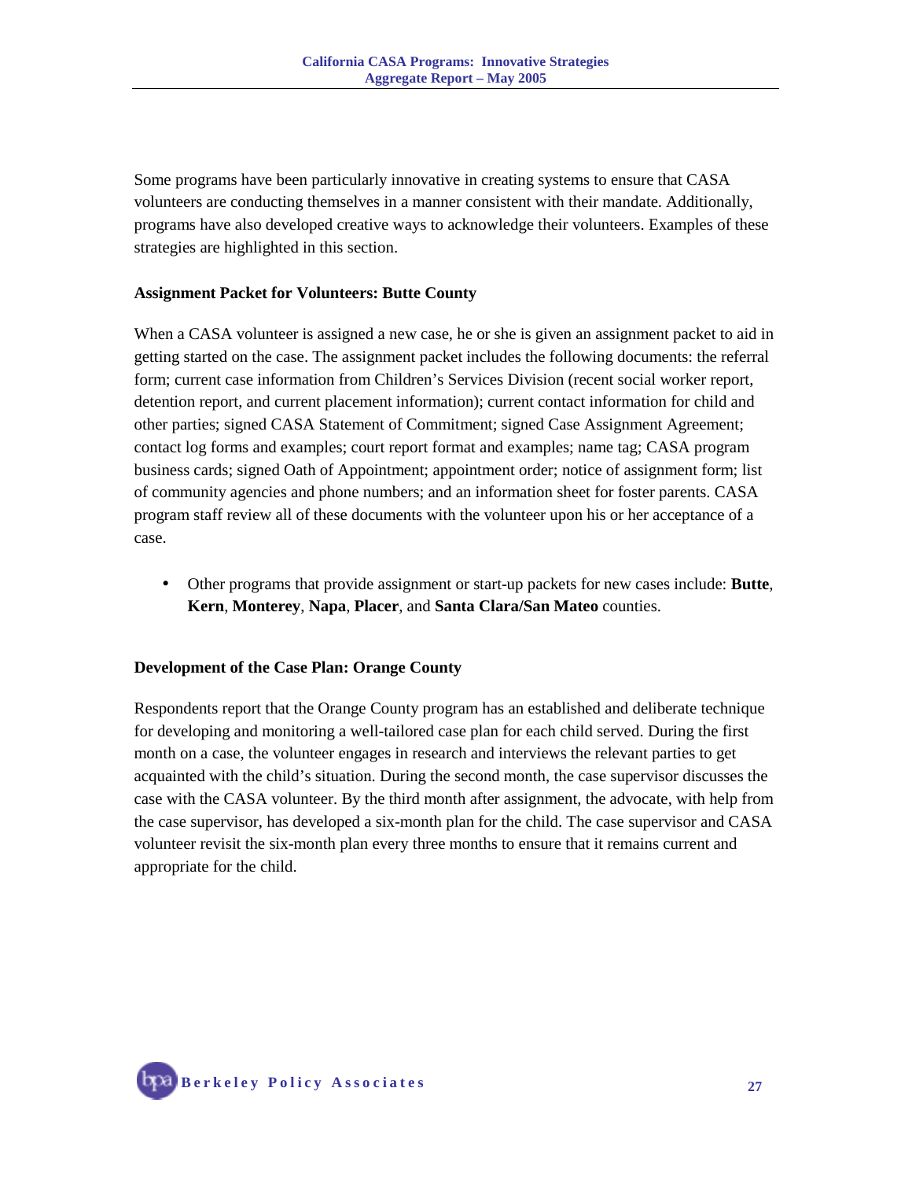Some programs have been particularly innovative in creating systems to ensure that CASA volunteers are conducting themselves in a manner consistent with their mandate. Additionally, programs have also developed creative ways to acknowledge their volunteers. Examples of these strategies are highlighted in this section.

**Assignment Packet for Volunteers: Butte County**

When a CASA volunteer is assigned a new case, he or she is given an assignment packet to aid in getting started on the case. The assignment packet includes the following documents: the referral form; current case information from Children's Services Division (recent social worker report, detention report, and current placement information); current contact information for child and other parties; signed CASA Statement of Commitment; signed Case Assignment Agreement; contact log forms and examples; court report format and examples; name tag; CASA program business cards; signed Oath of Appointment; appointment order; notice of assignment form; list of community agencies and phone numbers; and an information sheet for foster parents. CASA program staff review all of these documents with the volunteer upon his or her acceptance of a case.

- Other programs that provide assignment or start-up packets for new cases include: **Butte**, **Kern**, **Monterey**, **Napa**, **Placer**, and **Santa Clara/San Mateo** counties.

**Development of the Case Plan: Orange County**

Respondents report that the Orange County program has an established and deliberate technique for developing and monitoring a well-tailored case plan for each child served. During the first month on a case, the volunteer engages in research and interviews the relevant parties to get acquainted with the child's situation. During the second month, the case supervisor discusses the case with the CASA volunteer. By the third month after assignment, the advocate, with help from the case supervisor, has developed a six-month plan for the child. The case supervisor and CASA volunteer revisit the six-month plan every three months to ensure that it remains current and appropriate for the child.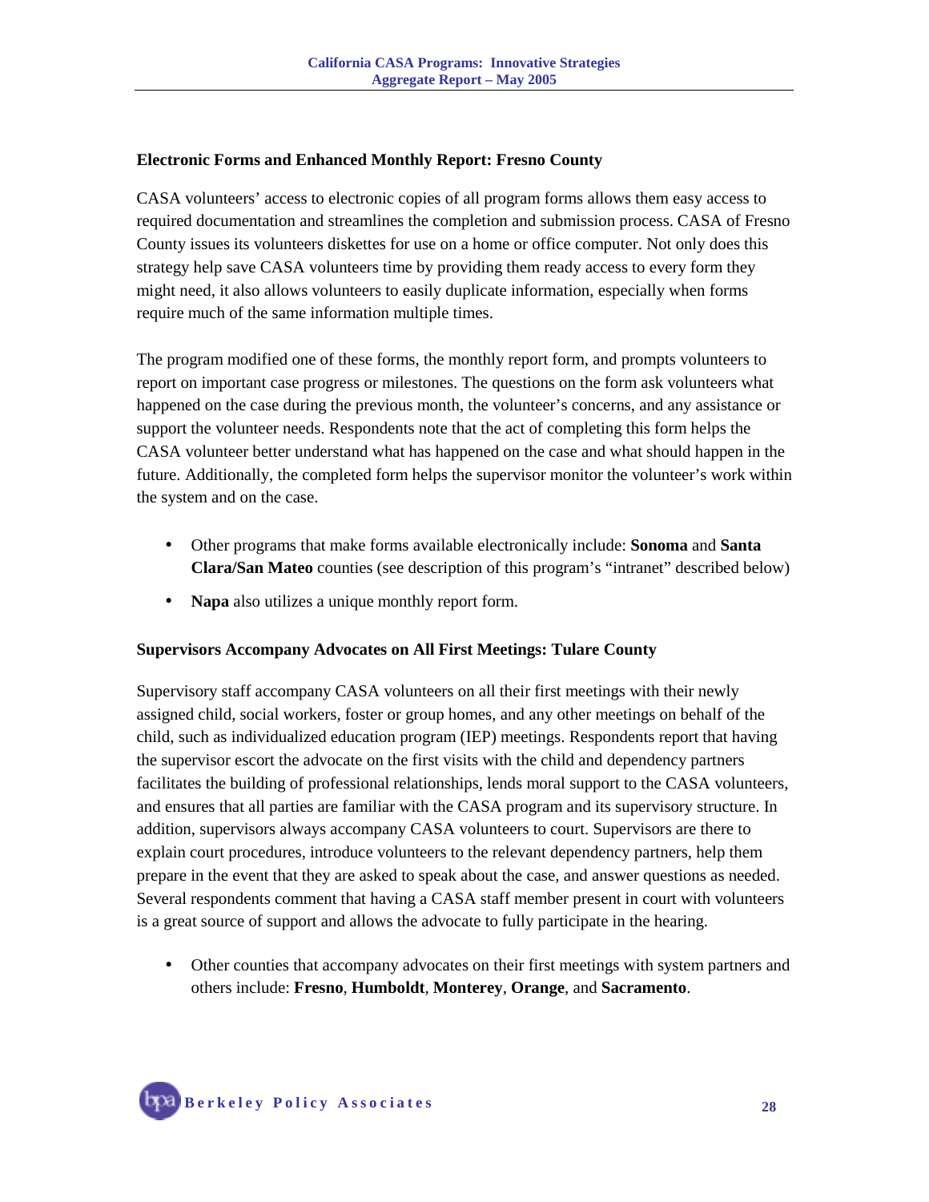### Electronic Forms and Enhanced Monthly Report: Fresno County

CASA volunteers' access to electronic copies of all program forms allows them easy access to required documentation and streamlines the completion and submission process. CASA of Fresno County issues its volunteers diskettes for use on a home or office computer. Not only does this strategy help save CASA volunteers time by providing them ready access to every form they might need, it also allows volunteers to easily duplicate information, especially when forms require much of the same information multiple times.

The program modified one of these forms, the monthly report form, and prompts volunteers to report on important case progress or milestones. The questions on the form ask volunteers what happened on the case during the previous month, the volunteer's concerns, and any assistance or support the volunteer needs. Respondents note that the act of completing this form helps the CASA volunteer better understand what has happened on the case and what should happen in the future. Additionally, the completed form helps the supervisor monitor the volunteer's work within the system and on the case.

- Other programs that make forms available electronically include: **Sonoma** and **Santa Clara/San Mateo** counties (see description of this program's "intranet" described below)
- **Napa** also utilizes a unique monthly report form.

### Supervisors Accompany Advocates on All First Meetings: Tulare County

Supervisory staff accompany CASA volunteers on all their first meetings with their newly assigned child, social workers, foster or group homes, and any other meetings on behalf of the child, such as individualized education program (IEP) meetings. Respondents report that having the supervisor escort the advocate on the first visits with the child and dependency partners facilitates the building of professional relationships, lends moral support to the CASA volunteers, and ensures that all parties are familiar with the CASA program and its supervisory structure. In addition, supervisors always accompany CASA volunteers to court. Supervisors are there to explain court procedures, introduce volunteers to the relevant dependency partners, help them prepare in the event that they are asked to speak about the case, and answer questions as needed. Several respondents comment that having a CASA staff member present in court with volunteers is a great source of support and allows the advocate to fully participate in the hearing.

- Other counties that accompany advocates on their first meetings with system partners and others include: **Fresno**, **Humboldt**, **Monterey**, **Orange**, and **Sacramento**.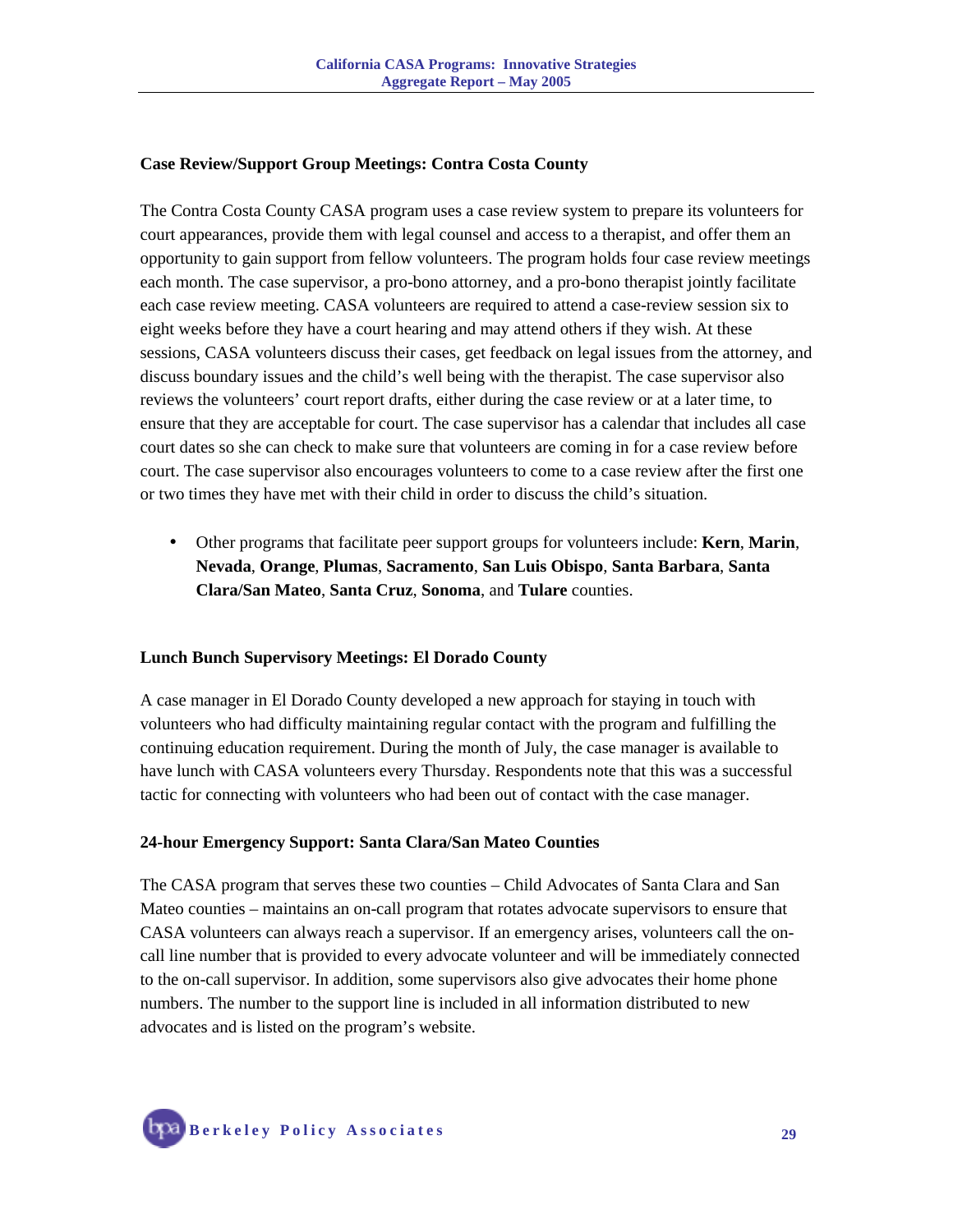### Case Review/Support Group Meetings: Contra Costa County

The Contra Costa County CASA program uses a case review system to prepare its volunteers for court appearances, provide them with legal counsel and access to a therapist, and offer them an opportunity to gain support from fellow volunteers. The program holds four case review meetings each month. The case supervisor, a pro-bono attorney, and a pro-bono therapist jointly facilitate each case review meeting. CASA volunteers are required to attend a case-review session six to eight weeks before they have a court hearing and may attend others if they wish. At these sessions, CASA volunteers discuss their cases, get feedback on legal issues from the attorney, and discuss boundary issues and the child's well being with the therapist. The case supervisor also reviews the volunteers' court report drafts, either during the case review or at a later time, to ensure that they are acceptable for court. The case supervisor has a calendar that includes all case court dates so she can check to make sure that volunteers are coming in for a case review before court. The case supervisor also encourages volunteers to come to a case review after the first one or two times they have met with their child in order to discuss the child's situation.

- Other programs that facilitate peer support groups for volunteers include: **Kern**, **Marin**, **Nevada**, **Orange**, **Plumas**, **Sacramento**, **San Luis Obispo**, **Santa Barbara**, **Santa Clara/San Mateo**, **Santa Cruz**, **Sonoma**, and **Tulare** counties.

### Lunch Bunch Supervisory Meetings: El Dorado County

A case manager in El Dorado County developed a new approach for staying in touch with volunteers who had difficulty maintaining regular contact with the program and fulfilling the continuing education requirement. During the month of July, the case manager is available to have lunch with CASA volunteers every Thursday. Respondents note that this was a successful tactic for connecting with volunteers who had been out of contact with the case manager.

### 24-hour Emergency Support: Santa Clara/San Mateo Counties

The CASA program that serves these two counties – Child Advocates of Santa Clara and San Mateo counties – maintains an on-call program that rotates advocate supervisors to ensure that CASA volunteers can always reach a supervisor. If an emergency arises, volunteers call the on-call line number that is provided to every advocate volunteer and will be immediately connected to the on-call supervisor. In addition, some supervisors also give advocates their home phone numbers. The number to the support line is included in all information distributed to new advocates and is listed on the program's website.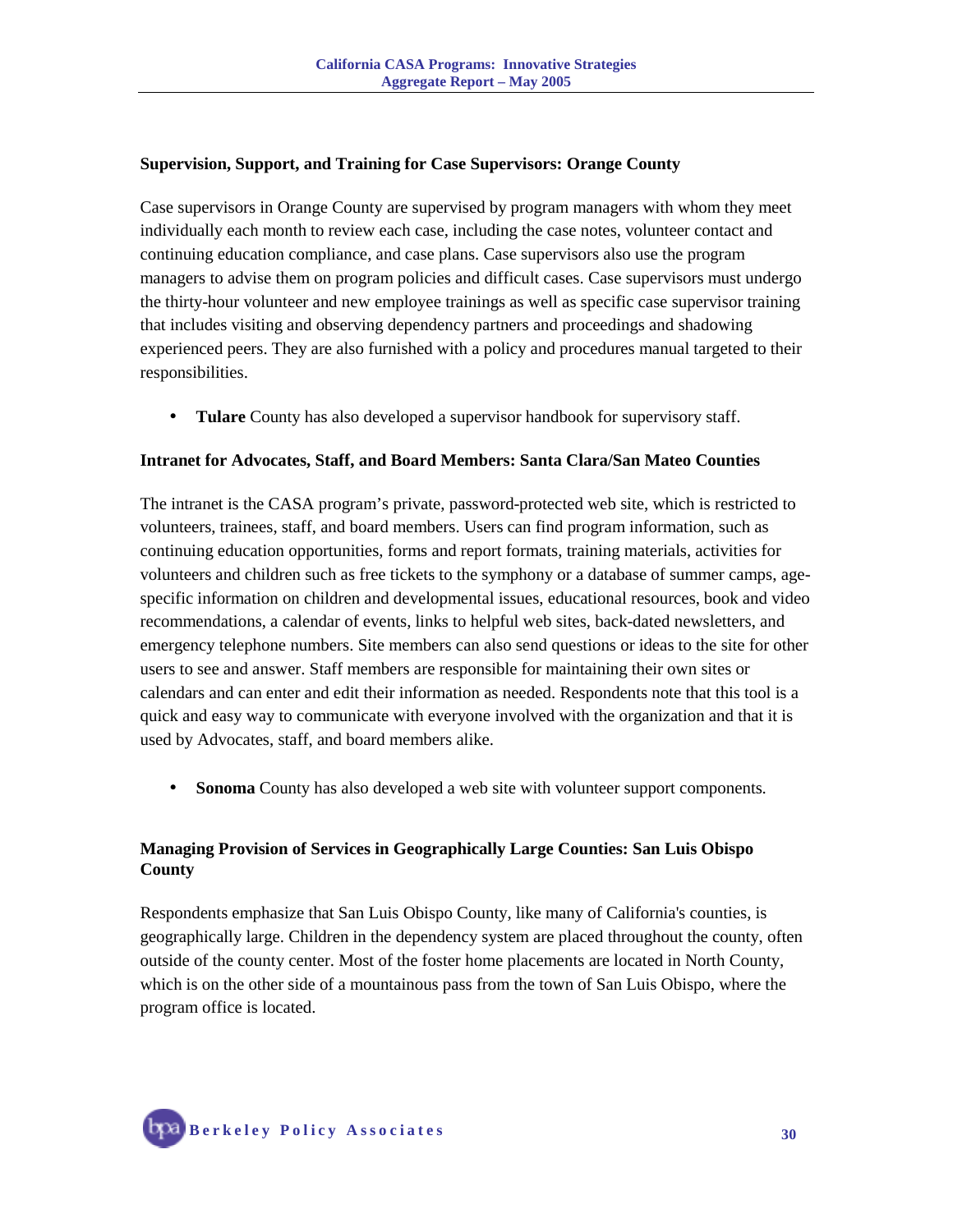### Supervision, Support, and Training for Case Supervisors: Orange County

Case supervisors in Orange County are supervised by program managers with whom they meet individually each month to review each case, including the case notes, volunteer contact and continuing education compliance, and case plans. Case supervisors also use the program managers to advise them on program policies and difficult cases. Case supervisors must undergo the thirty-hour volunteer and new employee trainings as well as specific case supervisor training that includes visiting and observing dependency partners and proceedings and shadowing experienced peers. They are also furnished with a policy and procedures manual targeted to their responsibilities.

- **Tulare** County has also developed a supervisor handbook for supervisory staff.

### Intranet for Advocates, Staff, and Board Members: Santa Clara/San Mateo Counties

The intranet is the CASA program's private, password-protected web site, which is restricted to volunteers, trainees, staff, and board members. Users can find program information, such as continuing education opportunities, forms and report formats, training materials, activities for volunteers and children such as free tickets to the symphony or a database of summer camps, age-specific information on children and developmental issues, educational resources, book and video recommendations, a calendar of events, links to helpful web sites, back-dated newsletters, and emergency telephone numbers. Site members can also send questions or ideas to the site for other users to see and answer. Staff members are responsible for maintaining their own sites or calendars and can enter and edit their information as needed. Respondents note that this tool is a quick and easy way to communicate with everyone involved with the organization and that it is used by Advocates, staff, and board members alike.

- **Sonoma** County has also developed a web site with volunteer support components.

### Managing Provision of Services in Geographically Large Counties: San Luis Obispo County

Respondents emphasize that San Luis Obispo County, like many of California's counties, is geographically large. Children in the dependency system are placed throughout the county, often outside of the county center. Most of the foster home placements are located in North County, which is on the other side of a mountainous pass from the town of San Luis Obispo, where the program office is located.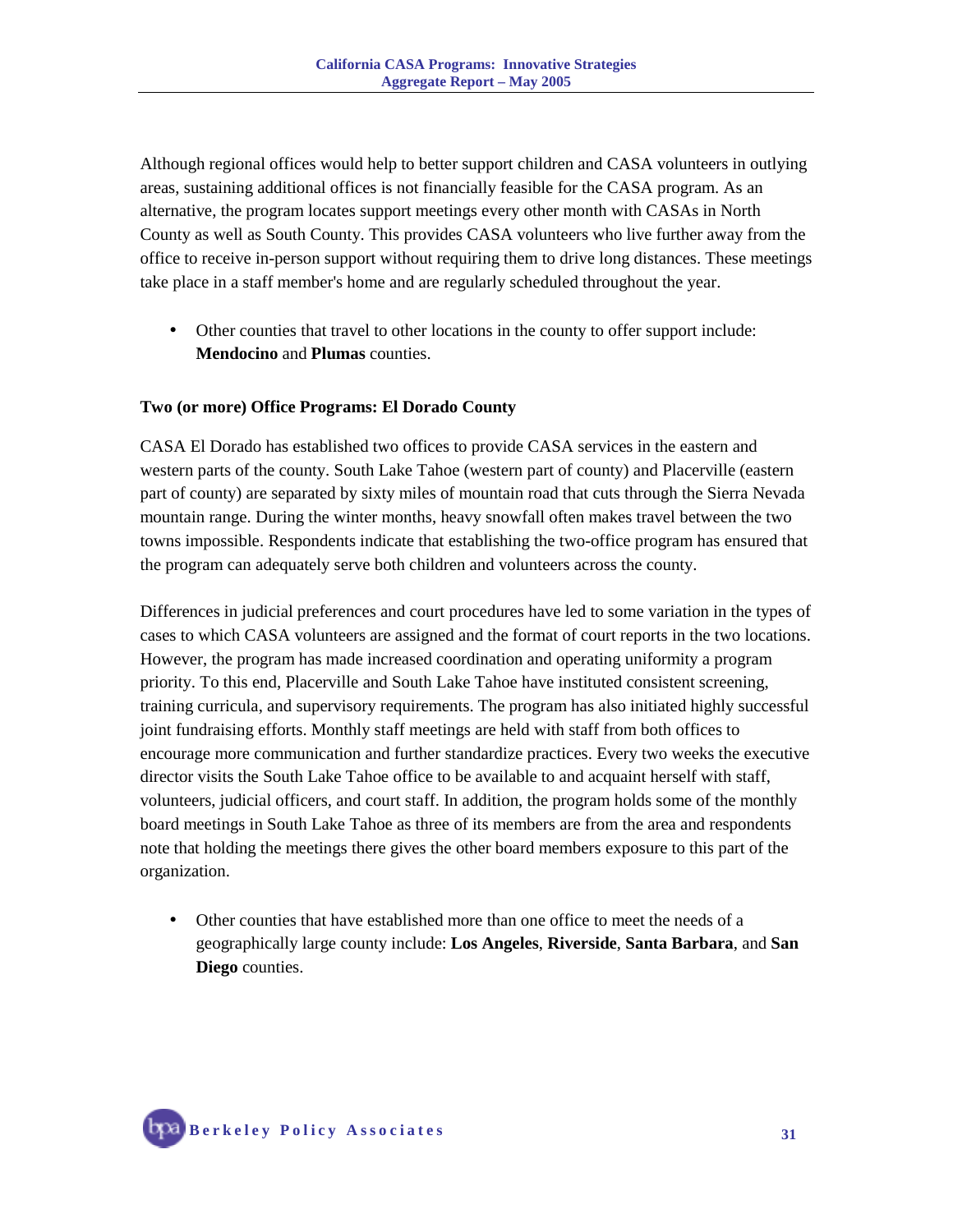Although regional offices would help to better support children and CASA volunteers in outlying areas, sustaining additional offices is not financially feasible for the CASA program. As an alternative, the program locates support meetings every other month with CASAs in North County as well as South County. This provides CASA volunteers who live further away from the office to receive in-person support without requiring them to drive long distances. These meetings take place in a staff member's home and are regularly scheduled throughout the year.

- Other counties that travel to other locations in the county to offer support include: **Mendocino** and **Plumas** counties.

**Two (or more) Office Programs: El Dorado County**

CASA El Dorado has established two offices to provide CASA services in the eastern and western parts of the county. South Lake Tahoe (western part of county) and Placerville (eastern part of county) are separated by sixty miles of mountain road that cuts through the Sierra Nevada mountain range. During the winter months, heavy snowfall often makes travel between the two towns impossible. Respondents indicate that establishing the two-office program has ensured that the program can adequately serve both children and volunteers across the county.

Differences in judicial preferences and court procedures have led to some variation in the types of cases to which CASA volunteers are assigned and the format of court reports in the two locations. However, the program has made increased coordination and operating uniformity a program priority. To this end, Placerville and South Lake Tahoe have instituted consistent screening, training curricula, and supervisory requirements. The program has also initiated highly successful joint fundraising efforts. Monthly staff meetings are held with staff from both offices to encourage more communication and further standardize practices. Every two weeks the executive director visits the South Lake Tahoe office to be available to and acquaint herself with staff, volunteers, judicial officers, and court staff. In addition, the program holds some of the monthly board meetings in South Lake Tahoe as three of its members are from the area and respondents note that holding the meetings there gives the other board members exposure to this part of the organization.

- Other counties that have established more than one office to meet the needs of a geographically large county include: **Los Angeles**, **Riverside**, **Santa Barbara**, and **San Diego** counties.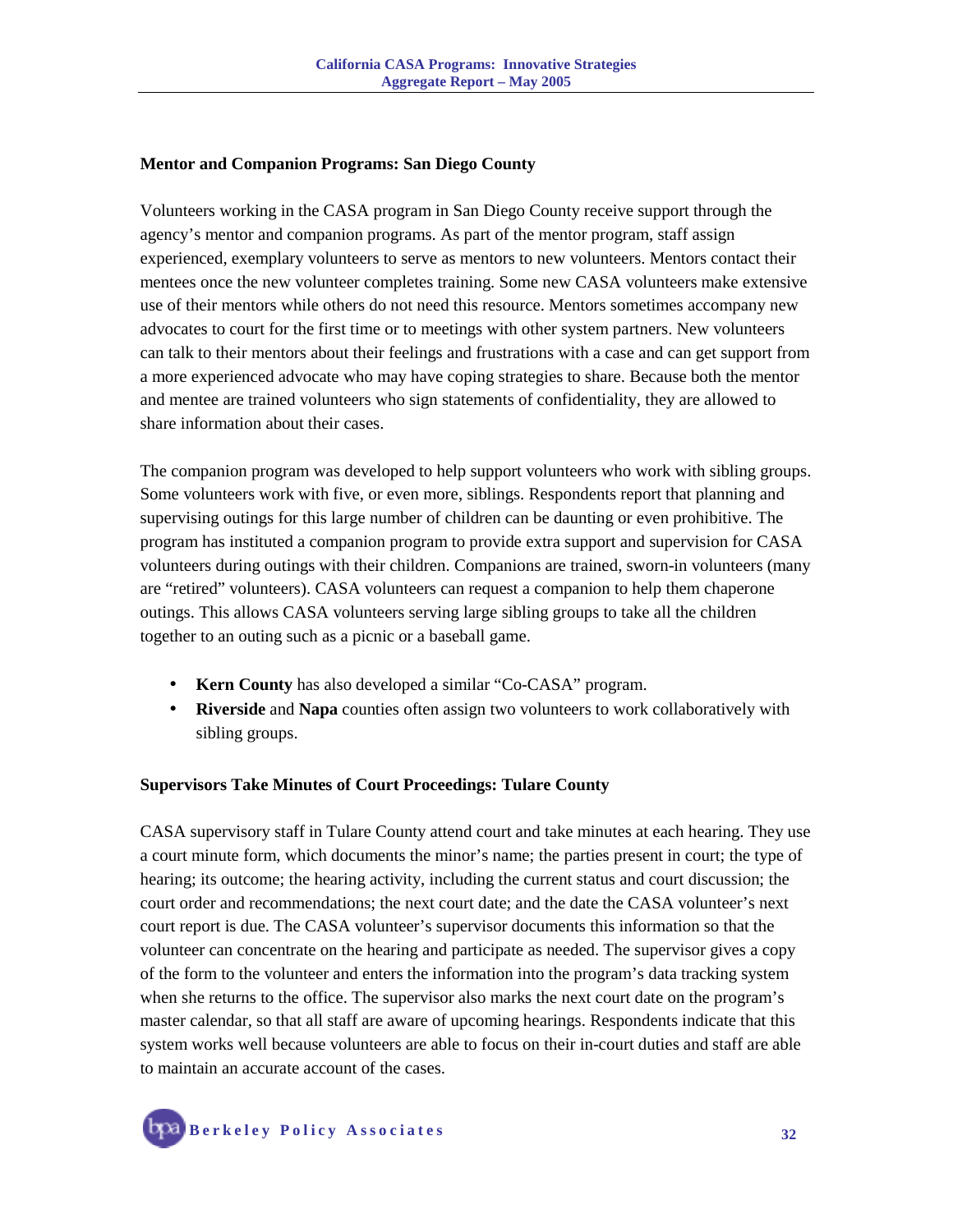### Mentor and Companion Programs: San Diego County

Volunteers working in the CASA program in San Diego County receive support through the agency's mentor and companion programs. As part of the mentor program, staff assign experienced, exemplary volunteers to serve as mentors to new volunteers. Mentors contact their mentees once the new volunteer completes training. Some new CASA volunteers make extensive use of their mentors while others do not need this resource. Mentors sometimes accompany new advocates to court for the first time or to meetings with other system partners. New volunteers can talk to their mentors about their feelings and frustrations with a case and can get support from a more experienced advocate who may have coping strategies to share. Because both the mentor and mentee are trained volunteers who sign statements of confidentiality, they are allowed to share information about their cases.

The companion program was developed to help support volunteers who work with sibling groups. Some volunteers work with five, or even more, siblings. Respondents report that planning and supervising outings for this large number of children can be daunting or even prohibitive. The program has instituted a companion program to provide extra support and supervision for CASA volunteers during outings with their children. Companions are trained, sworn-in volunteers (many are "retired" volunteers). CASA volunteers can request a companion to help them chaperone outings. This allows CASA volunteers serving large sibling groups to take all the children together to an outing such as a picnic or a baseball game.

- **Kern County** has also developed a similar "Co-CASA" program.
- **Riverside** and **Napa** counties often assign two volunteers to work collaboratively with sibling groups.

### Supervisors Take Minutes of Court Proceedings: Tulare County

CASA supervisory staff in Tulare County attend court and take minutes at each hearing. They use a court minute form, which documents the minor's name; the parties present in court; the type of hearing; its outcome; the hearing activity, including the current status and court discussion; the court order and recommendations; the next court date; and the date the CASA volunteer's next court report is due. The CASA volunteer's supervisor documents this information so that the volunteer can concentrate on the hearing and participate as needed. The supervisor gives a copy of the form to the volunteer and enters the information into the program's data tracking system when she returns to the office. The supervisor also marks the next court date on the program's master calendar, so that all staff are aware of upcoming hearings. Respondents indicate that this system works well because volunteers are able to focus on their in-court duties and staff are able to maintain an accurate account of the cases.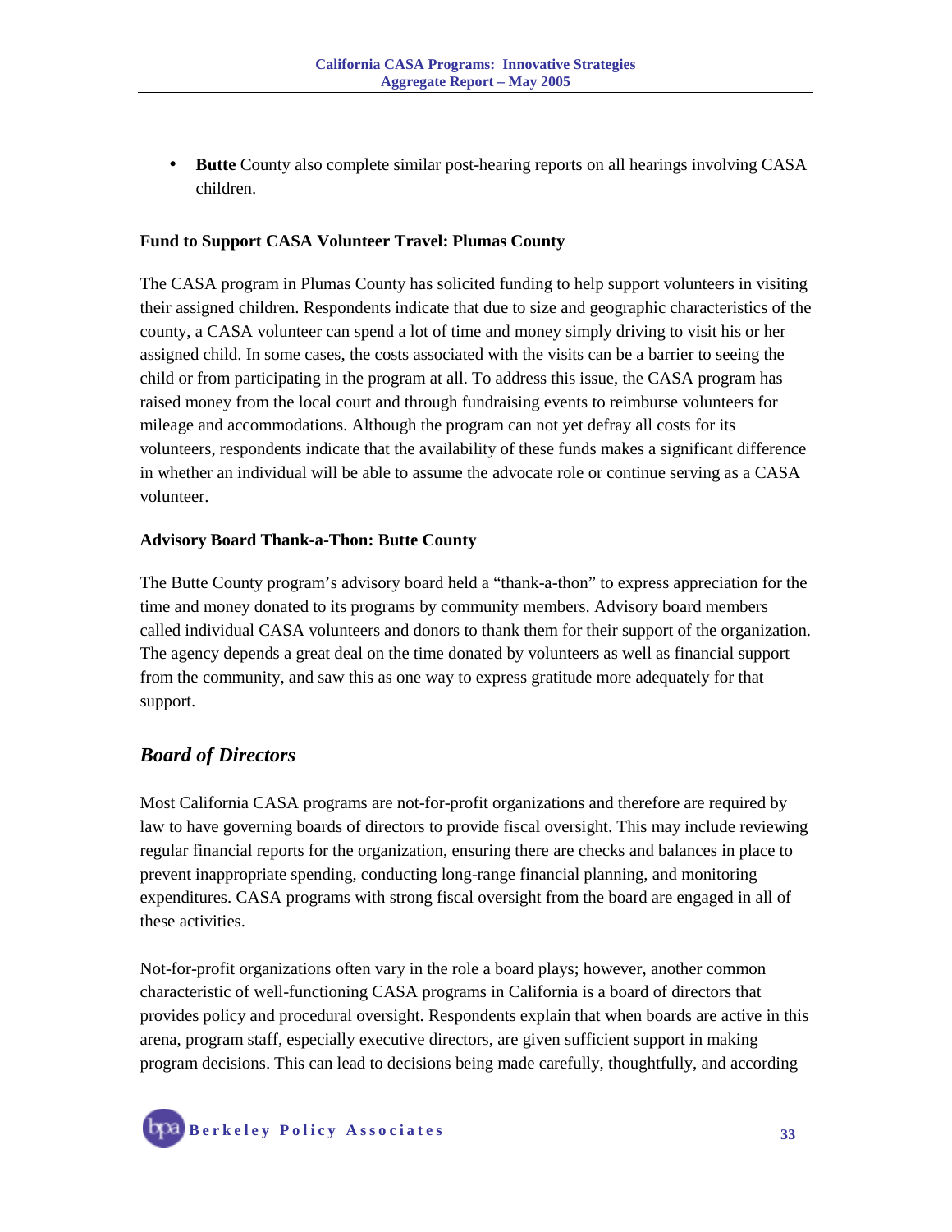- **Butte** County also complete similar post-hearing reports on all hearings involving CASA children.

**Fund to Support CASA Volunteer Travel: Plumas County**

The CASA program in Plumas County has solicited funding to help support volunteers in visiting their assigned children. Respondents indicate that due to size and geographic characteristics of the county, a CASA volunteer can spend a lot of time and money simply driving to visit his or her assigned child. In some cases, the costs associated with the visits can be a barrier to seeing the child or from participating in the program at all. To address this issue, the CASA program has raised money from the local court and through fundraising events to reimburse volunteers for mileage and accommodations. Although the program can not yet defray all costs for its volunteers, respondents indicate that the availability of these funds makes a significant difference in whether an individual will be able to assume the advocate role or continue serving as a CASA volunteer.

**Advisory Board Thank-a-Thon: Butte County**

The Butte County program's advisory board held a "thank-a-thon" to express appreciation for the time and money donated to its programs by community members. Advisory board members called individual CASA volunteers and donors to thank them for their support of the organization. The agency depends a great deal on the time donated by volunteers as well as financial support from the community, and saw this as one way to express gratitude more adequately for that support.

## *Board of Directors*

Most California CASA programs are not-for-profit organizations and therefore are required by law to have governing boards of directors to provide fiscal oversight. This may include reviewing regular financial reports for the organization, ensuring there are checks and balances in place to prevent inappropriate spending, conducting long-range financial planning, and monitoring expenditures. CASA programs with strong fiscal oversight from the board are engaged in all of these activities.

Not-for-profit organizations often vary in the role a board plays; however, another common characteristic of well-functioning CASA programs in California is a board of directors that provides policy and procedural oversight. Respondents explain that when boards are active in this arena, program staff, especially executive directors, are given sufficient support in making program decisions. This can lead to decisions being made carefully, thoughtfully, and according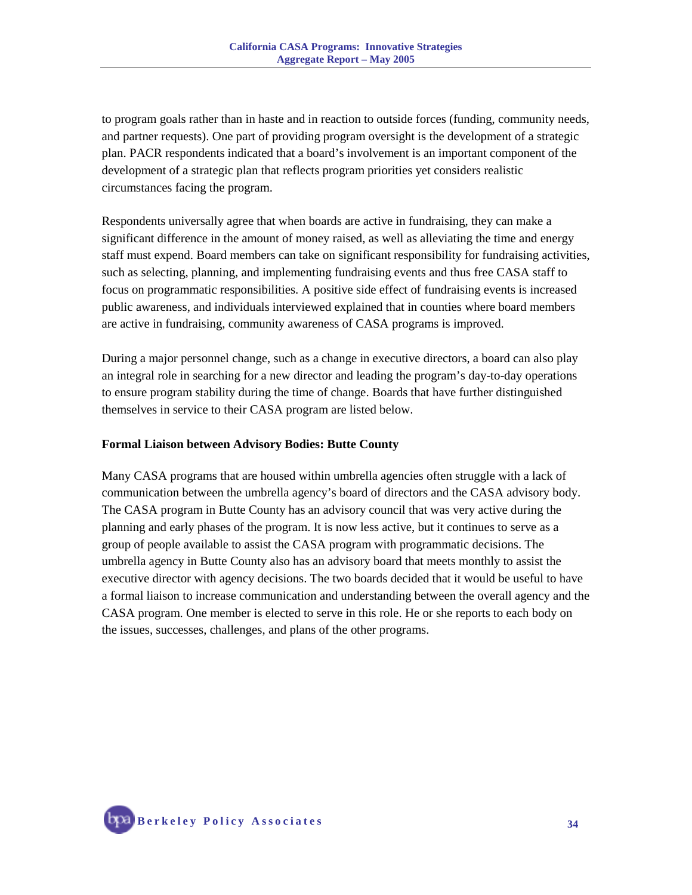to program goals rather than in haste and in reaction to outside forces (funding, community needs, and partner requests). One part of providing program oversight is the development of a strategic plan. PACR respondents indicated that a board's involvement is an important component of the development of a strategic plan that reflects program priorities yet considers realistic circumstances facing the program.

Respondents universally agree that when boards are active in fundraising, they can make a significant difference in the amount of money raised, as well as alleviating the time and energy staff must expend. Board members can take on significant responsibility for fundraising activities, such as selecting, planning, and implementing fundraising events and thus free CASA staff to focus on programmatic responsibilities. A positive side effect of fundraising events is increased public awareness, and individuals interviewed explained that in counties where board members are active in fundraising, community awareness of CASA programs is improved.

During a major personnel change, such as a change in executive directors, a board can also play an integral role in searching for a new director and leading the program's day-to-day operations to ensure program stability during the time of change. Boards that have further distinguished themselves in service to their CASA program are listed below.

**Formal Liaison between Advisory Bodies: Butte County**

Many CASA programs that are housed within umbrella agencies often struggle with a lack of communication between the umbrella agency's board of directors and the CASA advisory body. The CASA program in Butte County has an advisory council that was very active during the planning and early phases of the program. It is now less active, but it continues to serve as a group of people available to assist the CASA program with programmatic decisions. The umbrella agency in Butte County also has an advisory board that meets monthly to assist the executive director with agency decisions. The two boards decided that it would be useful to have a formal liaison to increase communication and understanding between the overall agency and the CASA program. One member is elected to serve in this role. He or she reports to each body on the issues, successes, challenges, and plans of the other programs.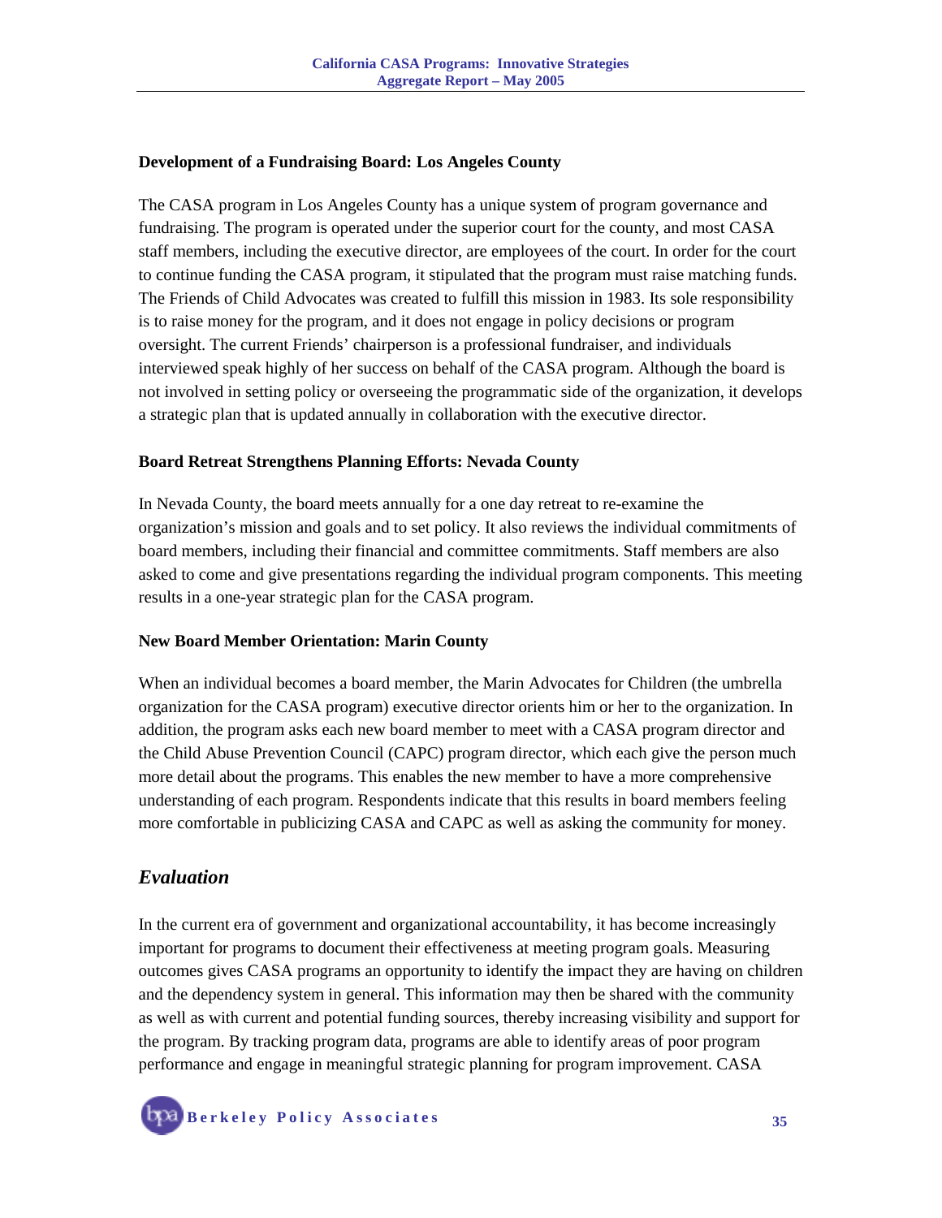**Development of a Fundraising Board: Los Angeles County**

The CASA program in Los Angeles County has a unique system of program governance and fundraising. The program is operated under the superior court for the county, and most CASA staff members, including the executive director, are employees of the court. In order for the court to continue funding the CASA program, it stipulated that the program must raise matching funds. The Friends of Child Advocates was created to fulfill this mission in 1983. Its sole responsibility is to raise money for the program, and it does not engage in policy decisions or program oversight. The current Friends' chairperson is a professional fundraiser, and individuals interviewed speak highly of her success on behalf of the CASA program. Although the board is not involved in setting policy or overseeing the programmatic side of the organization, it develops a strategic plan that is updated annually in collaboration with the executive director.

**Board Retreat Strengthens Planning Efforts: Nevada County**

In Nevada County, the board meets annually for a one day retreat to re-examine the organization's mission and goals and to set policy. It also reviews the individual commitments of board members, including their financial and committee commitments. Staff members are also asked to come and give presentations regarding the individual program components. This meeting results in a one-year strategic plan for the CASA program.

**New Board Member Orientation: Marin County**

When an individual becomes a board member, the Marin Advocates for Children (the umbrella organization for the CASA program) executive director orients him or her to the organization. In addition, the program asks each new board member to meet with a CASA program director and the Child Abuse Prevention Council (CAPC) program director, which each give the person much more detail about the programs. This enables the new member to have a more comprehensive understanding of each program. Respondents indicate that this results in board members feeling more comfortable in publicizing CASA and CAPC as well as asking the community for money.

## *Evaluation*

In the current era of government and organizational accountability, it has become increasingly important for programs to document their effectiveness at meeting program goals. Measuring outcomes gives CASA programs an opportunity to identify the impact they are having on children and the dependency system in general. This information may then be shared with the community as well as with current and potential funding sources, thereby increasing visibility and support for the program. By tracking program data, programs are able to identify areas of poor program performance and engage in meaningful strategic planning for program improvement. CASA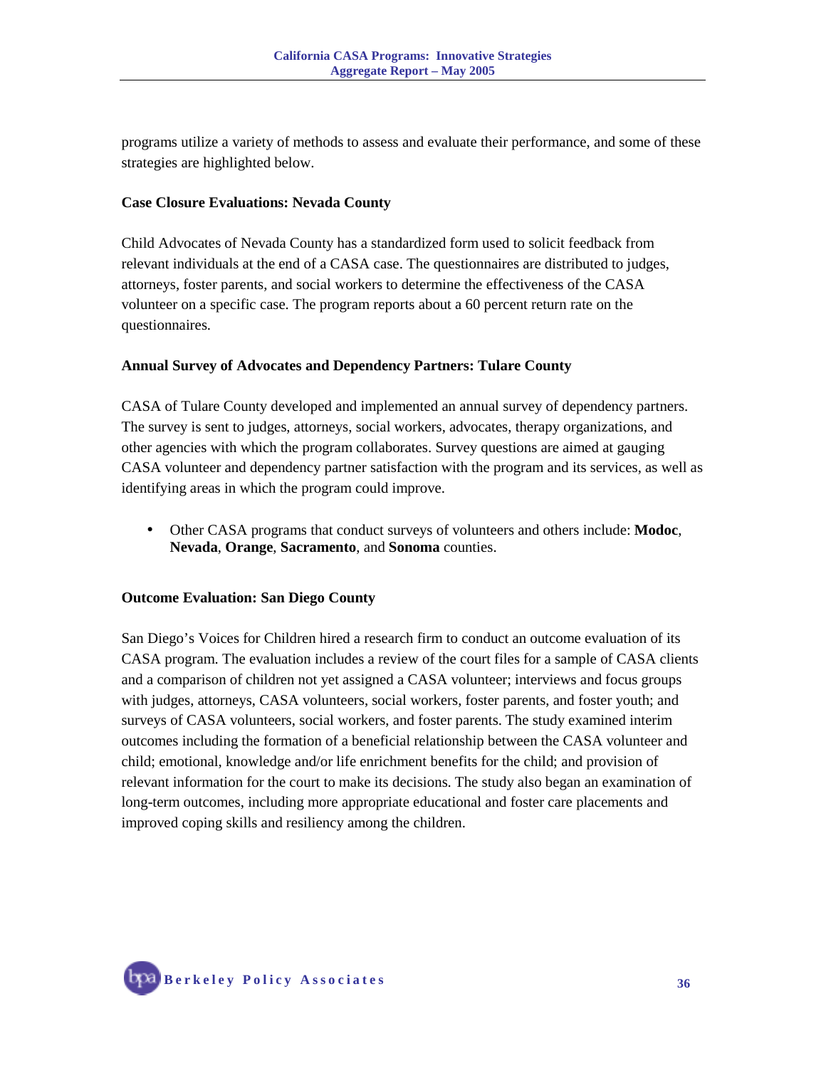programs utilize a variety of methods to assess and evaluate their performance, and some of these strategies are highlighted below.

**Case Closure Evaluations: Nevada County**

Child Advocates of Nevada County has a standardized form used to solicit feedback from relevant individuals at the end of a CASA case. The questionnaires are distributed to judges, attorneys, foster parents, and social workers to determine the effectiveness of the CASA volunteer on a specific case. The program reports about a 60 percent return rate on the questionnaires.

**Annual Survey of Advocates and Dependency Partners: Tulare County**

CASA of Tulare County developed and implemented an annual survey of dependency partners. The survey is sent to judges, attorneys, social workers, advocates, therapy organizations, and other agencies with which the program collaborates. Survey questions are aimed at gauging CASA volunteer and dependency partner satisfaction with the program and its services, as well as identifying areas in which the program could improve.

- Other CASA programs that conduct surveys of volunteers and others include: **Modoc**, **Nevada**, **Orange**, **Sacramento**, and **Sonoma** counties.

**Outcome Evaluation: San Diego County**

San Diego's Voices for Children hired a research firm to conduct an outcome evaluation of its CASA program. The evaluation includes a review of the court files for a sample of CASA clients and a comparison of children not yet assigned a CASA volunteer; interviews and focus groups with judges, attorneys, CASA volunteers, social workers, foster parents, and foster youth; and surveys of CASA volunteers, social workers, and foster parents. The study examined interim outcomes including the formation of a beneficial relationship between the CASA volunteer and child; emotional, knowledge and/or life enrichment benefits for the child; and provision of relevant information for the court to make its decisions. The study also began an examination of long-term outcomes, including more appropriate educational and foster care placements and improved coping skills and resiliency among the children.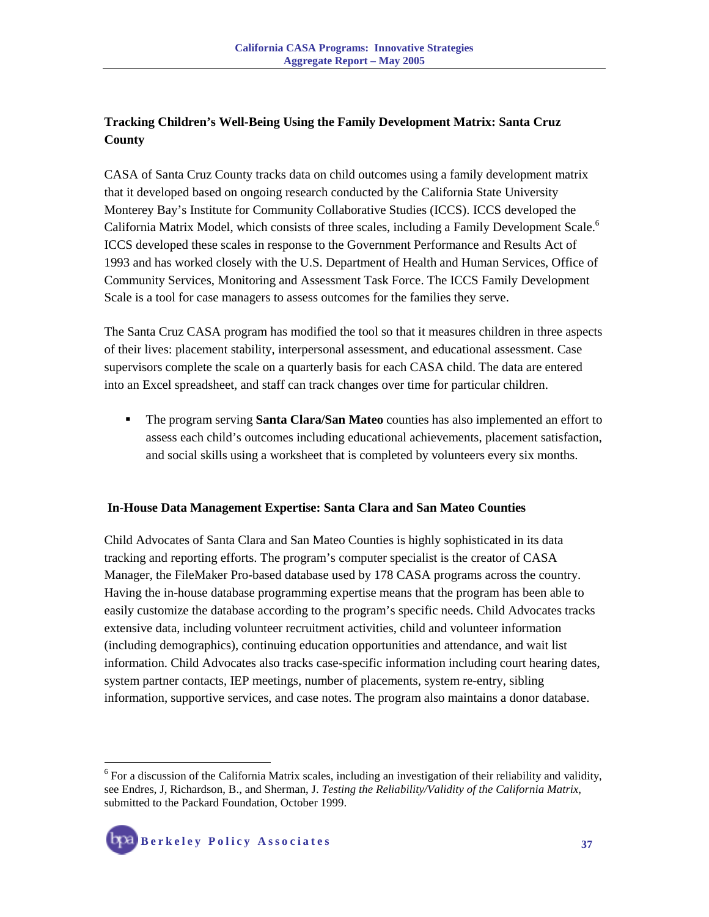**Tracking Children's Well-Being Using the Family Development Matrix: Santa Cruz County**

CASA of Santa Cruz County tracks data on child outcomes using a family development matrix that it developed based on ongoing research conducted by the California State University Monterey Bay's Institute for Community Collaborative Studies (ICCS). ICCS developed the California Matrix Model, which consists of three scales, including a Family Development Scale.[6] ICCS developed these scales in response to the Government Performance and Results Act of 1993 and has worked closely with the U.S. Department of Health and Human Services, Office of Community Services, Monitoring and Assessment Task Force. The ICCS Family Development Scale is a tool for case managers to assess outcomes for the families they serve.

The Santa Cruz CASA program has modified the tool so that it measures children in three aspects of their lives: placement stability, interpersonal assessment, and educational assessment. Case supervisors complete the scale on a quarterly basis for each CASA child. The data are entered into an Excel spreadsheet, and staff can track changes over time for particular children.

- The program serving **Santa Clara/San Mateo** counties has also implemented an effort to assess each child's outcomes including educational achievements, placement satisfaction, and social skills using a worksheet that is completed by volunteers every six months.

**In-House Data Management Expertise: Santa Clara and San Mateo Counties**

Child Advocates of Santa Clara and San Mateo Counties is highly sophisticated in its data tracking and reporting efforts. The program's computer specialist is the creator of CASA Manager, the FileMaker Pro-based database used by 178 CASA programs across the country. Having the in-house database programming expertise means that the program has been able to easily customize the database according to the program's specific needs. Child Advocates tracks extensive data, including volunteer recruitment activities, child and volunteer information (including demographics), continuing education opportunities and attendance, and wait list information. Child Advocates also tracks case-specific information including court hearing dates, system partner contacts, IEP meetings, number of placements, system re-entry, sibling information, supportive services, and case notes. The program also maintains a donor database.

---

[6] For a discussion of the California Matrix scales, including an investigation of their reliability and validity, see Endres, J, Richardson, B., and Sherman, J. *Testing the Reliability/Validity of the California Matrix*, submitted to the Packard Foundation, October 1999.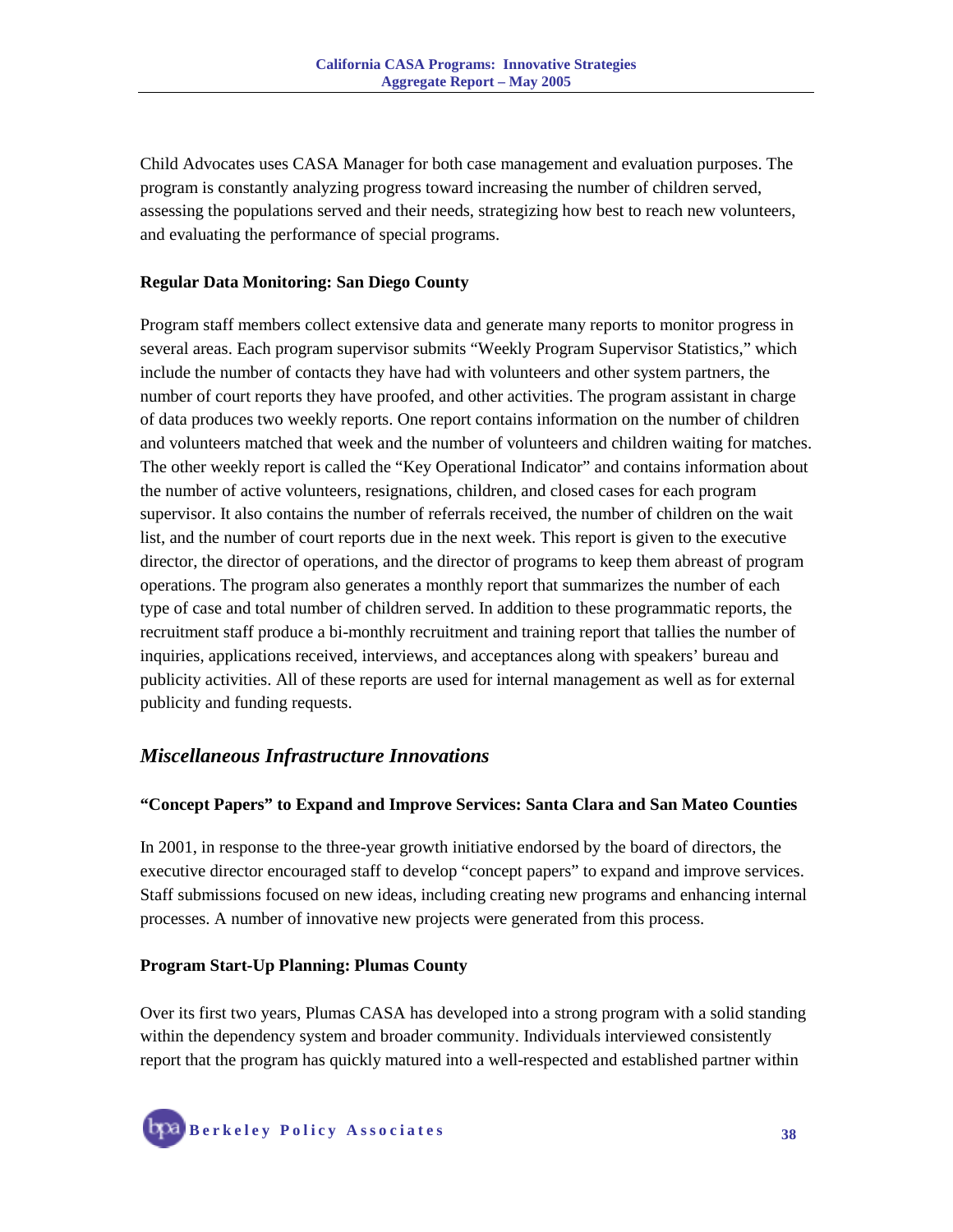Child Advocates uses CASA Manager for both case management and evaluation purposes. The program is constantly analyzing progress toward increasing the number of children served, assessing the populations served and their needs, strategizing how best to reach new volunteers, and evaluating the performance of special programs.

**Regular Data Monitoring: San Diego County**

Program staff members collect extensive data and generate many reports to monitor progress in several areas. Each program supervisor submits "Weekly Program Supervisor Statistics," which include the number of contacts they have had with volunteers and other system partners, the number of court reports they have proofed, and other activities. The program assistant in charge of data produces two weekly reports. One report contains information on the number of children and volunteers matched that week and the number of volunteers and children waiting for matches. The other weekly report is called the "Key Operational Indicator" and contains information about the number of active volunteers, resignations, children, and closed cases for each program supervisor. It also contains the number of referrals received, the number of children on the wait list, and the number of court reports due in the next week. This report is given to the executive director, the director of operations, and the director of programs to keep them abreast of program operations. The program also generates a monthly report that summarizes the number of each type of case and total number of children served. In addition to these programmatic reports, the recruitment staff produce a bi-monthly recruitment and training report that tallies the number of inquiries, applications received, interviews, and acceptances along with speakers' bureau and publicity activities. All of these reports are used for internal management as well as for external publicity and funding requests.

## *Miscellaneous Infrastructure Innovations*

**"Concept Papers" to Expand and Improve Services: Santa Clara and San Mateo Counties**

In 2001, in response to the three-year growth initiative endorsed by the board of directors, the executive director encouraged staff to develop "concept papers" to expand and improve services. Staff submissions focused on new ideas, including creating new programs and enhancing internal processes. A number of innovative new projects were generated from this process.

**Program Start-Up Planning: Plumas County**

Over its first two years, Plumas CASA has developed into a strong program with a solid standing within the dependency system and broader community. Individuals interviewed consistently report that the program has quickly matured into a well-respected and established partner within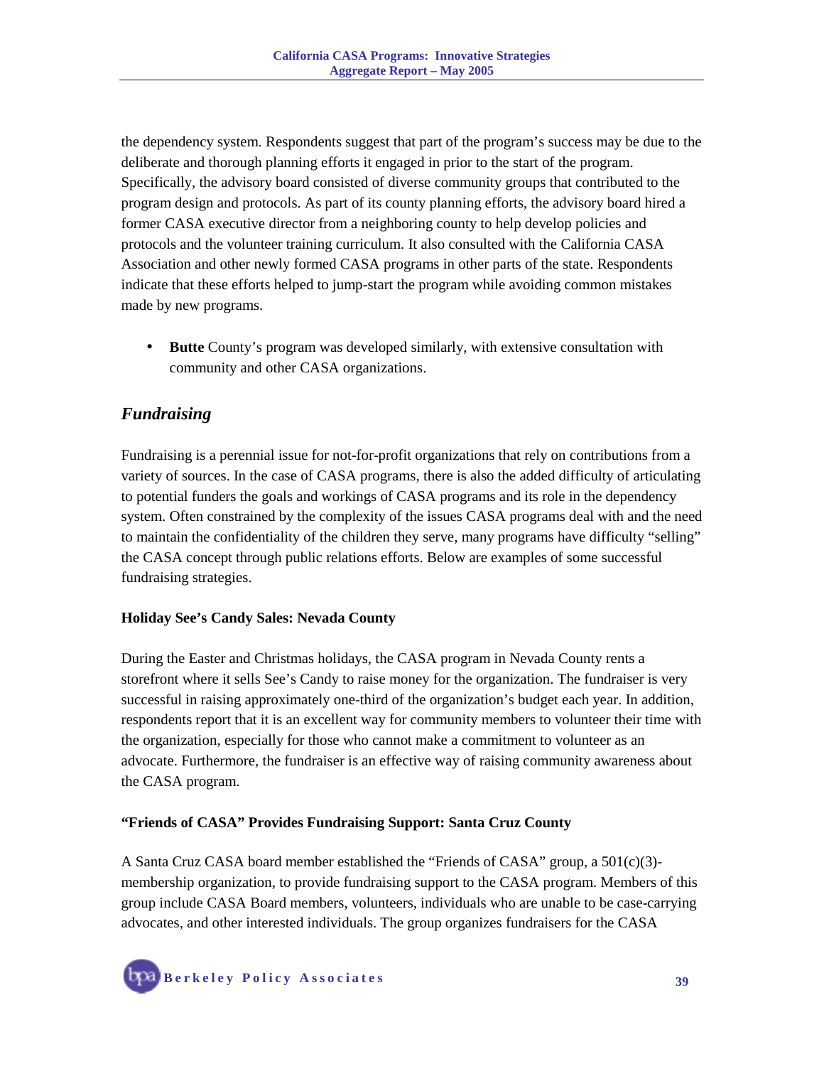the dependency system. Respondents suggest that part of the program's success may be due to the deliberate and thorough planning efforts it engaged in prior to the start of the program. Specifically, the advisory board consisted of diverse community groups that contributed to the program design and protocols. As part of its county planning efforts, the advisory board hired a former CASA executive director from a neighboring county to help develop policies and protocols and the volunteer training curriculum. It also consulted with the California CASA Association and other newly formed CASA programs in other parts of the state. Respondents indicate that these efforts helped to jump-start the program while avoiding common mistakes made by new programs.

- **Butte** County's program was developed similarly, with extensive consultation with community and other CASA organizations.

## *Fundraising*

Fundraising is a perennial issue for not-for-profit organizations that rely on contributions from a variety of sources. In the case of CASA programs, there is also the added difficulty of articulating to potential funders the goals and workings of CASA programs and its role in the dependency system. Often constrained by the complexity of the issues CASA programs deal with and the need to maintain the confidentiality of the children they serve, many programs have difficulty "selling" the CASA concept through public relations efforts. Below are examples of some successful fundraising strategies.

**Holiday See's Candy Sales: Nevada County**

During the Easter and Christmas holidays, the CASA program in Nevada County rents a storefront where it sells See's Candy to raise money for the organization. The fundraiser is very successful in raising approximately one-third of the organization's budget each year. In addition, respondents report that it is an excellent way for community members to volunteer their time with the organization, especially for those who cannot make a commitment to volunteer as an advocate. Furthermore, the fundraiser is an effective way of raising community awareness about the CASA program.

**"Friends of CASA" Provides Fundraising Support: Santa Cruz County**

A Santa Cruz CASA board member established the "Friends of CASA" group, a 501(c)(3)-membership organization, to provide fundraising support to the CASA program. Members of this group include CASA Board members, volunteers, individuals who are unable to be case-carrying advocates, and other interested individuals. The group organizes fundraisers for the CASA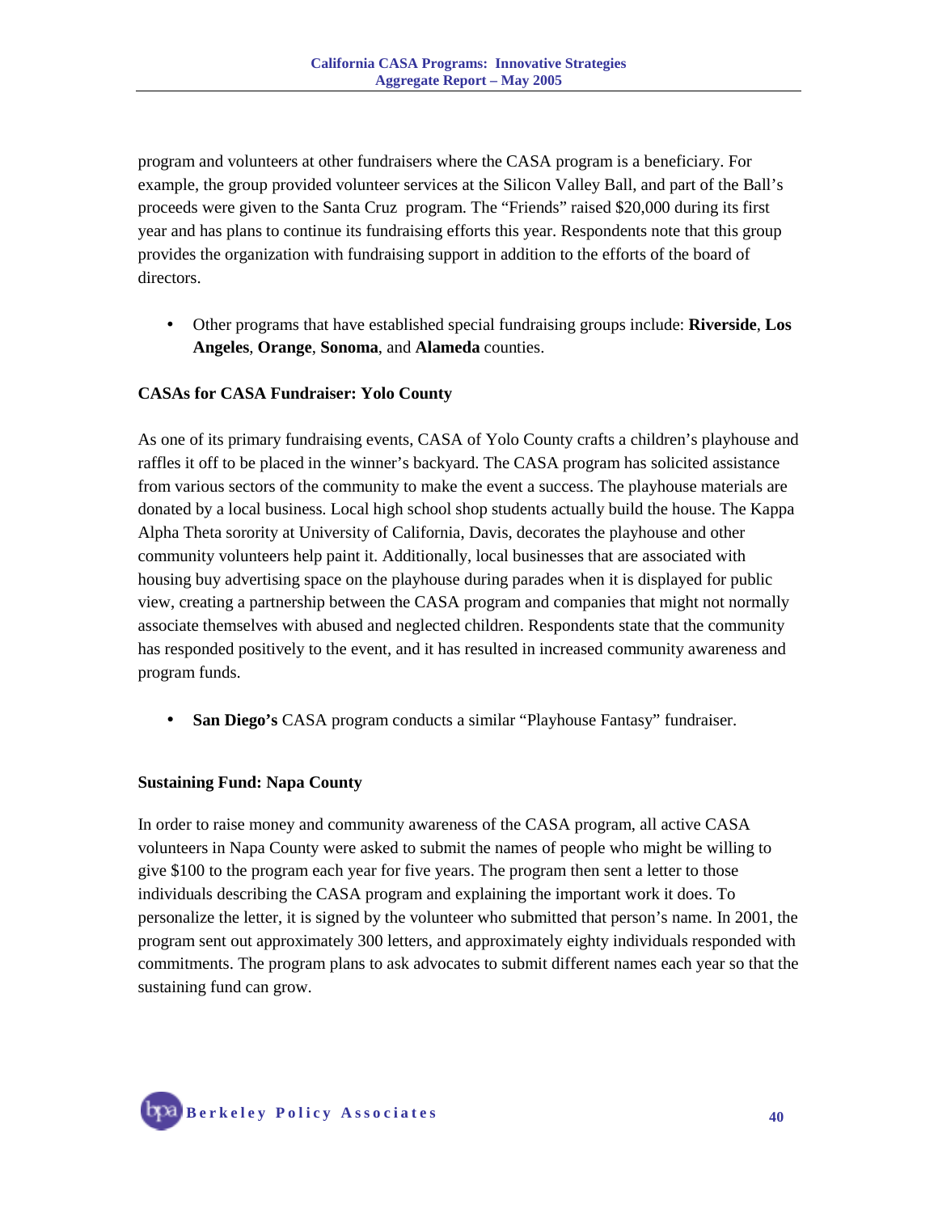program and volunteers at other fundraisers where the CASA program is a beneficiary. For example, the group provided volunteer services at the Silicon Valley Ball, and part of the Ball's proceeds were given to the Santa Cruz program. The "Friends" raised $20,000 during its first year and has plans to continue its fundraising efforts this year. Respondents note that this group provides the organization with fundraising support in addition to the efforts of the board of directors.

- Other programs that have established special fundraising groups include: **Riverside**, **Los Angeles**, **Orange**, **Sonoma**, and **Alameda** counties.

**CASAs for CASA Fundraiser: Yolo County**

As one of its primary fundraising events, CASA of Yolo County crafts a children's playhouse and raffles it off to be placed in the winner's backyard. The CASA program has solicited assistance from various sectors of the community to make the event a success. The playhouse materials are donated by a local business. Local high school shop students actually build the house. The Kappa Alpha Theta sorority at University of California, Davis, decorates the playhouse and other community volunteers help paint it. Additionally, local businesses that are associated with housing buy advertising space on the playhouse during parades when it is displayed for public view, creating a partnership between the CASA program and companies that might not normally associate themselves with abused and neglected children. Respondents state that the community has responded positively to the event, and it has resulted in increased community awareness and program funds.

- **San Diego's** CASA program conducts a similar "Playhouse Fantasy" fundraiser.

**Sustaining Fund: Napa County**

In order to raise money and community awareness of the CASA program, all active CASA volunteers in Napa County were asked to submit the names of people who might be willing to give $100 to the program each year for five years. The program then sent a letter to those individuals describing the CASA program and explaining the important work it does. To personalize the letter, it is signed by the volunteer who submitted that person's name. In 2001, the program sent out approximately 300 letters, and approximately eighty individuals responded with commitments. The program plans to ask advocates to submit different names each year so that the sustaining fund can grow.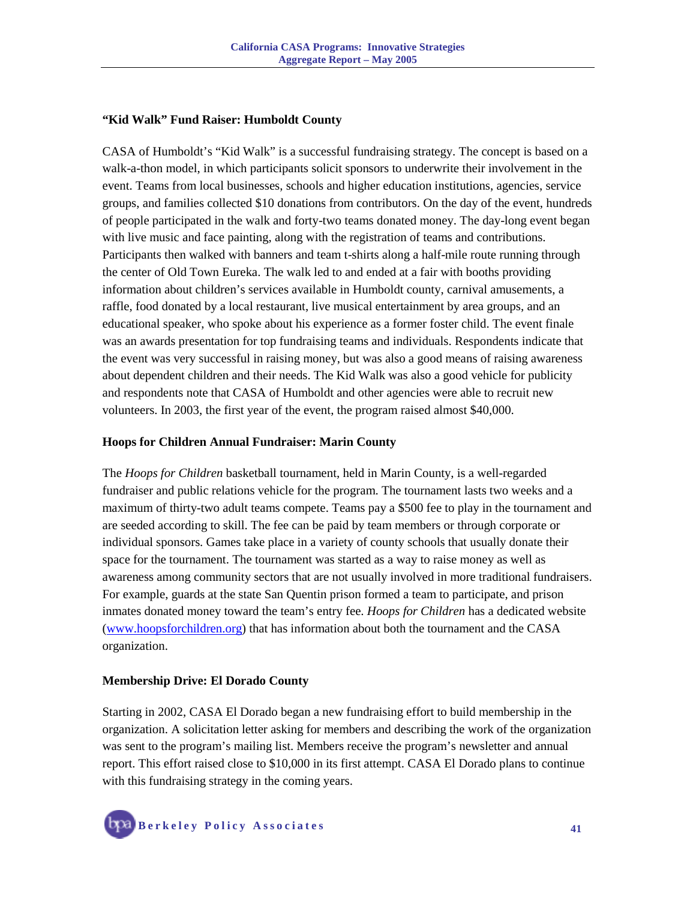### "Kid Walk" Fund Raiser: Humboldt County

CASA of Humboldt's "Kid Walk" is a successful fundraising strategy. The concept is based on a walk-a-thon model, in which participants solicit sponsors to underwrite their involvement in the event. Teams from local businesses, schools and higher education institutions, agencies, service groups, and families collected $10 donations from contributors. On the day of the event, hundreds of people participated in the walk and forty-two teams donated money. The day-long event began with live music and face painting, along with the registration of teams and contributions. Participants then walked with banners and team t-shirts along a half-mile route running through the center of Old Town Eureka. The walk led to and ended at a fair with booths providing information about children's services available in Humboldt county, carnival amusements, a raffle, food donated by a local restaurant, live musical entertainment by area groups, and an educational speaker, who spoke about his experience as a former foster child. The event finale was an awards presentation for top fundraising teams and individuals. Respondents indicate that the event was very successful in raising money, but was also a good means of raising awareness about dependent children and their needs. The Kid Walk was also a good vehicle for publicity and respondents note that CASA of Humboldt and other agencies were able to recruit new volunteers. In 2003, the first year of the event, the program raised almost $40,000.

### Hoops for Children Annual Fundraiser: Marin County

The *Hoops for Children* basketball tournament, held in Marin County, is a well-regarded fundraiser and public relations vehicle for the program. The tournament lasts two weeks and a maximum of thirty-two adult teams compete. Teams pay a $500 fee to play in the tournament and are seeded according to skill. The fee can be paid by team members or through corporate or individual sponsors. Games take place in a variety of county schools that usually donate their space for the tournament. The tournament was started as a way to raise money as well as awareness among community sectors that are not usually involved in more traditional fundraisers. For example, guards at the state San Quentin prison formed a team to participate, and prison inmates donated money toward the team's entry fee. *Hoops for Children* has a dedicated website ([www.hoopsforchildren.org](http://www.hoopsforchildren.org)) that has information about both the tournament and the CASA organization.

### Membership Drive: El Dorado County

Starting in 2002, CASA El Dorado began a new fundraising effort to build membership in the organization. A solicitation letter asking for members and describing the work of the organization was sent to the program's mailing list. Members receive the program's newsletter and annual report. This effort raised close to $10,000 in its first attempt. CASA El Dorado plans to continue with this fundraising strategy in the coming years.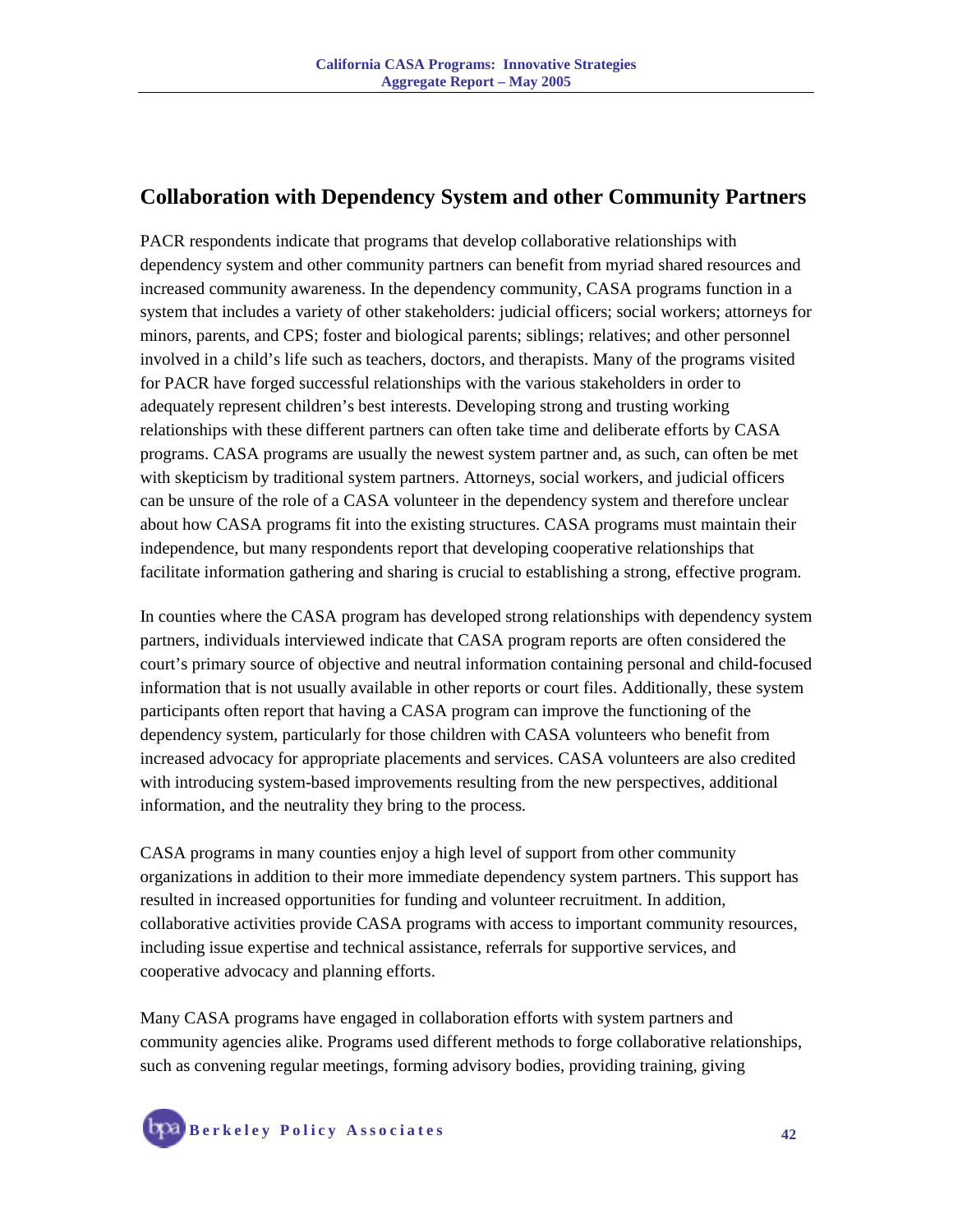## Collaboration with Dependency System and other Community Partners

PACR respondents indicate that programs that develop collaborative relationships with dependency system and other community partners can benefit from myriad shared resources and increased community awareness. In the dependency community, CASA programs function in a system that includes a variety of other stakeholders: judicial officers; social workers; attorneys for minors, parents, and CPS; foster and biological parents; siblings; relatives; and other personnel involved in a child's life such as teachers, doctors, and therapists. Many of the programs visited for PACR have forged successful relationships with the various stakeholders in order to adequately represent children's best interests. Developing strong and trusting working relationships with these different partners can often take time and deliberate efforts by CASA programs. CASA programs are usually the newest system partner and, as such, can often be met with skepticism by traditional system partners. Attorneys, social workers, and judicial officers can be unsure of the role of a CASA volunteer in the dependency system and therefore unclear about how CASA programs fit into the existing structures. CASA programs must maintain their independence, but many respondents report that developing cooperative relationships that facilitate information gathering and sharing is crucial to establishing a strong, effective program.

In counties where the CASA program has developed strong relationships with dependency system partners, individuals interviewed indicate that CASA program reports are often considered the court's primary source of objective and neutral information containing personal and child-focused information that is not usually available in other reports or court files. Additionally, these system participants often report that having a CASA program can improve the functioning of the dependency system, particularly for those children with CASA volunteers who benefit from increased advocacy for appropriate placements and services. CASA volunteers are also credited with introducing system-based improvements resulting from the new perspectives, additional information, and the neutrality they bring to the process.

CASA programs in many counties enjoy a high level of support from other community organizations in addition to their more immediate dependency system partners. This support has resulted in increased opportunities for funding and volunteer recruitment. In addition, collaborative activities provide CASA programs with access to important community resources, including issue expertise and technical assistance, referrals for supportive services, and cooperative advocacy and planning efforts.

Many CASA programs have engaged in collaboration efforts with system partners and community agencies alike. Programs used different methods to forge collaborative relationships, such as convening regular meetings, forming advisory bodies, providing training, giving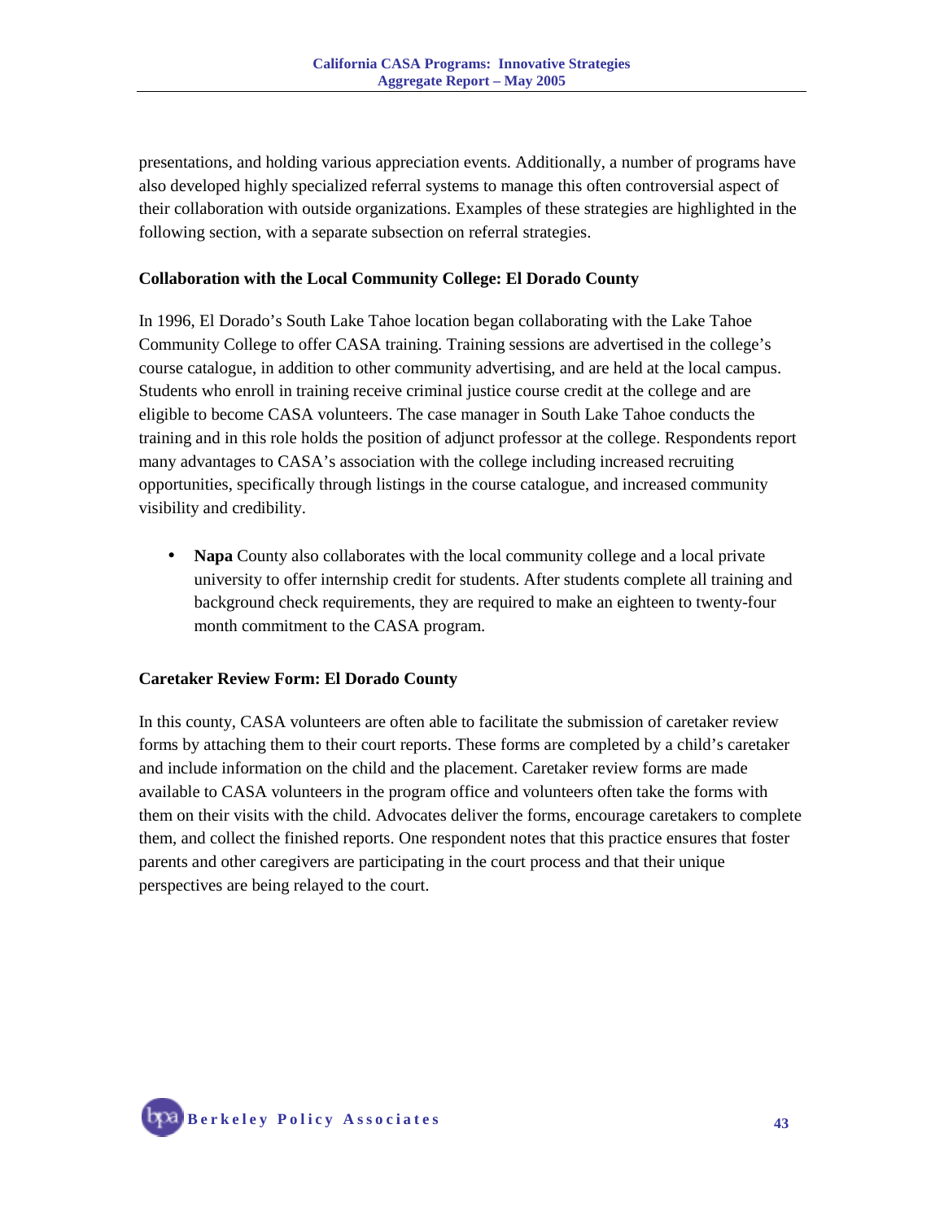presentations, and holding various appreciation events. Additionally, a number of programs have also developed highly specialized referral systems to manage this often controversial aspect of their collaboration with outside organizations. Examples of these strategies are highlighted in the following section, with a separate subsection on referral strategies.

**Collaboration with the Local Community College: El Dorado County**

In 1996, El Dorado's South Lake Tahoe location began collaborating with the Lake Tahoe Community College to offer CASA training. Training sessions are advertised in the college's course catalogue, in addition to other community advertising, and are held at the local campus. Students who enroll in training receive criminal justice course credit at the college and are eligible to become CASA volunteers. The case manager in South Lake Tahoe conducts the training and in this role holds the position of adjunct professor at the college. Respondents report many advantages to CASA's association with the college including increased recruiting opportunities, specifically through listings in the course catalogue, and increased community visibility and credibility.

- **Napa** County also collaborates with the local community college and a local private university to offer internship credit for students. After students complete all training and background check requirements, they are required to make an eighteen to twenty-four month commitment to the CASA program.

**Caretaker Review Form: El Dorado County**

In this county, CASA volunteers are often able to facilitate the submission of caretaker review forms by attaching them to their court reports. These forms are completed by a child's caretaker and include information on the child and the placement. Caretaker review forms are made available to CASA volunteers in the program office and volunteers often take the forms with them on their visits with the child. Advocates deliver the forms, encourage caretakers to complete them, and collect the finished reports. One respondent notes that this practice ensures that foster parents and other caregivers are participating in the court process and that their unique perspectives are being relayed to the court.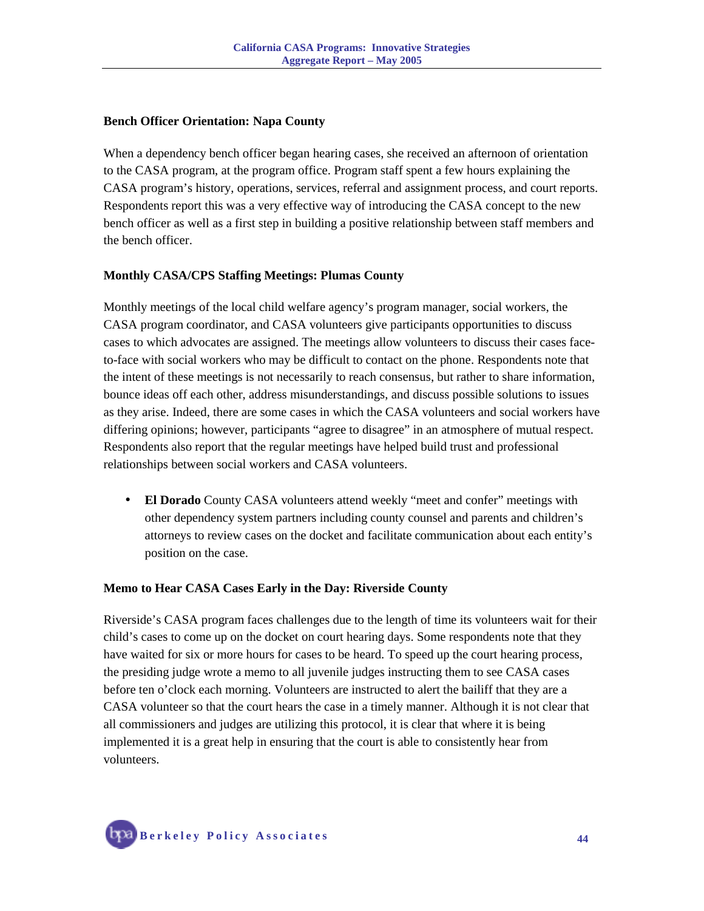### Bench Officer Orientation: Napa County

When a dependency bench officer began hearing cases, she received an afternoon of orientation to the CASA program, at the program office. Program staff spent a few hours explaining the CASA program's history, operations, services, referral and assignment process, and court reports. Respondents report this was a very effective way of introducing the CASA concept to the new bench officer as well as a first step in building a positive relationship between staff members and the bench officer.

### Monthly CASA/CPS Staffing Meetings: Plumas County

Monthly meetings of the local child welfare agency's program manager, social workers, the CASA program coordinator, and CASA volunteers give participants opportunities to discuss cases to which advocates are assigned. The meetings allow volunteers to discuss their cases face-to-face with social workers who may be difficult to contact on the phone. Respondents note that the intent of these meetings is not necessarily to reach consensus, but rather to share information, bounce ideas off each other, address misunderstandings, and discuss possible solutions to issues as they arise. Indeed, there are some cases in which the CASA volunteers and social workers have differing opinions; however, participants "agree to disagree" in an atmosphere of mutual respect. Respondents also report that the regular meetings have helped build trust and professional relationships between social workers and CASA volunteers.

- **El Dorado** County CASA volunteers attend weekly "meet and confer" meetings with other dependency system partners including county counsel and parents and children's attorneys to review cases on the docket and facilitate communication about each entity's position on the case.

### Memo to Hear CASA Cases Early in the Day: Riverside County

Riverside's CASA program faces challenges due to the length of time its volunteers wait for their child's cases to come up on the docket on court hearing days. Some respondents note that they have waited for six or more hours for cases to be heard. To speed up the court hearing process, the presiding judge wrote a memo to all juvenile judges instructing them to see CASA cases before ten o'clock each morning. Volunteers are instructed to alert the bailiff that they are a CASA volunteer so that the court hears the case in a timely manner. Although it is not clear that all commissioners and judges are utilizing this protocol, it is clear that where it is being implemented it is a great help in ensuring that the court is able to consistently hear from volunteers.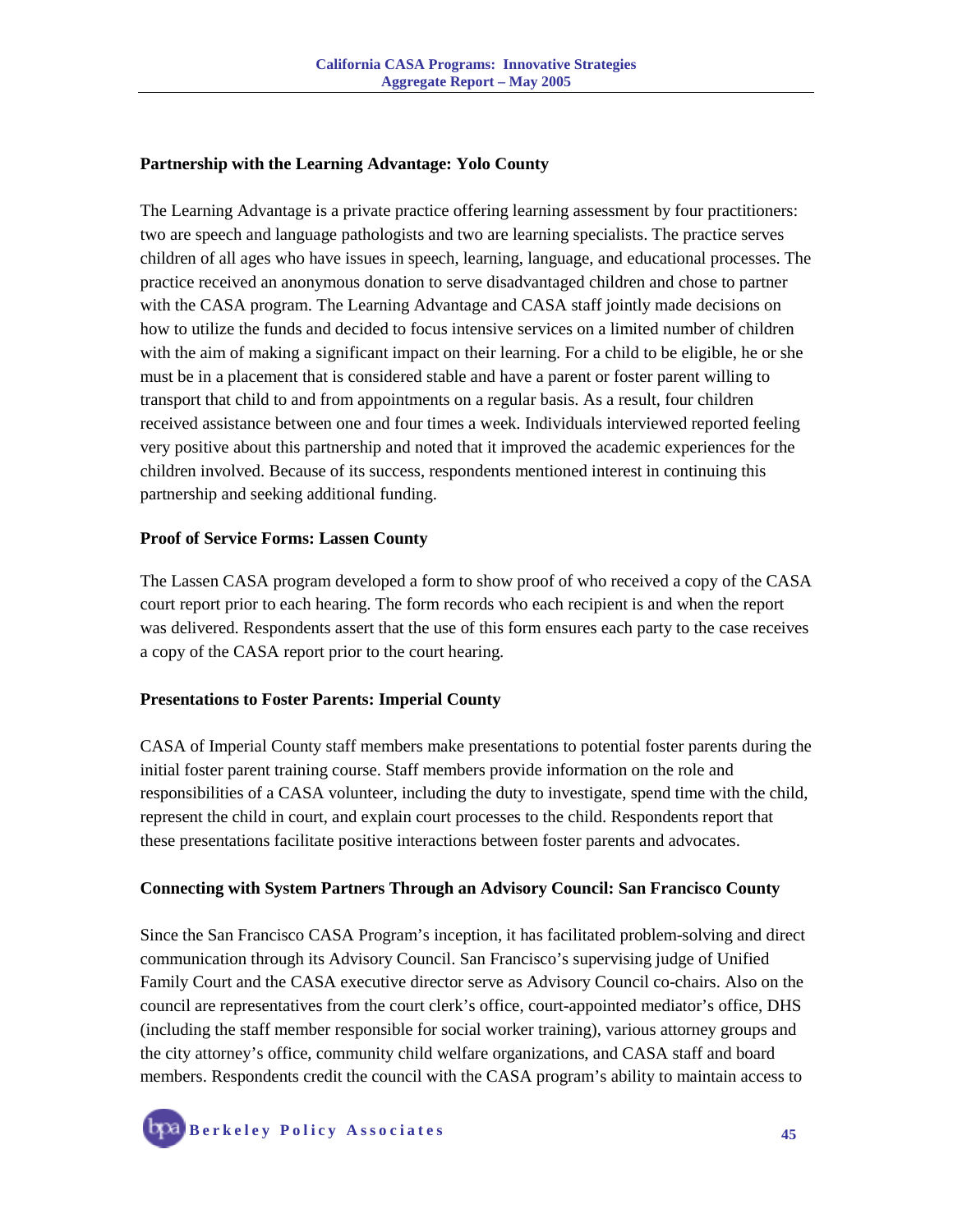**Partnership with the Learning Advantage: Yolo County**

The Learning Advantage is a private practice offering learning assessment by four practitioners: two are speech and language pathologists and two are learning specialists. The practice serves children of all ages who have issues in speech, learning, language, and educational processes. The practice received an anonymous donation to serve disadvantaged children and chose to partner with the CASA program. The Learning Advantage and CASA staff jointly made decisions on how to utilize the funds and decided to focus intensive services on a limited number of children with the aim of making a significant impact on their learning. For a child to be eligible, he or she must be in a placement that is considered stable and have a parent or foster parent willing to transport that child to and from appointments on a regular basis. As a result, four children received assistance between one and four times a week. Individuals interviewed reported feeling very positive about this partnership and noted that it improved the academic experiences for the children involved. Because of its success, respondents mentioned interest in continuing this partnership and seeking additional funding.

**Proof of Service Forms: Lassen County**

The Lassen CASA program developed a form to show proof of who received a copy of the CASA court report prior to each hearing. The form records who each recipient is and when the report was delivered. Respondents assert that the use of this form ensures each party to the case receives a copy of the CASA report prior to the court hearing.

**Presentations to Foster Parents: Imperial County**

CASA of Imperial County staff members make presentations to potential foster parents during the initial foster parent training course. Staff members provide information on the role and responsibilities of a CASA volunteer, including the duty to investigate, spend time with the child, represent the child in court, and explain court processes to the child. Respondents report that these presentations facilitate positive interactions between foster parents and advocates.

**Connecting with System Partners Through an Advisory Council: San Francisco County**

Since the San Francisco CASA Program's inception, it has facilitated problem-solving and direct communication through its Advisory Council. San Francisco's supervising judge of Unified Family Court and the CASA executive director serve as Advisory Council co-chairs. Also on the council are representatives from the court clerk's office, court-appointed mediator's office, DHS (including the staff member responsible for social worker training), various attorney groups and the city attorney's office, community child welfare organizations, and CASA staff and board members. Respondents credit the council with the CASA program's ability to maintain access to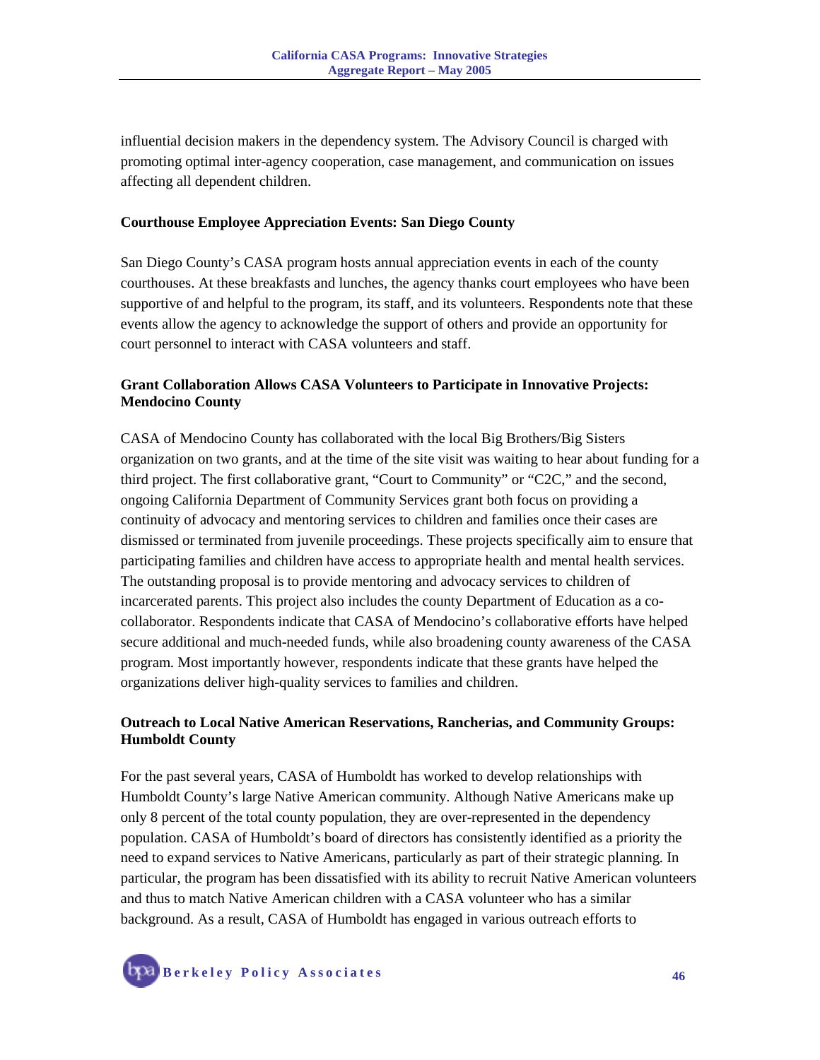influential decision makers in the dependency system. The Advisory Council is charged with promoting optimal inter-agency cooperation, case management, and communication on issues affecting all dependent children.

**Courthouse Employee Appreciation Events: San Diego County**

San Diego County's CASA program hosts annual appreciation events in each of the county courthouses. At these breakfasts and lunches, the agency thanks court employees who have been supportive of and helpful to the program, its staff, and its volunteers. Respondents note that these events allow the agency to acknowledge the support of others and provide an opportunity for court personnel to interact with CASA volunteers and staff.

**Grant Collaboration Allows CASA Volunteers to Participate in Innovative Projects: Mendocino County**

CASA of Mendocino County has collaborated with the local Big Brothers/Big Sisters organization on two grants, and at the time of the site visit was waiting to hear about funding for a third project. The first collaborative grant, "Court to Community" or "C2C," and the second, ongoing California Department of Community Services grant both focus on providing a continuity of advocacy and mentoring services to children and families once their cases are dismissed or terminated from juvenile proceedings. These projects specifically aim to ensure that participating families and children have access to appropriate health and mental health services. The outstanding proposal is to provide mentoring and advocacy services to children of incarcerated parents. This project also includes the county Department of Education as a co-collaborator. Respondents indicate that CASA of Mendocino's collaborative efforts have helped secure additional and much-needed funds, while also broadening county awareness of the CASA program. Most importantly however, respondents indicate that these grants have helped the organizations deliver high-quality services to families and children.

**Outreach to Local Native American Reservations, Rancherias, and Community Groups: Humboldt County**

For the past several years, CASA of Humboldt has worked to develop relationships with Humboldt County's large Native American community. Although Native Americans make up only 8 percent of the total county population, they are over-represented in the dependency population. CASA of Humboldt's board of directors has consistently identified as a priority the need to expand services to Native Americans, particularly as part of their strategic planning. In particular, the program has been dissatisfied with its ability to recruit Native American volunteers and thus to match Native American children with a CASA volunteer who has a similar background. As a result, CASA of Humboldt has engaged in various outreach efforts to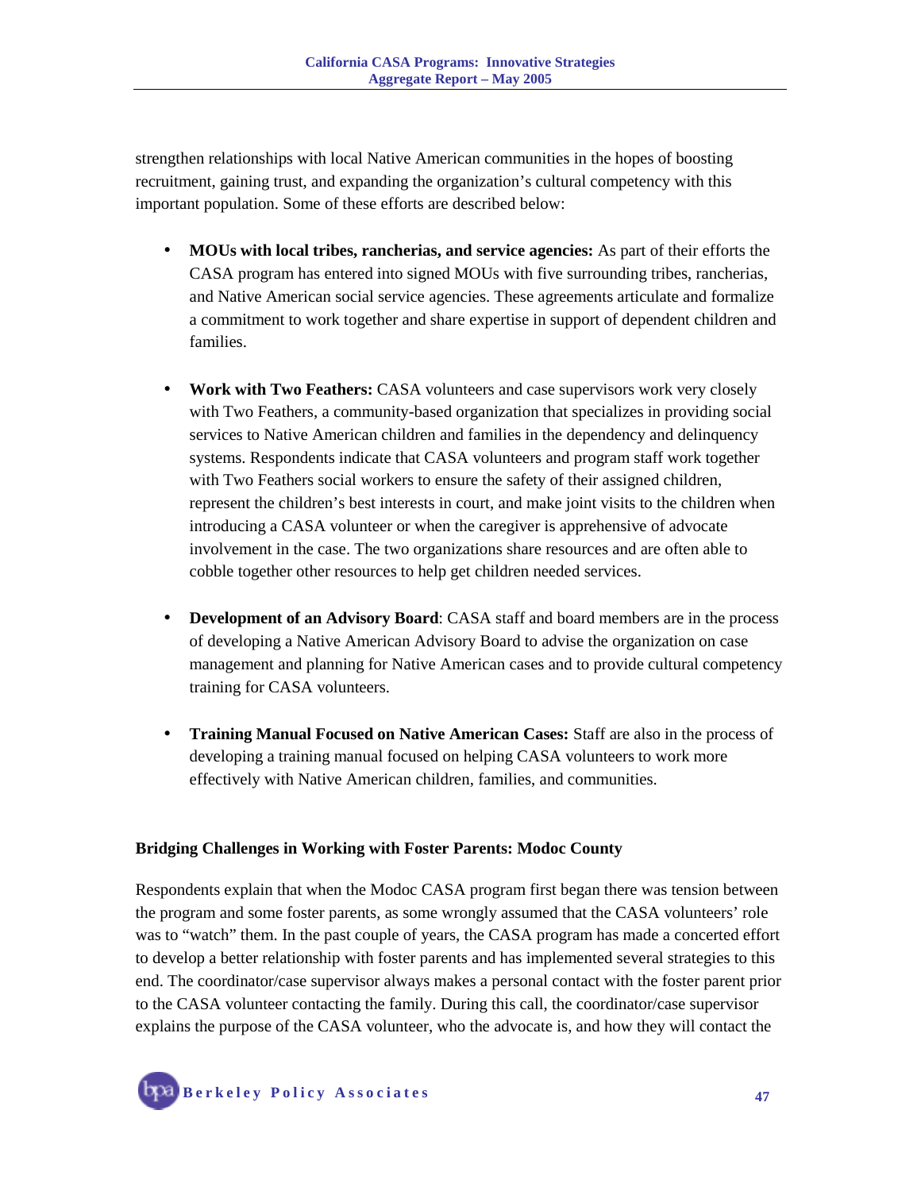strengthen relationships with local Native American communities in the hopes of boosting recruitment, gaining trust, and expanding the organization's cultural competency with this important population. Some of these efforts are described below:

- **MOUs with local tribes, rancherias, and service agencies:** As part of their efforts the CASA program has entered into signed MOUs with five surrounding tribes, rancherias, and Native American social service agencies. These agreements articulate and formalize a commitment to work together and share expertise in support of dependent children and families.

- **Work with Two Feathers:** CASA volunteers and case supervisors work very closely with Two Feathers, a community-based organization that specializes in providing social services to Native American children and families in the dependency and delinquency systems. Respondents indicate that CASA volunteers and program staff work together with Two Feathers social workers to ensure the safety of their assigned children, represent the children's best interests in court, and make joint visits to the children when introducing a CASA volunteer or when the caregiver is apprehensive of advocate involvement in the case. The two organizations share resources and are often able to cobble together other resources to help get children needed services.

- **Development of an Advisory Board**: CASA staff and board members are in the process of developing a Native American Advisory Board to advise the organization on case management and planning for Native American cases and to provide cultural competency training for CASA volunteers.

- **Training Manual Focused on Native American Cases:** Staff are also in the process of developing a training manual focused on helping CASA volunteers to work more effectively with Native American children, families, and communities.

### Bridging Challenges in Working with Foster Parents: Modoc County

Respondents explain that when the Modoc CASA program first began there was tension between the program and some foster parents, as some wrongly assumed that the CASA volunteers' role was to "watch" them. In the past couple of years, the CASA program has made a concerted effort to develop a better relationship with foster parents and has implemented several strategies to this end. The coordinator/case supervisor always makes a personal contact with the foster parent prior to the CASA volunteer contacting the family. During this call, the coordinator/case supervisor explains the purpose of the CASA volunteer, who the advocate is, and how they will contact the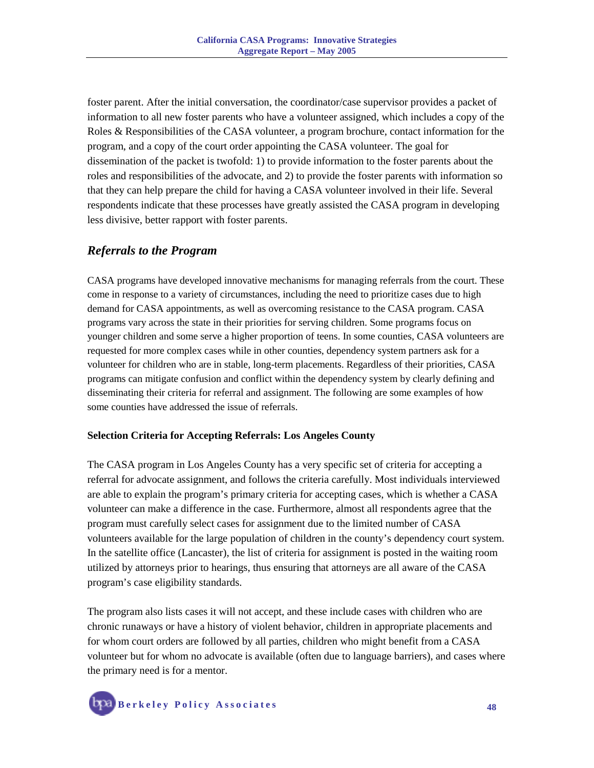foster parent. After the initial conversation, the coordinator/case supervisor provides a packet of information to all new foster parents who have a volunteer assigned, which includes a copy of the Roles & Responsibilities of the CASA volunteer, a program brochure, contact information for the program, and a copy of the court order appointing the CASA volunteer. The goal for dissemination of the packet is twofold: 1) to provide information to the foster parents about the roles and responsibilities of the advocate, and 2) to provide the foster parents with information so that they can help prepare the child for having a CASA volunteer involved in their life. Several respondents indicate that these processes have greatly assisted the CASA program in developing less divisive, better rapport with foster parents.

## *Referrals to the Program*

CASA programs have developed innovative mechanisms for managing referrals from the court. These come in response to a variety of circumstances, including the need to prioritize cases due to high demand for CASA appointments, as well as overcoming resistance to the CASA program. CASA programs vary across the state in their priorities for serving children. Some programs focus on younger children and some serve a higher proportion of teens. In some counties, CASA volunteers are requested for more complex cases while in other counties, dependency system partners ask for a volunteer for children who are in stable, long-term placements. Regardless of their priorities, CASA programs can mitigate confusion and conflict within the dependency system by clearly defining and disseminating their criteria for referral and assignment. The following are some examples of how some counties have addressed the issue of referrals.

**Selection Criteria for Accepting Referrals: Los Angeles County**

The CASA program in Los Angeles County has a very specific set of criteria for accepting a referral for advocate assignment, and follows the criteria carefully. Most individuals interviewed are able to explain the program's primary criteria for accepting cases, which is whether a CASA volunteer can make a difference in the case. Furthermore, almost all respondents agree that the program must carefully select cases for assignment due to the limited number of CASA volunteers available for the large population of children in the county's dependency court system. In the satellite office (Lancaster), the list of criteria for assignment is posted in the waiting room utilized by attorneys prior to hearings, thus ensuring that attorneys are all aware of the CASA program's case eligibility standards.

The program also lists cases it will not accept, and these include cases with children who are chronic runaways or have a history of violent behavior, children in appropriate placements and for whom court orders are followed by all parties, children who might benefit from a CASA volunteer but for whom no advocate is available (often due to language barriers), and cases where the primary need is for a mentor.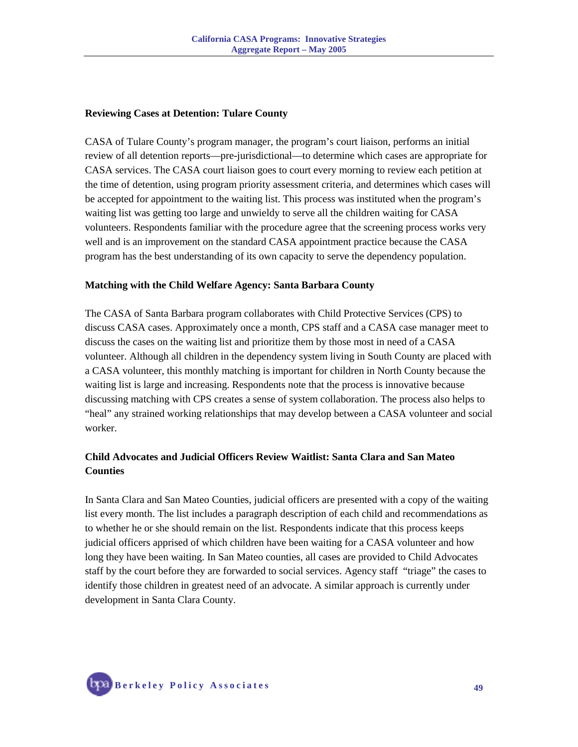### Reviewing Cases at Detention: Tulare County

CASA of Tulare County's program manager, the program's court liaison, performs an initial review of all detention reports—pre-jurisdictional—to determine which cases are appropriate for CASA services. The CASA court liaison goes to court every morning to review each petition at the time of detention, using program priority assessment criteria, and determines which cases will be accepted for appointment to the waiting list. This process was instituted when the program's waiting list was getting too large and unwieldy to serve all the children waiting for CASA volunteers. Respondents familiar with the procedure agree that the screening process works very well and is an improvement on the standard CASA appointment practice because the CASA program has the best understanding of its own capacity to serve the dependency population.

### Matching with the Child Welfare Agency: Santa Barbara County

The CASA of Santa Barbara program collaborates with Child Protective Services (CPS) to discuss CASA cases. Approximately once a month, CPS staff and a CASA case manager meet to discuss the cases on the waiting list and prioritize them by those most in need of a CASA volunteer. Although all children in the dependency system living in South County are placed with a CASA volunteer, this monthly matching is important for children in North County because the waiting list is large and increasing. Respondents note that the process is innovative because discussing matching with CPS creates a sense of system collaboration. The process also helps to "heal" any strained working relationships that may develop between a CASA volunteer and social worker.

### Child Advocates and Judicial Officers Review Waitlist: Santa Clara and San Mateo Counties

In Santa Clara and San Mateo Counties, judicial officers are presented with a copy of the waiting list every month. The list includes a paragraph description of each child and recommendations as to whether he or she should remain on the list. Respondents indicate that this process keeps judicial officers apprised of which children have been waiting for a CASA volunteer and how long they have been waiting. In San Mateo counties, all cases are provided to Child Advocates staff by the court before they are forwarded to social services. Agency staff "triage" the cases to identify those children in greatest need of an advocate. A similar approach is currently under development in Santa Clara County.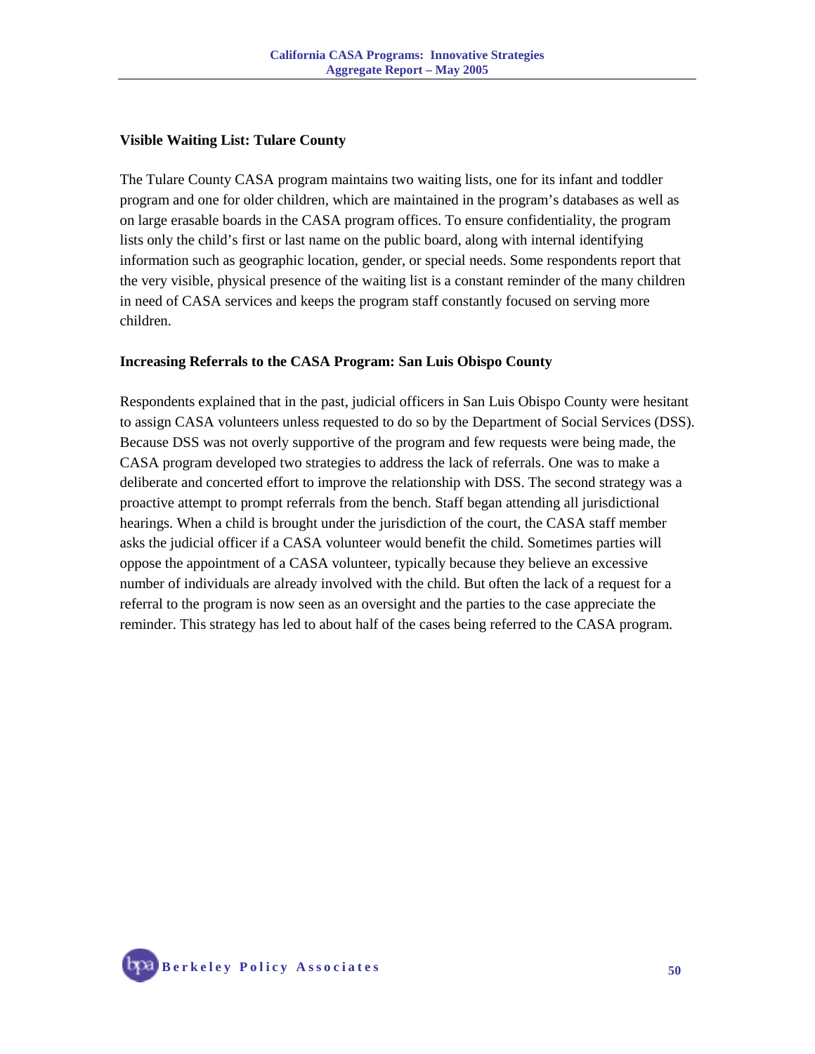### Visible Waiting List: Tulare County

The Tulare County CASA program maintains two waiting lists, one for its infant and toddler program and one for older children, which are maintained in the program's databases as well as on large erasable boards in the CASA program offices. To ensure confidentiality, the program lists only the child's first or last name on the public board, along with internal identifying information such as geographic location, gender, or special needs. Some respondents report that the very visible, physical presence of the waiting list is a constant reminder of the many children in need of CASA services and keeps the program staff constantly focused on serving more children.

### Increasing Referrals to the CASA Program: San Luis Obispo County

Respondents explained that in the past, judicial officers in San Luis Obispo County were hesitant to assign CASA volunteers unless requested to do so by the Department of Social Services (DSS). Because DSS was not overly supportive of the program and few requests were being made, the CASA program developed two strategies to address the lack of referrals. One was to make a deliberate and concerted effort to improve the relationship with DSS. The second strategy was a proactive attempt to prompt referrals from the bench. Staff began attending all jurisdictional hearings. When a child is brought under the jurisdiction of the court, the CASA staff member asks the judicial officer if a CASA volunteer would benefit the child. Sometimes parties will oppose the appointment of a CASA volunteer, typically because they believe an excessive number of individuals are already involved with the child. But often the lack of a request for a referral to the program is now seen as an oversight and the parties to the case appreciate the reminder. This strategy has led to about half of the cases being referred to the CASA program.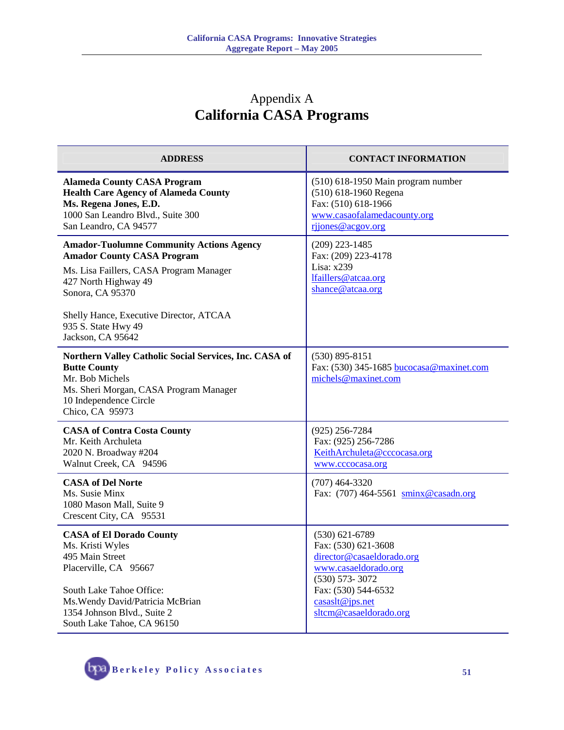# Appendix A
## California CASA Programs

| ADDRESS | CONTACT INFORMATION |
|---|---|
| **Alameda County CASA Program**<br>**Health Care Agency of Alameda County**<br>**Ms. Regena Jones, E.D.**<br>1000 San Leandro Blvd., Suite 300<br>San Leandro, CA 94577 | (510) 618-1950 Main program number<br>(510) 618-1960 Regena<br>Fax: (510) 618-1966<br>www.casaofalamedacounty.org<br>rjjones@acgov.org |
| **Amador-Tuolumne Community Actions Agency**<br>**Amador County CASA Program**<br>Ms. Lisa Faillers, CASA Program Manager<br>427 North Highway 49<br>Sonora, CA 95370<br><br>Shelly Hance, Executive Director, ATCAA<br>935 S. State Hwy 49<br>Jackson, CA 95642 | (209) 223-1485<br>Fax: (209) 223-4178<br>Lisa: x239<br>lfaillers@atcaa.org<br>shance@atcaa.org |
| **Northern Valley Catholic Social Services, Inc. CASA of Butte County**<br>Mr. Bob Michels<br>Ms. Sheri Morgan, CASA Program Manager<br>10 Independence Circle<br>Chico, CA 95973 | (530) 895-8151<br>Fax: (530) 345-1685 bucocasa@maxinet.com<br>michels@maxinet.com |
| **CASA of Contra Costa County**<br>Mr. Keith Archuleta<br>2020 N. Broadway #204<br>Walnut Creek, CA 94596 | (925) 256-7284<br>Fax: (925) 256-7286<br>KeithArchuleta@cccocasa.org<br>www.cccocasa.org |
| **CASA of Del Norte**<br>Ms. Susie Minx<br>1080 Mason Mall, Suite 9<br>Crescent City, CA 95531 | (707) 464-3320<br>Fax: (707) 464-5561 sminx@casadn.org |
| **CASA of El Dorado County**<br>Ms. Kristi Wyles<br>495 Main Street<br>Placerville, CA 95667<br><br>South Lake Tahoe Office:<br>Ms.Wendy David/Patricia McBrian<br>1354 Johnson Blvd., Suite 2<br>South Lake Tahoe, CA 96150 | (530) 621-6789<br>Fax: (530) 621-3608<br>director@casaeldorado.org<br>www.casaeldorado.org<br>(530) 573- 3072<br>Fax: (530) 544-6532<br>casaslt@jps.net<br>sltcm@casaeldorado.org |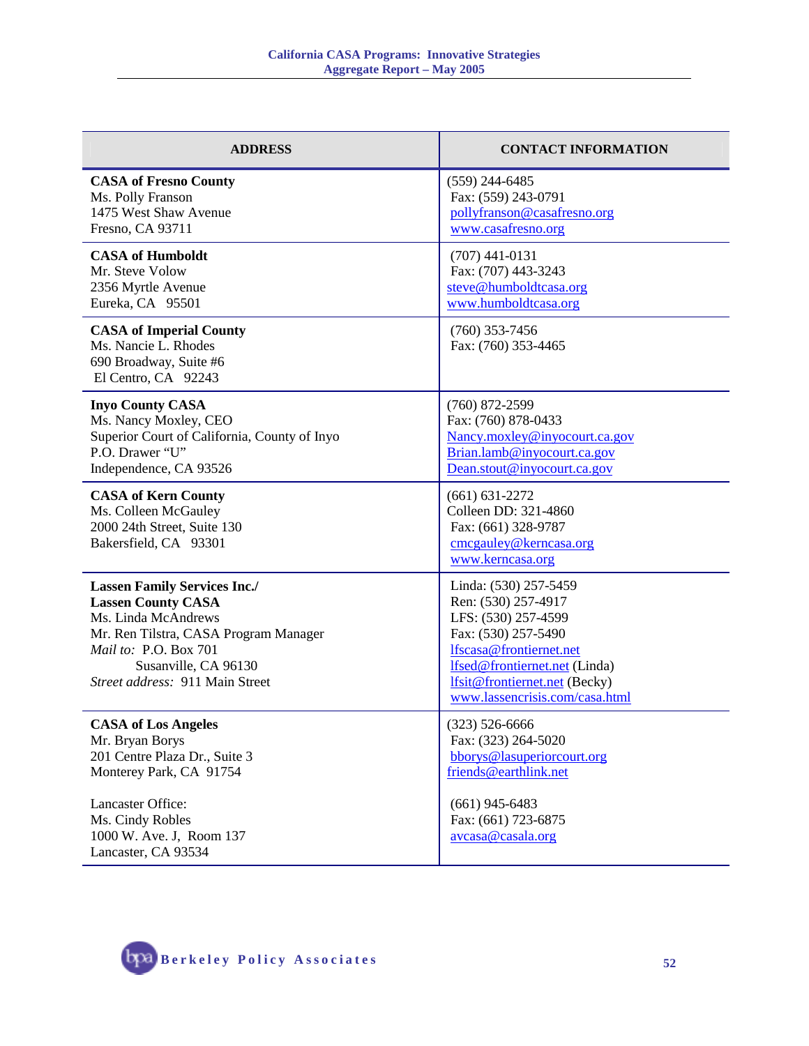| ADDRESS | CONTACT INFORMATION |
|---|---|
| **CASA of Fresno County**<br>Ms. Polly Franson<br>1475 West Shaw Avenue<br>Fresno, CA 93711 | (559) 244-6485<br>Fax: (559) 243-0791<br>pollyfranson@casafresno.org<br>www.casafresno.org |
| **CASA of Humboldt**<br>Mr. Steve Volow<br>2356 Myrtle Avenue<br>Eureka, CA 95501 | (707) 441-0131<br>Fax: (707) 443-3243<br>steve@humboldtcasa.org<br>www.humboldtcasa.org |
| **CASA of Imperial County**<br>Ms. Nancie L. Rhodes<br>690 Broadway, Suite #6<br>El Centro, CA 92243 | (760) 353-7456<br>Fax: (760) 353-4465 |
| **Inyo County CASA**<br>Ms. Nancy Moxley, CEO<br>Superior Court of California, County of Inyo<br>P.O. Drawer "U"<br>Independence, CA 93526 | (760) 872-2599<br>Fax: (760) 878-0433<br>Nancy.moxley@inyocourt.ca.gov<br>Brian.lamb@inyocourt.ca.gov<br>Dean.stout@inyocourt.ca.gov |
| **CASA of Kern County**<br>Ms. Colleen McGauley<br>2000 24th Street, Suite 130<br>Bakersfield, CA 93301 | (661) 631-2272<br>Colleen DD: 321-4860<br>Fax: (661) 328-9787<br>cmcgauley@kerncasa.org<br>www.kerncasa.org |
| **Lassen Family Services Inc./**<br>**Lassen County CASA**<br>Ms. Linda McAndrews<br>Mr. Ren Tilstra, CASA Program Manager<br>*Mail to:* P.O. Box 701<br>Susanville, CA 96130<br>*Street address:* 911 Main Street | Linda: (530) 257-5459<br>Ren: (530) 257-4917<br>LFS: (530) 257-4599<br>Fax: (530) 257-5490<br>lfscasa@frontiernet.net<br>lfsed@frontiernet.net (Linda)<br>lfsit@frontiernet.net (Becky)<br>www.lassencrisis.com/casa.html |
| **CASA of Los Angeles**<br>Mr. Bryan Borys<br>201 Centre Plaza Dr., Suite 3<br>Monterey Park, CA 91754<br><br>Lancaster Office:<br>Ms. Cindy Robles<br>1000 W. Ave. J, Room 137<br>Lancaster, CA 93534 | (323) 526-6666<br>Fax: (323) 264-5020<br>bborys@lasuperiorcourt.org<br>friends@earthlink.net<br><br>(661) 945-6483<br>Fax: (661) 723-6875<br>avcasa@casala.org |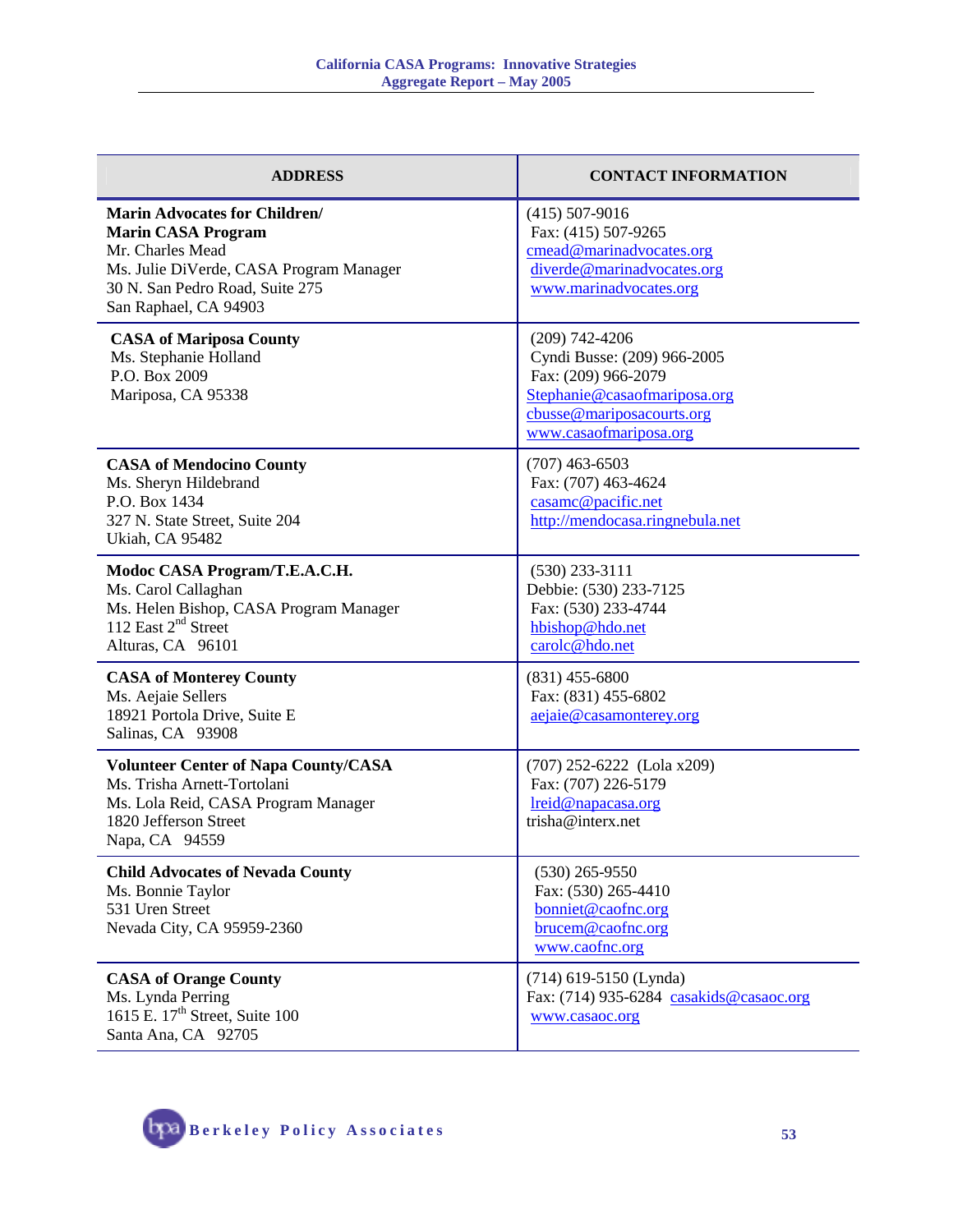| ADDRESS | CONTACT INFORMATION |
|---|---|
| **Marin Advocates for Children/ Marin CASA Program**<br>Mr. Charles Mead<br>Ms. Julie DiVerde, CASA Program Manager<br>30 N. San Pedro Road, Suite 275<br>San Raphael, CA 94903 | (415) 507-9016<br>Fax: (415) 507-9265<br>cmead@marinadvocates.org<br>diverde@marinadvocates.org<br>www.marinadvocates.org |
| **CASA of Mariposa County**<br>Ms. Stephanie Holland<br>P.O. Box 2009<br>Mariposa, CA 95338 | (209) 742-4206<br>Cyndi Busse: (209) 966-2005<br>Fax: (209) 966-2079<br>Stephanie@casaofmariposa.org<br>cbusse@mariposacourts.org<br>www.casaofmariposa.org |
| **CASA of Mendocino County**<br>Ms. Sheryn Hildebrand<br>P.O. Box 1434<br>327 N. State Street, Suite 204<br>Ukiah, CA 95482 | (707) 463-6503<br>Fax: (707) 463-4624<br>casamc@pacific.net<br>http://mendocasa.ringnebula.net |
| **Modoc CASA Program/T.E.A.C.H.**<br>Ms. Carol Callaghan<br>Ms. Helen Bishop, CASA Program Manager<br>112 East 2nd Street<br>Alturas, CA 96101 | (530) 233-3111<br>Debbie: (530) 233-7125<br>Fax: (530) 233-4744<br>hbishop@hdo.net<br>carolc@hdo.net |
| **CASA of Monterey County**<br>Ms. Aejaie Sellers<br>18921 Portola Drive, Suite E<br>Salinas, CA 93908 | (831) 455-6800<br>Fax: (831) 455-6802<br>aejaie@casamonterey.org |
| **Volunteer Center of Napa County/CASA**<br>Ms. Trisha Arnett-Tortolani<br>Ms. Lola Reid, CASA Program Manager<br>1820 Jefferson Street<br>Napa, CA 94559 | (707) 252-6222 (Lola x209)<br>Fax: (707) 226-5179<br>lreid@napacasa.org<br>trisha@interx.net |
| **Child Advocates of Nevada County**<br>Ms. Bonnie Taylor<br>531 Uren Street<br>Nevada City, CA 95959-2360 | (530) 265-9550<br>Fax: (530) 265-4410<br>bonniet@caofnc.org<br>brucem@caofnc.org<br>www.caofnc.org |
| **CASA of Orange County**<br>Ms. Lynda Perring<br>1615 E. 17th Street, Suite 100<br>Santa Ana, CA 92705 | (714) 619-5150 (Lynda)<br>Fax: (714) 935-6284 casakids@casaoc.org<br>www.casaoc.org |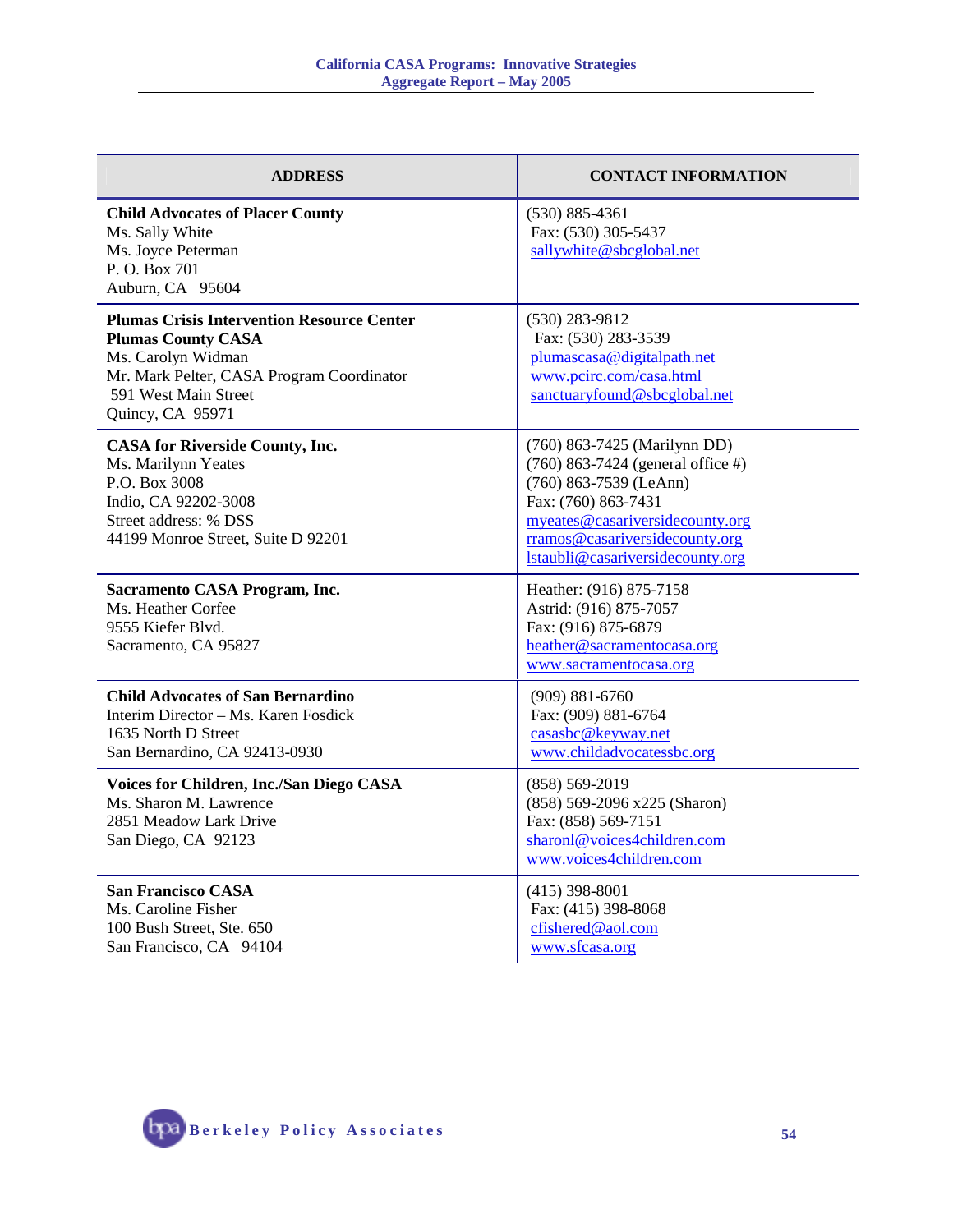| ADDRESS | CONTACT INFORMATION |
|---|---|
| **Child Advocates of Placer County**<br>Ms. Sally White<br>Ms. Joyce Peterman<br>P. O. Box 701<br>Auburn, CA 95604 | (530) 885-4361<br>Fax: (530) 305-5437<br>sallywhite@sbcglobal.net |
| **Plumas Crisis Intervention Resource Center**<br>**Plumas County CASA**<br>Ms. Carolyn Widman<br>Mr. Mark Pelter, CASA Program Coordinator<br>591 West Main Street<br>Quincy, CA 95971 | (530) 283-9812<br>Fax: (530) 283-3539<br>plumascasa@digitalpath.net<br>www.pcirc.com/casa.html<br>sanctuaryfound@sbcglobal.net |
| **CASA for Riverside County, Inc.**<br>Ms. Marilynn Yeates<br>P.O. Box 3008<br>Indio, CA 92202-3008<br>Street address: % DSS<br>44199 Monroe Street, Suite D 92201 | (760) 863-7425 (Marilynn DD)<br>(760) 863-7424 (general office #)<br>(760) 863-7539 (LeAnn)<br>Fax: (760) 863-7431<br>myeates@casariversidecounty.org<br>rramos@casariversidecounty.org<br>lstaubli@casariversidecounty.org |
| **Sacramento CASA Program, Inc.**<br>Ms. Heather Corfee<br>9555 Kiefer Blvd.<br>Sacramento, CA 95827 | Heather: (916) 875-7158<br>Astrid: (916) 875-7057<br>Fax: (916) 875-6879<br>heather@sacramentocasa.org<br>www.sacramentocasa.org |
| **Child Advocates of San Bernardino**<br>Interim Director – Ms. Karen Fosdick<br>1635 North D Street<br>San Bernardino, CA 92413-0930 | (909) 881-6760<br>Fax: (909) 881-6764<br>casasbc@keyway.net<br>www.childadvocatessbc.org |
| **Voices for Children, Inc./San Diego CASA**<br>Ms. Sharon M. Lawrence<br>2851 Meadow Lark Drive<br>San Diego, CA 92123 | (858) 569-2019<br>(858) 569-2096 x225 (Sharon)<br>Fax: (858) 569-7151<br>sharonl@voices4children.com<br>www.voices4children.com |
| **San Francisco CASA**<br>Ms. Caroline Fisher<br>100 Bush Street, Ste. 650<br>San Francisco, CA 94104 | (415) 398-8001<br>Fax: (415) 398-8068<br>cfishered@aol.com<br>www.sfcasa.org |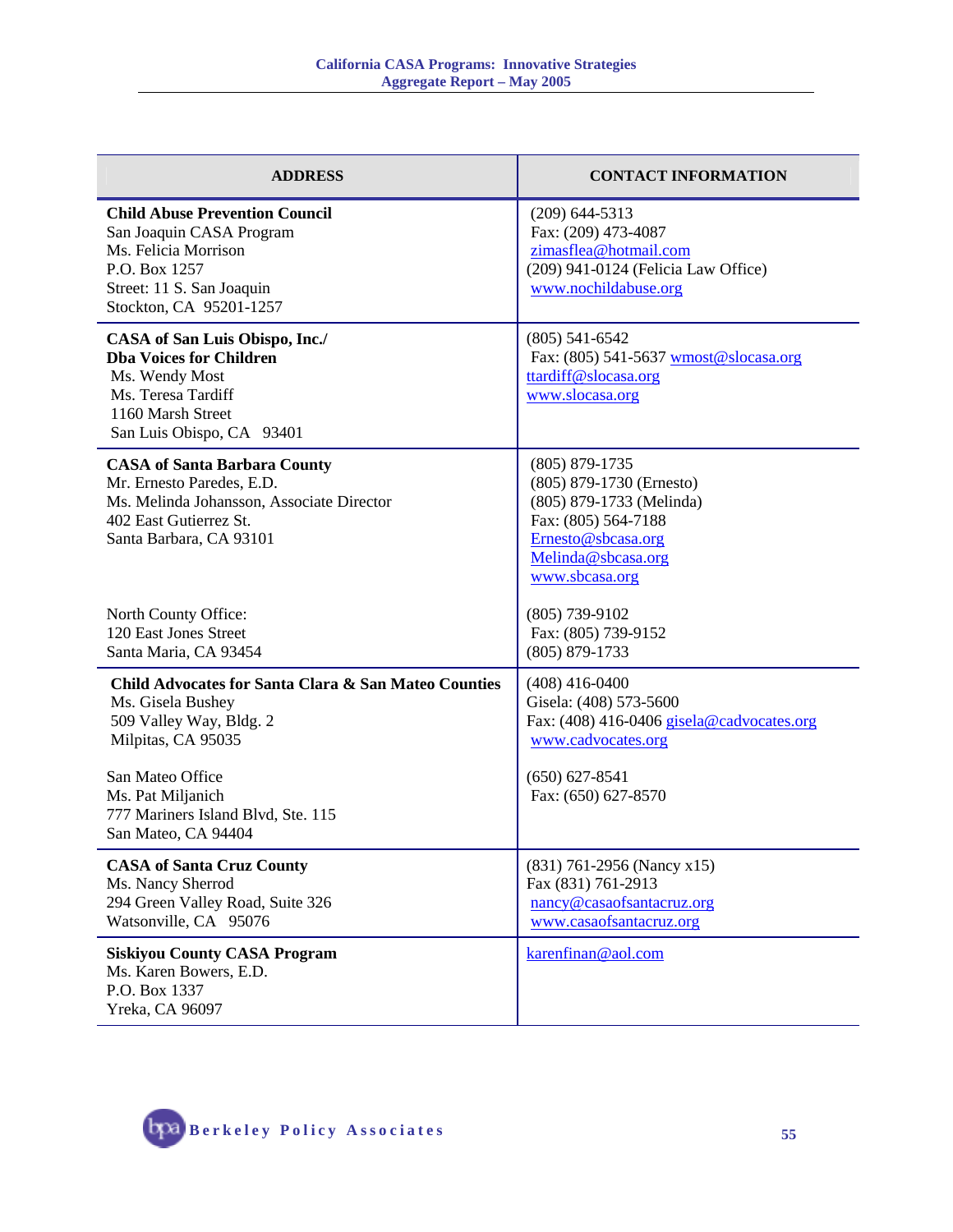| ADDRESS | CONTACT INFORMATION |
|---|---|
| **Child Abuse Prevention Council**<br>San Joaquin CASA Program<br>Ms. Felicia Morrison<br>P.O. Box 1257<br>Street: 11 S. San Joaquin<br>Stockton, CA 95201-1257 | (209) 644-5313<br>Fax: (209) 473-4087<br>zimasflea@hotmail.com<br>(209) 941-0124 (Felicia Law Office)<br>www.nochildabuse.org |
| **CASA of San Luis Obispo, Inc./**<br>**Dba Voices for Children**<br>Ms. Wendy Most<br>Ms. Teresa Tardiff<br>1160 Marsh Street<br>San Luis Obispo, CA 93401 | (805) 541-6542<br>Fax: (805) 541-5637 wmost@slocasa.org<br>ttardiff@slocasa.org<br>www.slocasa.org |
| **CASA of Santa Barbara County**<br>Mr. Ernesto Paredes, E.D.<br>Ms. Melinda Johansson, Associate Director<br>402 East Gutierrez St.<br>Santa Barbara, CA 93101<br><br>North County Office:<br>120 East Jones Street<br>Santa Maria, CA 93454 | (805) 879-1735<br>(805) 879-1730 (Ernesto)<br>(805) 879-1733 (Melinda)<br>Fax: (805) 564-7188<br>Ernesto@sbcasa.org<br>Melinda@sbcasa.org<br>www.sbcasa.org<br><br>(805) 739-9102<br>Fax: (805) 739-9152<br>(805) 879-1733 |
| **Child Advocates for Santa Clara & San Mateo Counties**<br>Ms. Gisela Bushey<br>509 Valley Way, Bldg. 2<br>Milpitas, CA 95035<br><br>San Mateo Office<br>Ms. Pat Miljanich<br>777 Mariners Island Blvd, Ste. 115<br>San Mateo, CA 94404 | (408) 416-0400<br>Gisela: (408) 573-5600<br>Fax: (408) 416-0406 gisela@cadvocates.org<br>www.cadvocates.org<br><br>(650) 627-8541<br>Fax: (650) 627-8570 |
| **CASA of Santa Cruz County**<br>Ms. Nancy Sherrod<br>294 Green Valley Road, Suite 326<br>Watsonville, CA 95076 | (831) 761-2956 (Nancy x15)<br>Fax (831) 761-2913<br>nancy@casaofsantacruz.org<br>www.casaofsantacruz.org |
| **Siskiyou County CASA Program**<br>Ms. Karen Bowers, E.D.<br>P.O. Box 1337<br>Yreka, CA 96097 | karenfinan@aol.com |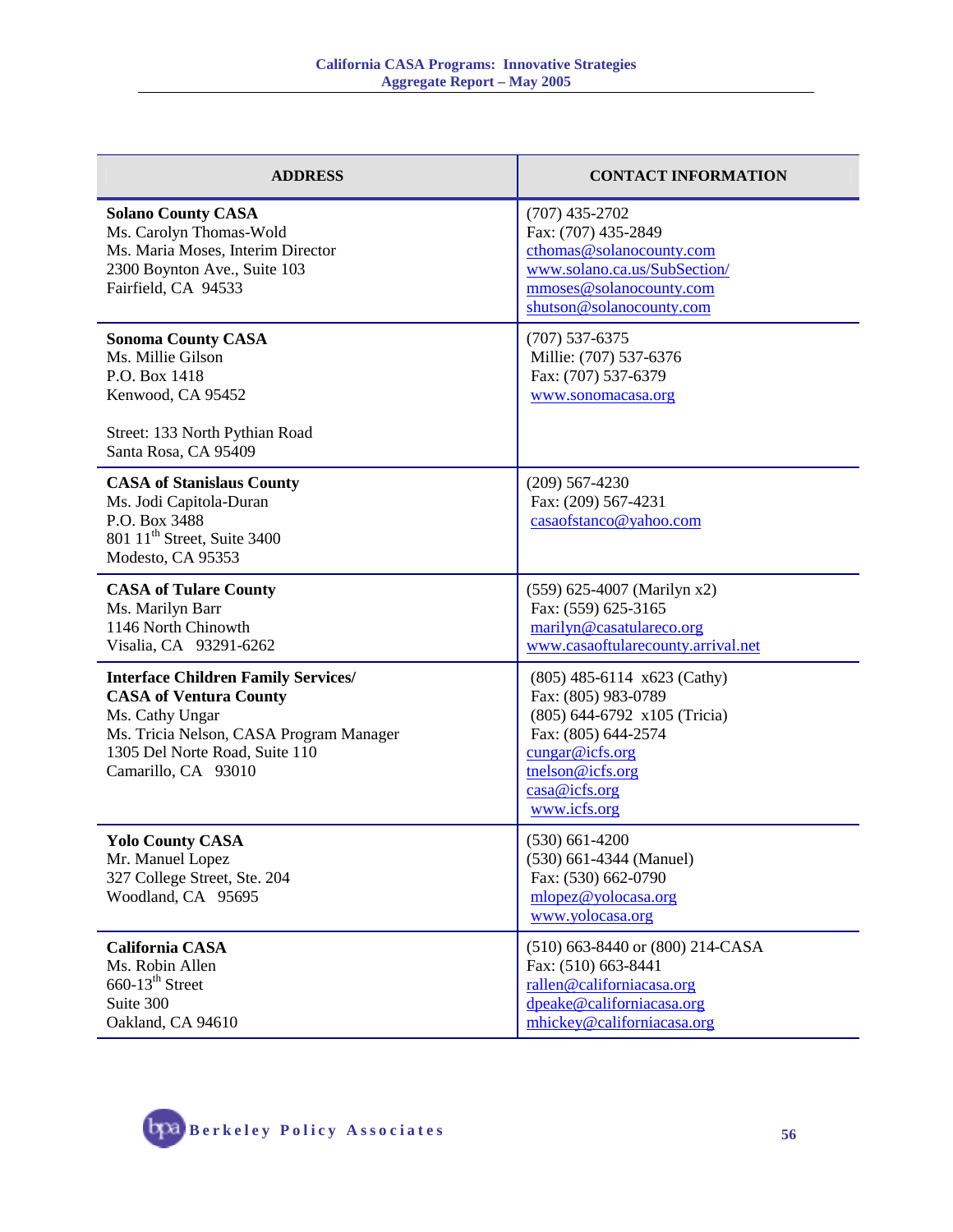| ADDRESS | CONTACT INFORMATION |
|---|---|
| **Solano County CASA**<br>Ms. Carolyn Thomas-Wold<br>Ms. Maria Moses, Interim Director<br>2300 Boynton Ave., Suite 103<br>Fairfield, CA 94533 | (707) 435-2702<br>Fax: (707) 435-2849<br>cthomas@solanocounty.com<br>www.solano.ca.us/SubSection/<br>mmoses@solanocounty.com<br>shutson@solanocounty.com |
| **Sonoma County CASA**<br>Ms. Millie Gilson<br>P.O. Box 1418<br>Kenwood, CA 95452<br><br>Street: 133 North Pythian Road<br>Santa Rosa, CA 95409 | (707) 537-6375<br>Millie: (707) 537-6376<br>Fax: (707) 537-6379<br>www.sonomacasa.org |
| **CASA of Stanislaus County**<br>Ms. Jodi Capitola-Duran<br>P.O. Box 3488<br>801 11th Street, Suite 3400<br>Modesto, CA 95353 | (209) 567-4230<br>Fax: (209) 567-4231<br>casaofstanco@yahoo.com |
| **CASA of Tulare County**<br>Ms. Marilyn Barr<br>1146 North Chinowth<br>Visalia, CA 93291-6262 | (559) 625-4007 (Marilyn x2)<br>Fax: (559) 625-3165<br>marilyn@casatulareco.org<br>www.casaoftularecounty.arrival.net |
| **Interface Children Family Services/**<br>**CASA of Ventura County**<br>Ms. Cathy Ungar<br>Ms. Tricia Nelson, CASA Program Manager<br>1305 Del Norte Road, Suite 110<br>Camarillo, CA 93010 | (805) 485-6114 x623 (Cathy)<br>Fax: (805) 983-0789<br>(805) 644-6792 x105 (Tricia)<br>Fax: (805) 644-2574<br>cungar@icfs.org<br>tnelson@icfs.org<br>casa@icfs.org<br>www.icfs.org |
| **Yolo County CASA**<br>Mr. Manuel Lopez<br>327 College Street, Ste. 204<br>Woodland, CA 95695 | (530) 661-4200<br>(530) 661-4344 (Manuel)<br>Fax: (530) 662-0790<br>mlopez@yolocasa.org<br>www.yolocasa.org |
| **California CASA**<br>Ms. Robin Allen<br>660-13th Street<br>Suite 300<br>Oakland, CA 94610 | (510) 663-8440 or (800) 214-CASA<br>Fax: (510) 663-8441<br>rallen@californiacasa.org<br>dpeake@californiacasa.org<br>mhickey@californiacasa.org |